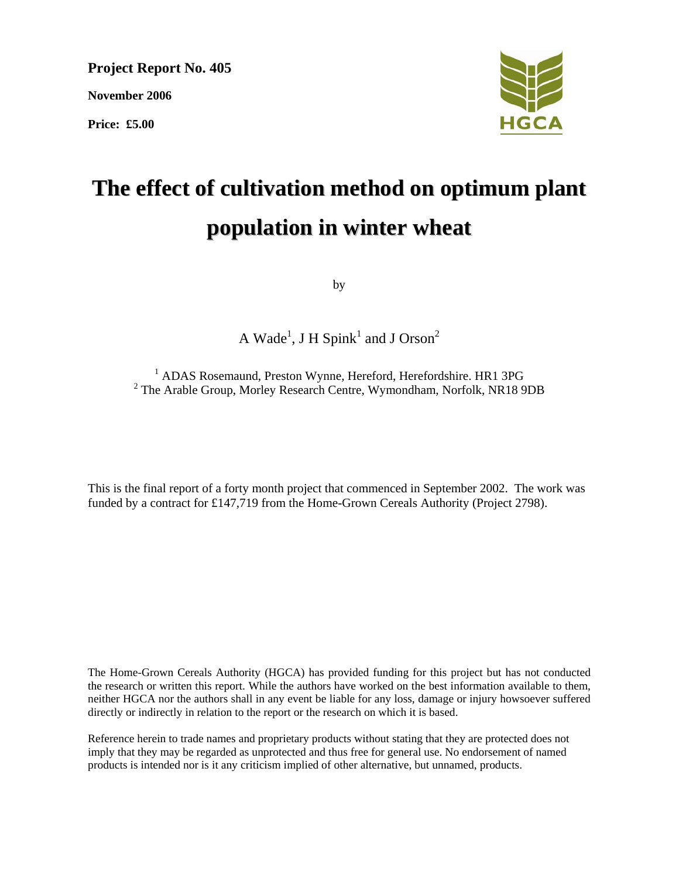**Project Report No. 405**

**November 2006**

**Price: £5.00**

# The effect of cultivation method on optimum plant population in winter wheat

by

A Wade[1], J H Spink[1] and J Orson[2]

[1] ADAS Rosemaund, Preston Wynne, Hereford, Herefordshire. HR1 3PG
[2] The Arable Group, Morley Research Centre, Wymondham, Norfolk, NR18 9DB

This is the final report of a forty month project that commenced in September 2002. The work was funded by a contract for £147,719 from the Home-Grown Cereals Authority (Project 2798).

The Home-Grown Cereals Authority (HGCA) has provided funding for this project but has not conducted the research or written this report. While the authors have worked on the best information available to them, neither HGCA nor the authors shall in any event be liable for any loss, damage or injury howsoever suffered directly or indirectly in relation to the report or the research on which it is based.

Reference herein to trade names and proprietary products without stating that they are protected does not imply that they may be regarded as unprotected and thus free for general use. No endorsement of named products is intended nor is it any criticism implied of other alternative, but unnamed, products.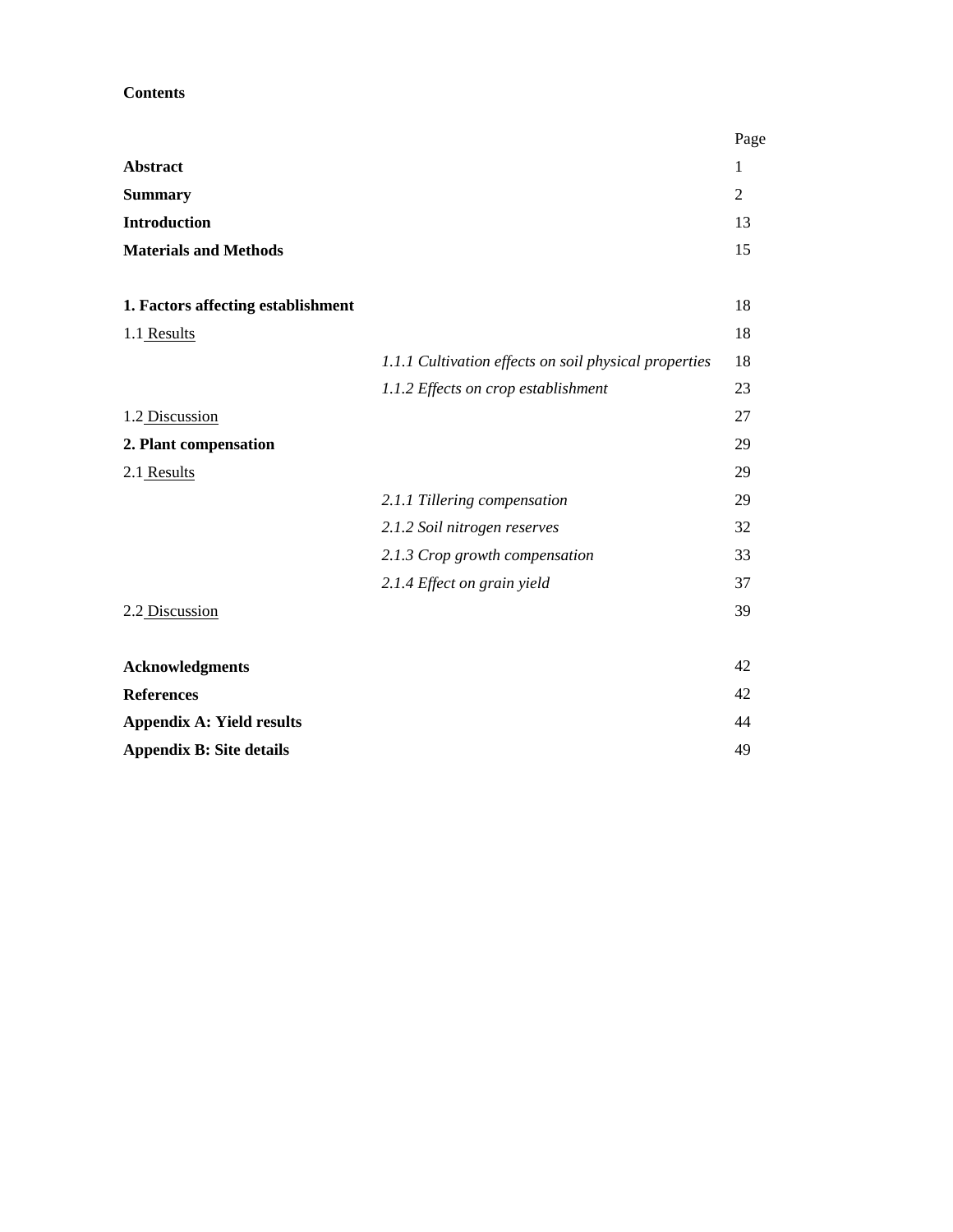**Contents**

| | | Page |
|---|---|---|
| **Abstract** | | 1 |
| **Summary** | | 2 |
| **Introduction** | | 13 |
| **Materials and Methods** | | 15 |
| | | |
| **1. Factors affecting establishment** | | 18 |
| 1.1 Results | | 18 |
| | *1.1.1 Cultivation effects on soil physical properties* | 18 |
| | *1.1.2 Effects on crop establishment* | 23 |
| 1.2 Discussion | | 27 |
| **2. Plant compensation** | | 29 |
| 2.1 Results | | 29 |
| | *2.1.1 Tillering compensation* | 29 |
| | *2.1.2 Soil nitrogen reserves* | 32 |
| | *2.1.3 Crop growth compensation* | 33 |
| | *2.1.4 Effect on grain yield* | 37 |
| 2.2 Discussion | | 39 |
| | | |
| **Acknowledgments** | | 42 |
| **References** | | 42 |
| **Appendix A: Yield results** | | 44 |
| **Appendix B: Site details** | | 49 |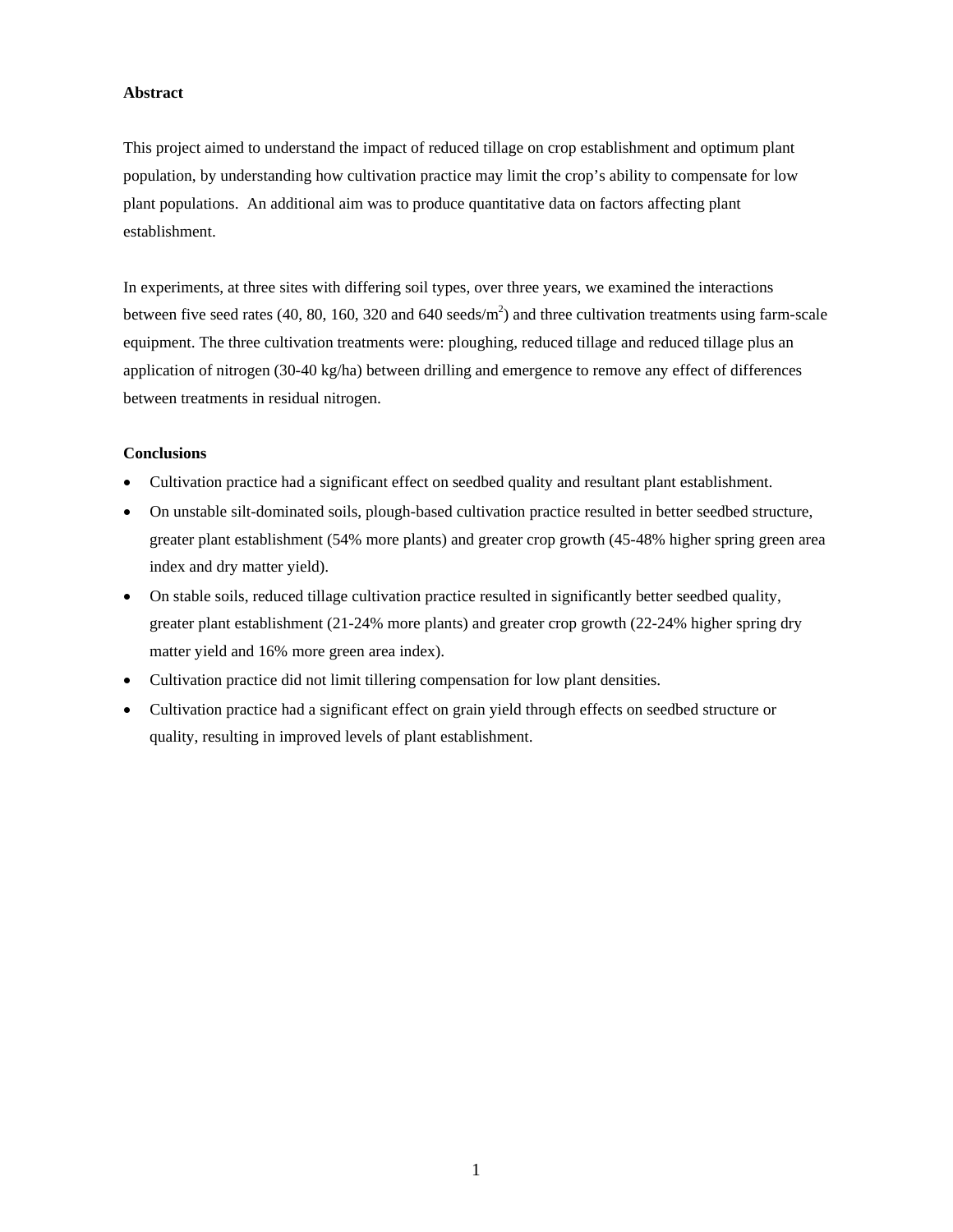**Abstract**

This project aimed to understand the impact of reduced tillage on crop establishment and optimum plant population, by understanding how cultivation practice may limit the crop's ability to compensate for low plant populations. An additional aim was to produce quantitative data on factors affecting plant establishment.

In experiments, at three sites with differing soil types, over three years, we examined the interactions between five seed rates (40, 80, 160, 320 and 640 seeds/$m^2$) and three cultivation treatments using farm-scale equipment. The three cultivation treatments were: ploughing, reduced tillage and reduced tillage plus an application of nitrogen (30-40 kg/ha) between drilling and emergence to remove any effect of differences between treatments in residual nitrogen.

**Conclusions**

- Cultivation practice had a significant effect on seedbed quality and resultant plant establishment.
- On unstable silt-dominated soils, plough-based cultivation practice resulted in better seedbed structure, greater plant establishment (54% more plants) and greater crop growth (45-48% higher spring green area index and dry matter yield).
- On stable soils, reduced tillage cultivation practice resulted in significantly better seedbed quality, greater plant establishment (21-24% more plants) and greater crop growth (22-24% higher spring dry matter yield and 16% more green area index).
- Cultivation practice did not limit tillering compensation for low plant densities.
- Cultivation practice had a significant effect on grain yield through effects on seedbed structure or quality, resulting in improved levels of plant establishment.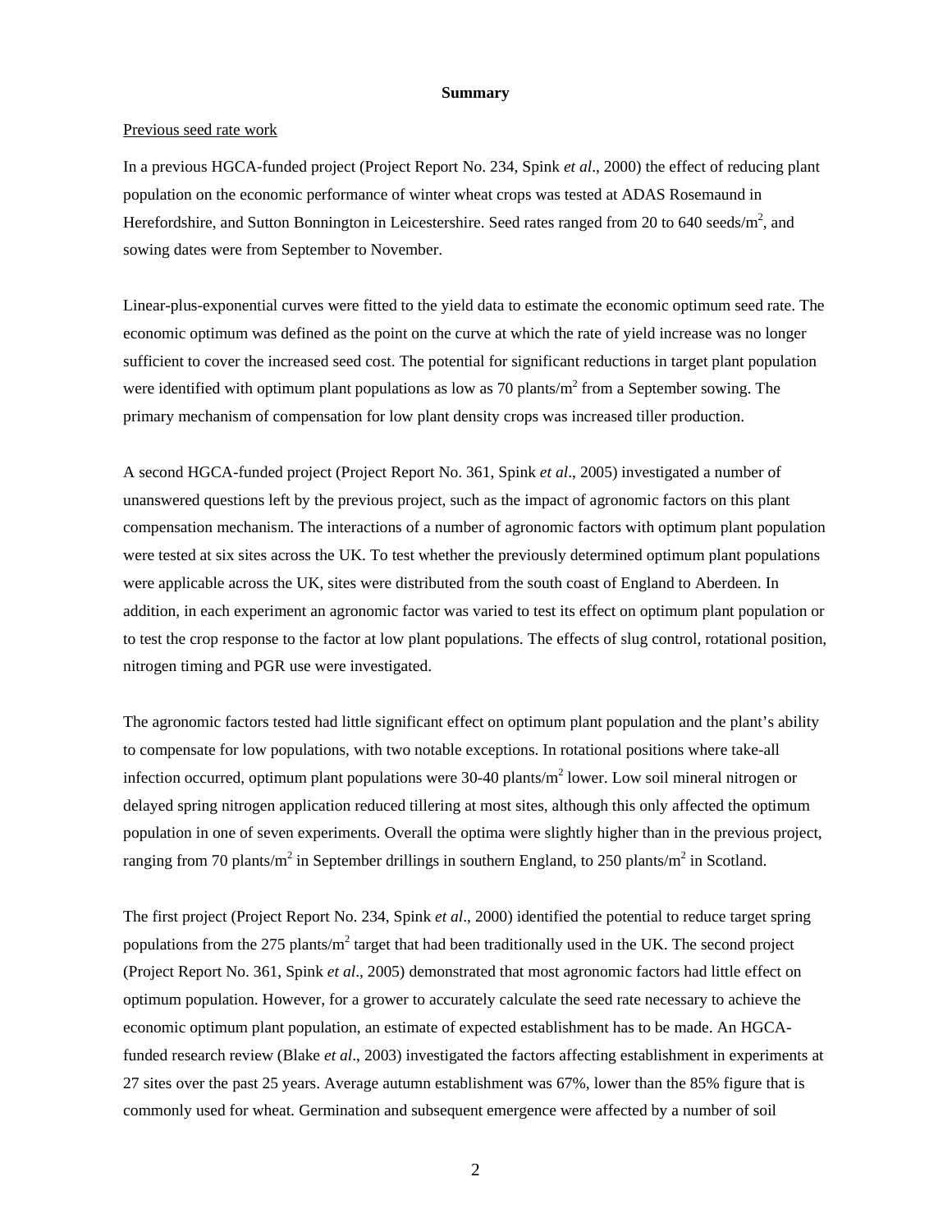**Summary**

Previous seed rate work

In a previous HGCA-funded project (Project Report No. 234, Spink *et al*., 2000) the effect of reducing plant population on the economic performance of winter wheat crops was tested at ADAS Rosemaund in Herefordshire, and Sutton Bonnington in Leicestershire. Seed rates ranged from 20 to 640 seeds/m$^2$, and sowing dates were from September to November.

Linear-plus-exponential curves were fitted to the yield data to estimate the economic optimum seed rate. The economic optimum was defined as the point on the curve at which the rate of yield increase was no longer sufficient to cover the increased seed cost. The potential for significant reductions in target plant population were identified with optimum plant populations as low as 70 plants/m$^2$ from a September sowing. The primary mechanism of compensation for low plant density crops was increased tiller production.

A second HGCA-funded project (Project Report No. 361, Spink *et al*., 2005) investigated a number of unanswered questions left by the previous project, such as the impact of agronomic factors on this plant compensation mechanism. The interactions of a number of agronomic factors with optimum plant population were tested at six sites across the UK. To test whether the previously determined optimum plant populations were applicable across the UK, sites were distributed from the south coast of England to Aberdeen. In addition, in each experiment an agronomic factor was varied to test its effect on optimum plant population or to test the crop response to the factor at low plant populations. The effects of slug control, rotational position, nitrogen timing and PGR use were investigated.

The agronomic factors tested had little significant effect on optimum plant population and the plant's ability to compensate for low populations, with two notable exceptions. In rotational positions where take-all infection occurred, optimum plant populations were 30-40 plants/m$^2$ lower. Low soil mineral nitrogen or delayed spring nitrogen application reduced tillering at most sites, although this only affected the optimum population in one of seven experiments. Overall the optima were slightly higher than in the previous project, ranging from 70 plants/m$^2$ in September drillings in southern England, to 250 plants/m$^2$ in Scotland.

The first project (Project Report No. 234, Spink *et al*., 2000) identified the potential to reduce target spring populations from the 275 plants/m$^2$ target that had been traditionally used in the UK. The second project (Project Report No. 361, Spink *et al*., 2005) demonstrated that most agronomic factors had little effect on optimum population. However, for a grower to accurately calculate the seed rate necessary to achieve the economic optimum plant population, an estimate of expected establishment has to be made. An HGCA-funded research review (Blake *et al*., 2003) investigated the factors affecting establishment in experiments at 27 sites over the past 25 years. Average autumn establishment was 67%, lower than the 85% figure that is commonly used for wheat. Germination and subsequent emergence were affected by a number of soil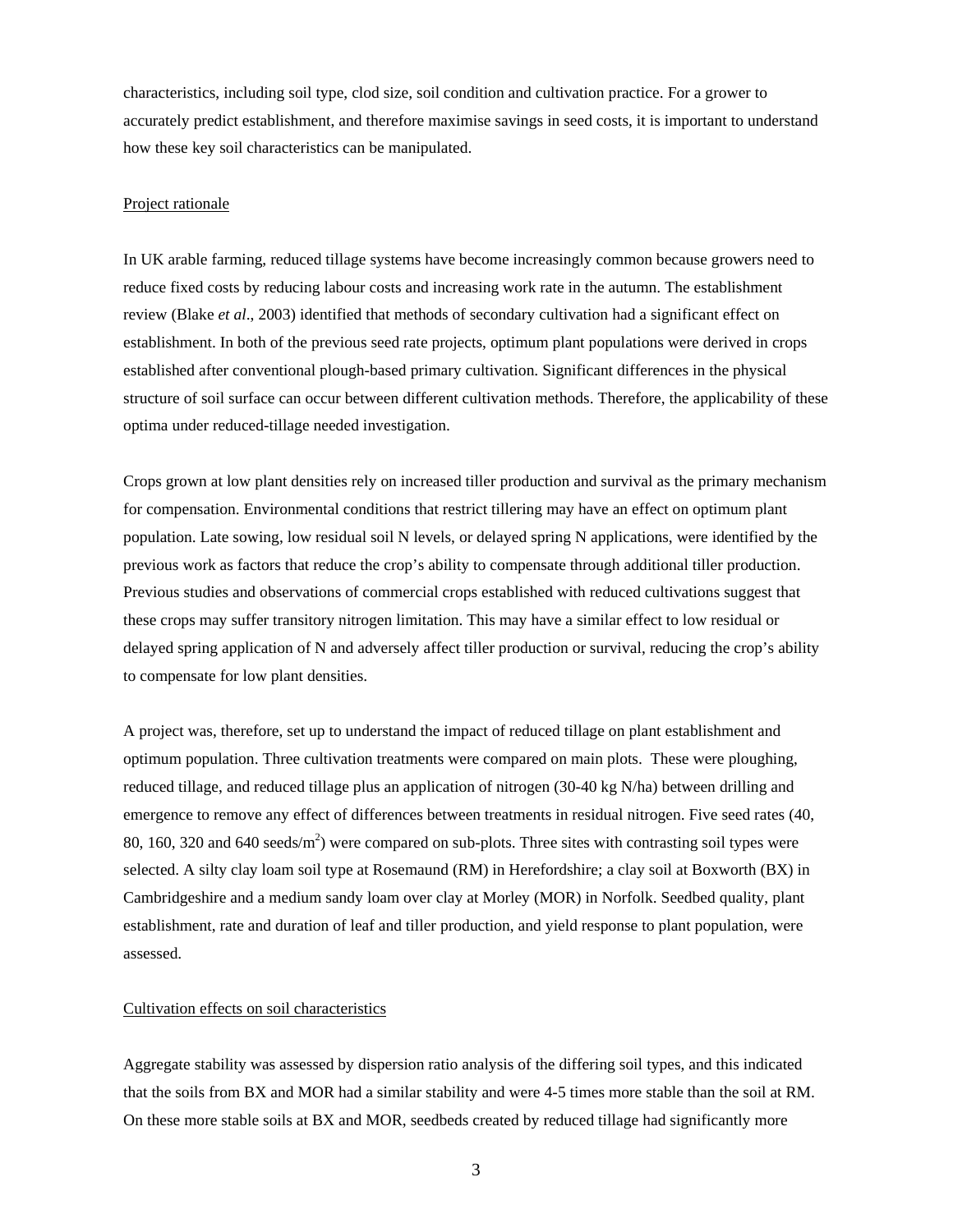characteristics, including soil type, clod size, soil condition and cultivation practice. For a grower to accurately predict establishment, and therefore maximise savings in seed costs, it is important to understand how these key soil characteristics can be manipulated.

## Project rationale

In UK arable farming, reduced tillage systems have become increasingly common because growers need to reduce fixed costs by reducing labour costs and increasing work rate in the autumn. The establishment review (Blake *et al*., 2003) identified that methods of secondary cultivation had a significant effect on establishment. In both of the previous seed rate projects, optimum plant populations were derived in crops established after conventional plough-based primary cultivation. Significant differences in the physical structure of soil surface can occur between different cultivation methods. Therefore, the applicability of these optima under reduced-tillage needed investigation.

Crops grown at low plant densities rely on increased tiller production and survival as the primary mechanism for compensation. Environmental conditions that restrict tillering may have an effect on optimum plant population. Late sowing, low residual soil N levels, or delayed spring N applications, were identified by the previous work as factors that reduce the crop's ability to compensate through additional tiller production. Previous studies and observations of commercial crops established with reduced cultivations suggest that these crops may suffer transitory nitrogen limitation. This may have a similar effect to low residual or delayed spring application of N and adversely affect tiller production or survival, reducing the crop's ability to compensate for low plant densities.

A project was, therefore, set up to understand the impact of reduced tillage on plant establishment and optimum population. Three cultivation treatments were compared on main plots. These were ploughing, reduced tillage, and reduced tillage plus an application of nitrogen (30-40 kg N/ha) between drilling and emergence to remove any effect of differences between treatments in residual nitrogen. Five seed rates (40, 80, 160, 320 and 640 seeds/m$^2$) were compared on sub-plots. Three sites with contrasting soil types were selected. A silty clay loam soil type at Rosemaund (RM) in Herefordshire; a clay soil at Boxworth (BX) in Cambridgeshire and a medium sandy loam over clay at Morley (MOR) in Norfolk. Seedbed quality, plant establishment, rate and duration of leaf and tiller production, and yield response to plant population, were assessed.

## Cultivation effects on soil characteristics

Aggregate stability was assessed by dispersion ratio analysis of the differing soil types, and this indicated that the soils from BX and MOR had a similar stability and were 4-5 times more stable than the soil at RM. On these more stable soils at BX and MOR, seedbeds created by reduced tillage had significantly more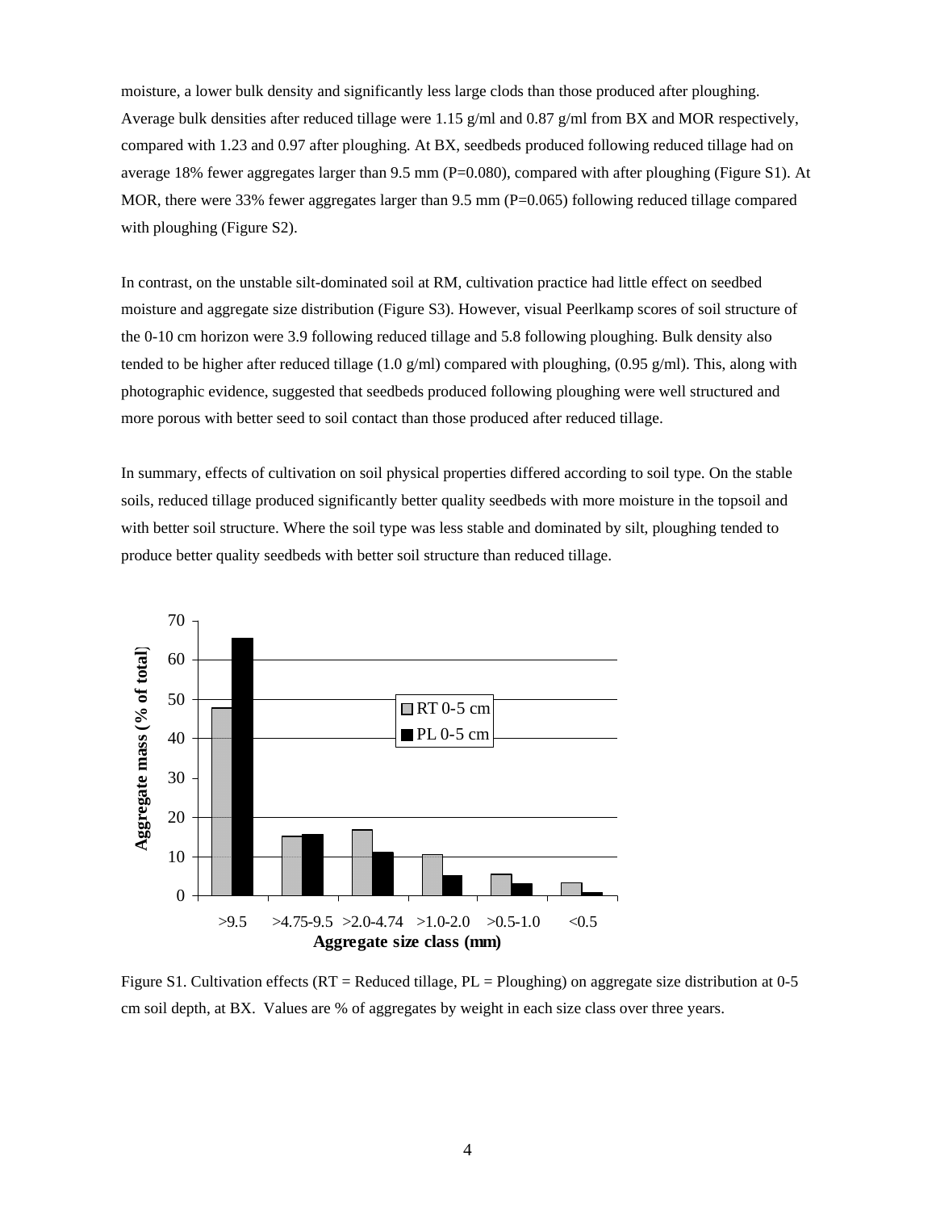moisture, a lower bulk density and significantly less large clods than those produced after ploughing. Average bulk densities after reduced tillage were 1.15 g/ml and 0.87 g/ml from BX and MOR respectively, compared with 1.23 and 0.97 after ploughing. At BX, seedbeds produced following reduced tillage had on average 18% fewer aggregates larger than 9.5 mm (P=0.080), compared with after ploughing (Figure S1). At MOR, there were 33% fewer aggregates larger than 9.5 mm (P=0.065) following reduced tillage compared with ploughing (Figure S2).

In contrast, on the unstable silt-dominated soil at RM, cultivation practice had little effect on seedbed moisture and aggregate size distribution (Figure S3). However, visual Peerlkamp scores of soil structure of the 0-10 cm horizon were 3.9 following reduced tillage and 5.8 following ploughing. Bulk density also tended to be higher after reduced tillage (1.0 g/ml) compared with ploughing, (0.95 g/ml). This, along with photographic evidence, suggested that seedbeds produced following ploughing were well structured and more porous with better seed to soil contact than those produced after reduced tillage.

In summary, effects of cultivation on soil physical properties differed according to soil type. On the stable soils, reduced tillage produced significantly better quality seedbeds with more moisture in the topsoil and with better soil structure. Where the soil type was less stable and dominated by silt, ploughing tended to produce better quality seedbeds with better soil structure than reduced tillage.

Figure S1. Cultivation effects (RT = Reduced tillage, PL = Ploughing) on aggregate size distribution at 0-5 cm soil depth, at BX. Values are % of aggregates by weight in each size class over three years.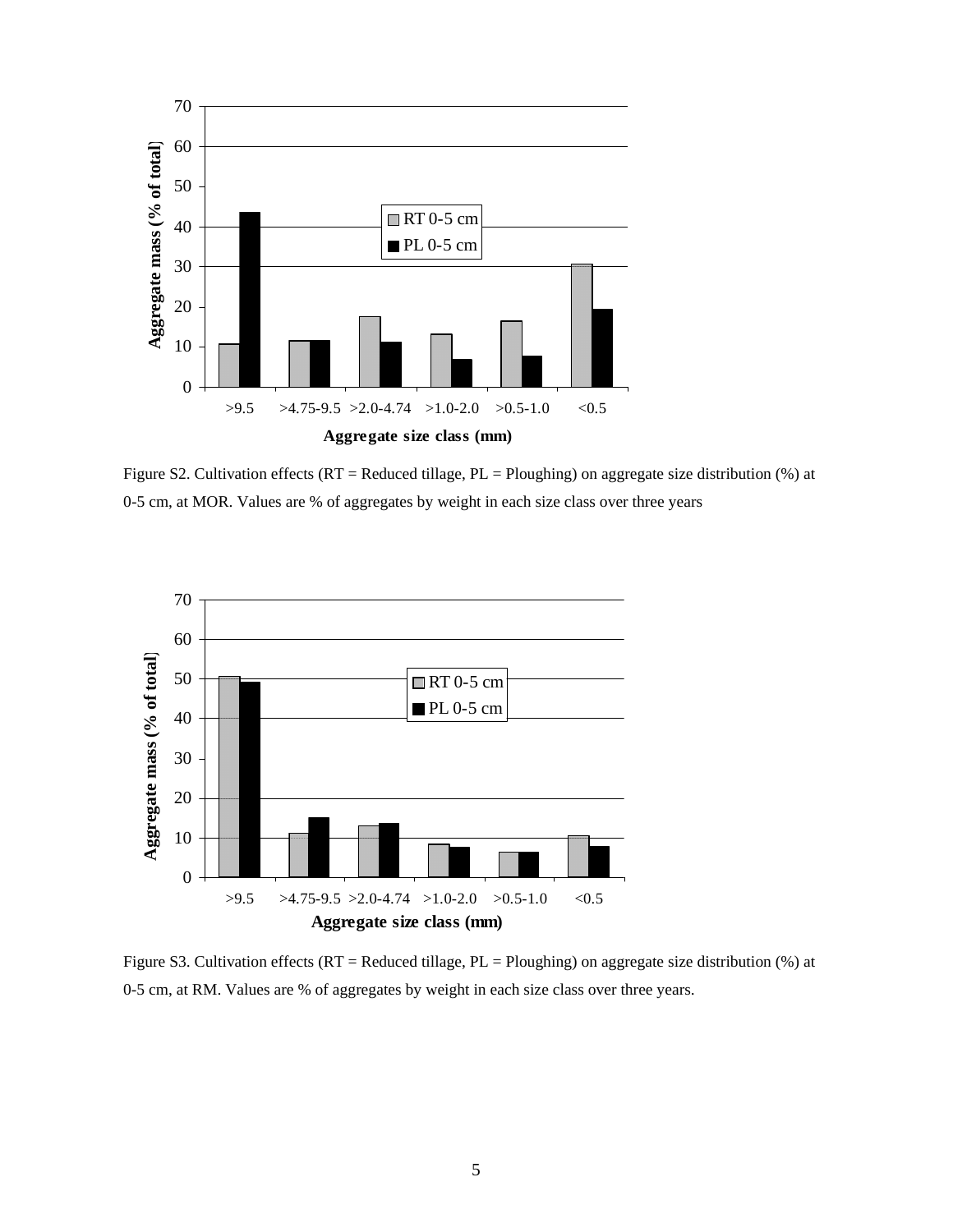Figure S2. Cultivation effects (RT = Reduced tillage, PL = Ploughing) on aggregate size distribution (%) at 0-5 cm, at MOR. Values are % of aggregates by weight in each size class over three years

Figure S3. Cultivation effects (RT = Reduced tillage, PL = Ploughing) on aggregate size distribution (%) at 0-5 cm, at RM. Values are % of aggregates by weight in each size class over three years.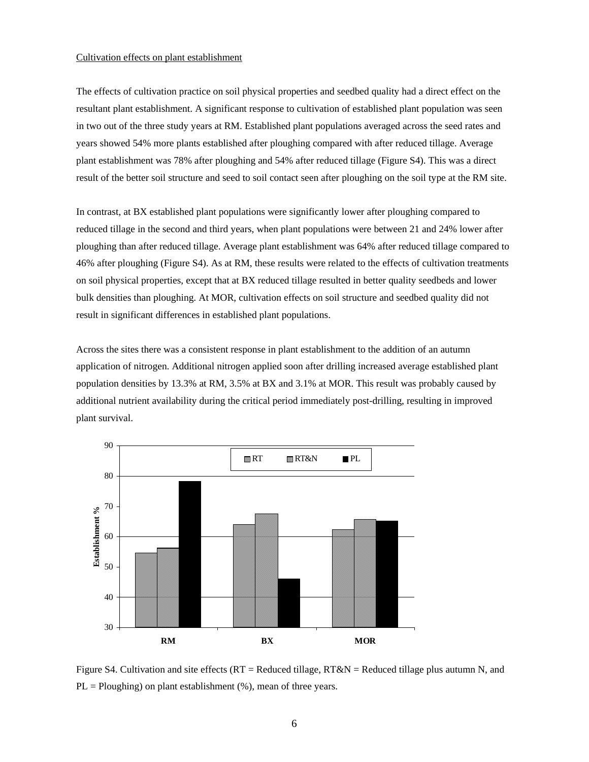Cultivation effects on plant establishment

The effects of cultivation practice on soil physical properties and seedbed quality had a direct effect on the resultant plant establishment. A significant response to cultivation of established plant population was seen in two out of the three study years at RM. Established plant populations averaged across the seed rates and years showed 54% more plants established after ploughing compared with after reduced tillage. Average plant establishment was 78% after ploughing and 54% after reduced tillage (Figure S4). This was a direct result of the better soil structure and seed to soil contact seen after ploughing on the soil type at the RM site.

In contrast, at BX established plant populations were significantly lower after ploughing compared to reduced tillage in the second and third years, when plant populations were between 21 and 24% lower after ploughing than after reduced tillage. Average plant establishment was 64% after reduced tillage compared to 46% after ploughing (Figure S4). As at RM, these results were related to the effects of cultivation treatments on soil physical properties, except that at BX reduced tillage resulted in better quality seedbeds and lower bulk densities than ploughing. At MOR, cultivation effects on soil structure and seedbed quality did not result in significant differences in established plant populations.

Across the sites there was a consistent response in plant establishment to the addition of an autumn application of nitrogen. Additional nitrogen applied soon after drilling increased average established plant population densities by 13.3% at RM, 3.5% at BX and 3.1% at MOR. This result was probably caused by additional nutrient availability during the critical period immediately post-drilling, resulting in improved plant survival.

Figure S4. Cultivation and site effects (RT = Reduced tillage, RT&N = Reduced tillage plus autumn N, and PL = Ploughing) on plant establishment (%), mean of three years.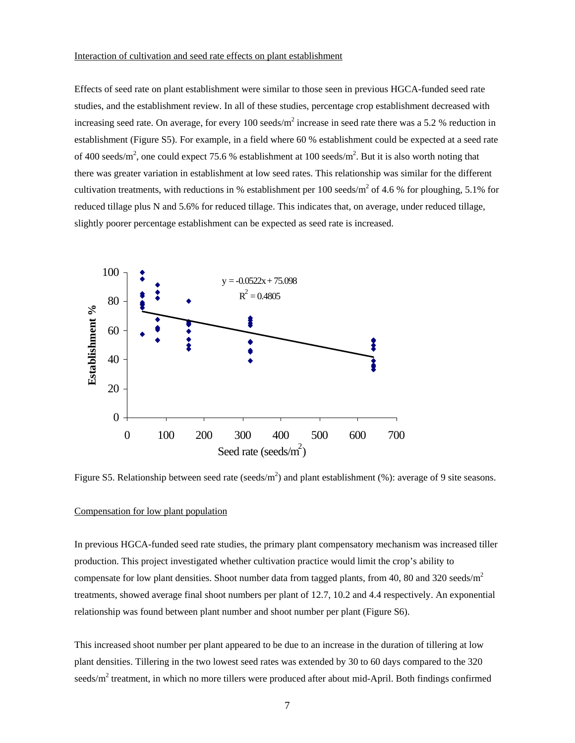Interaction of cultivation and seed rate effects on plant establishment

Effects of seed rate on plant establishment were similar to those seen in previous HGCA-funded seed rate studies, and the establishment review. In all of these studies, percentage crop establishment decreased with increasing seed rate. On average, for every 100 seeds/$m^2$ increase in seed rate there was a 5.2 % reduction in establishment (Figure S5). For example, in a field where 60 % establishment could be expected at a seed rate of 400 seeds/$m^2$, one could expect 75.6 % establishment at 100 seeds/$m^2$. But it is also worth noting that there was greater variation in establishment at low seed rates. This relationship was similar for the different cultivation treatments, with reductions in % establishment per 100 seeds/$m^2$ of 4.6 % for ploughing, 5.1% for reduced tillage plus N and 5.6% for reduced tillage. This indicates that, on average, under reduced tillage, slightly poorer percentage establishment can be expected as seed rate is increased.

$$y = -0.0522x + 75.098$$
$$R^2 = 0.4805$$

Figure S5. Relationship between seed rate (seeds/$m^2$) and plant establishment (%): average of 9 site seasons.

Compensation for low plant population

In previous HGCA-funded seed rate studies, the primary plant compensatory mechanism was increased tiller production. This project investigated whether cultivation practice would limit the crop's ability to compensate for low plant densities. Shoot number data from tagged plants, from 40, 80 and 320 seeds/$m^2$ treatments, showed average final shoot numbers per plant of 12.7, 10.2 and 4.4 respectively. An exponential relationship was found between plant number and shoot number per plant (Figure S6).

This increased shoot number per plant appeared to be due to an increase in the duration of tillering at low plant densities. Tillering in the two lowest seed rates was extended by 30 to 60 days compared to the 320 seeds/$m^2$ treatment, in which no more tillers were produced after about mid-April. Both findings confirmed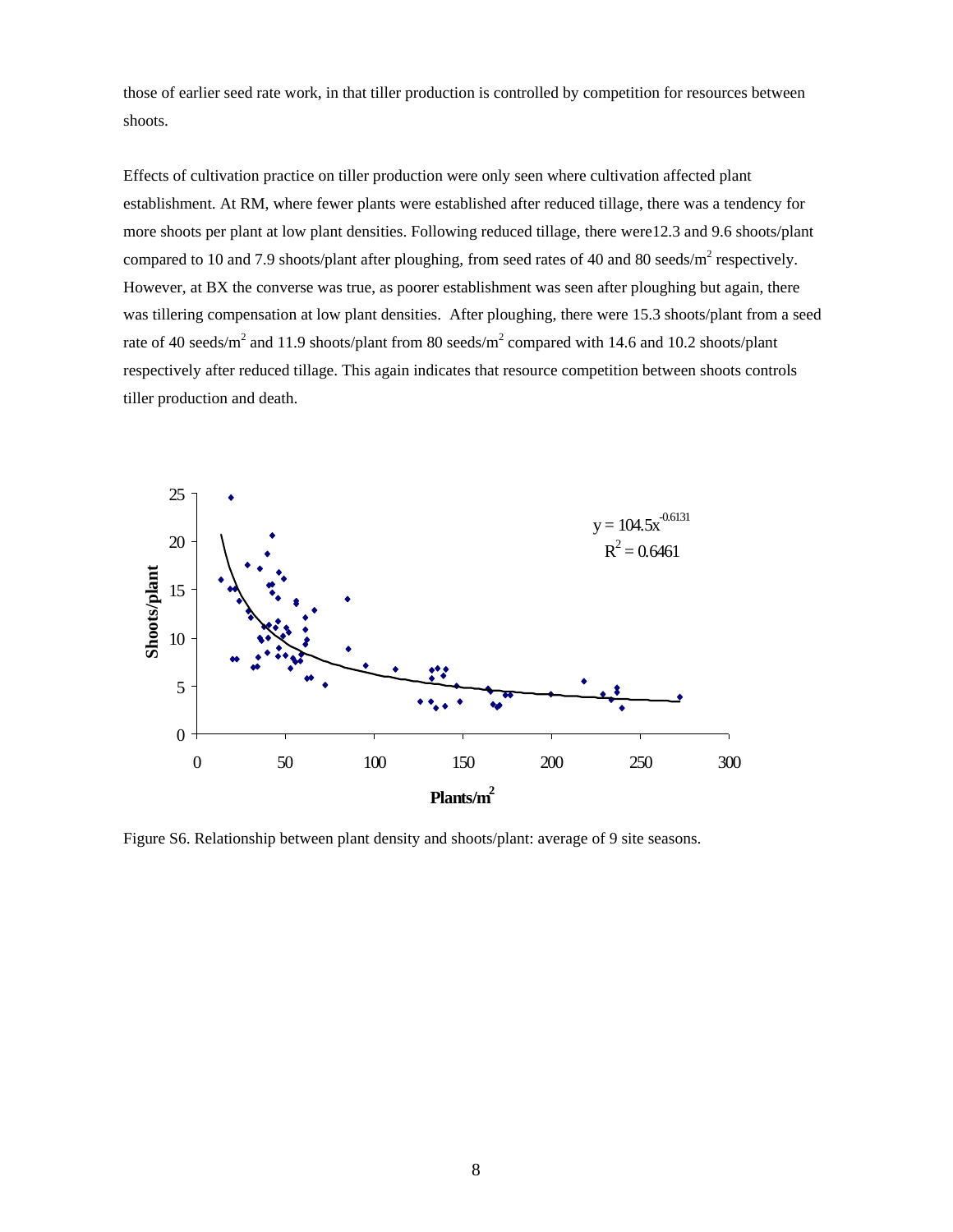those of earlier seed rate work, in that tiller production is controlled by competition for resources between shoots.

Effects of cultivation practice on tiller production were only seen where cultivation affected plant establishment. At RM, where fewer plants were established after reduced tillage, there was a tendency for more shoots per plant at low plant densities. Following reduced tillage, there were12.3 and 9.6 shoots/plant compared to 10 and 7.9 shoots/plant after ploughing, from seed rates of 40 and 80 seeds/m$^2$ respectively. However, at BX the converse was true, as poorer establishment was seen after ploughing but again, there was tillering compensation at low plant densities. After ploughing, there were 15.3 shoots/plant from a seed rate of 40 seeds/m$^2$ and 11.9 shoots/plant from 80 seeds/m$^2$ compared with 14.6 and 10.2 shoots/plant respectively after reduced tillage. This again indicates that resource competition between shoots controls tiller production and death.

$y = 104.5x^{-0.6131}$

$R^2 = 0.6461$

Figure S6. Relationship between plant density and shoots/plant: average of 9 site seasons.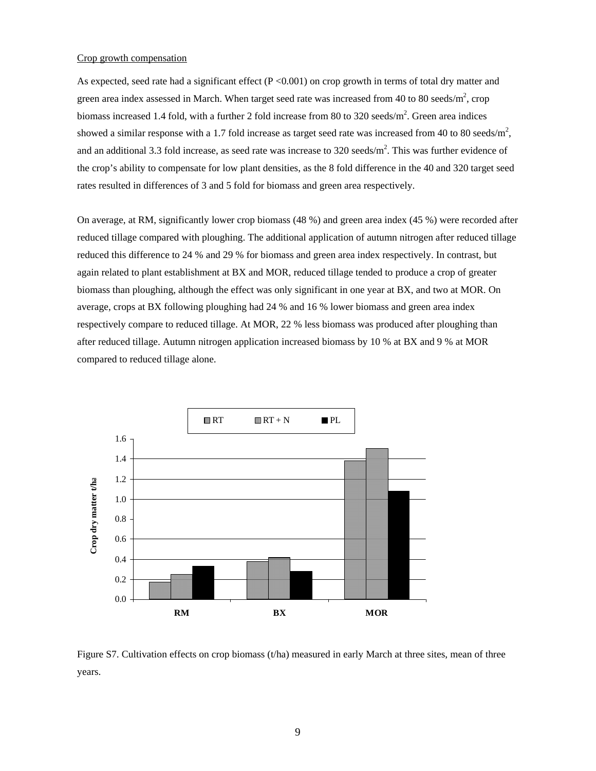Crop growth compensation

As expected, seed rate had a significant effect ($P < 0.001$) on crop growth in terms of total dry matter and green area index assessed in March. When target seed rate was increased from 40 to 80 seeds/$m^2$, crop biomass increased 1.4 fold, with a further 2 fold increase from 80 to 320 seeds/$m^2$. Green area indices showed a similar response with a 1.7 fold increase as target seed rate was increased from 40 to 80 seeds/$m^2$, and an additional 3.3 fold increase, as seed rate was increase to 320 seeds/$m^2$. This was further evidence of the crop's ability to compensate for low plant densities, as the 8 fold difference in the 40 and 320 target seed rates resulted in differences of 3 and 5 fold for biomass and green area respectively.

On average, at RM, significantly lower crop biomass (48 %) and green area index (45 %) were recorded after reduced tillage compared with ploughing. The additional application of autumn nitrogen after reduced tillage reduced this difference to 24 % and 29 % for biomass and green area index respectively. In contrast, but again related to plant establishment at BX and MOR, reduced tillage tended to produce a crop of greater biomass than ploughing, although the effect was only significant in one year at BX, and two at MOR. On average, crops at BX following ploughing had 24 % and 16 % lower biomass and green area index respectively compare to reduced tillage. At MOR, 22 % less biomass was produced after ploughing than after reduced tillage. Autumn nitrogen application increased biomass by 10 % at BX and 9 % at MOR compared to reduced tillage alone.

Figure S7. Cultivation effects on crop biomass (t/ha) measured in early March at three sites, mean of three years.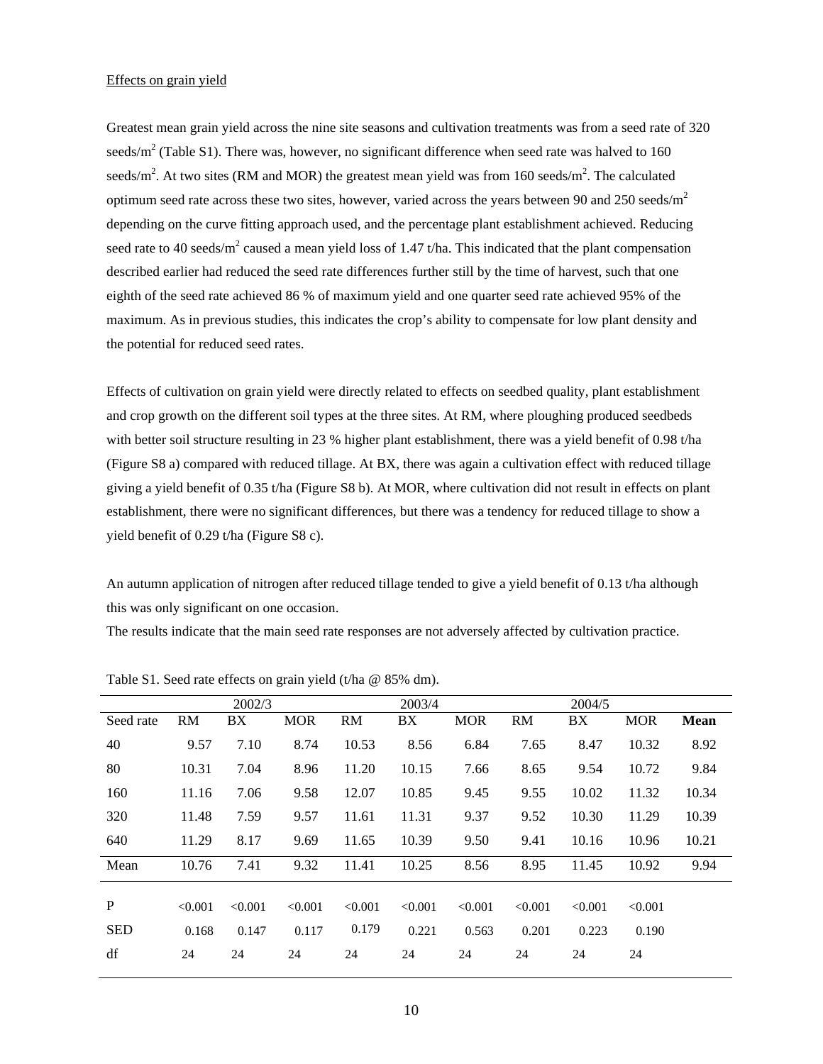Effects on grain yield

Greatest mean grain yield across the nine site seasons and cultivation treatments was from a seed rate of 320 seeds/m$^2$ (Table S1). There was, however, no significant difference when seed rate was halved to 160 seeds/m$^2$. At two sites (RM and MOR) the greatest mean yield was from 160 seeds/m$^2$. The calculated optimum seed rate across these two sites, however, varied across the years between 90 and 250 seeds/m$^2$ depending on the curve fitting approach used, and the percentage plant establishment achieved. Reducing seed rate to 40 seeds/m$^2$ caused a mean yield loss of 1.47 t/ha. This indicated that the plant compensation described earlier had reduced the seed rate differences further still by the time of harvest, such that one eighth of the seed rate achieved 86 % of maximum yield and one quarter seed rate achieved 95% of the maximum. As in previous studies, this indicates the crop's ability to compensate for low plant density and the potential for reduced seed rates.

Effects of cultivation on grain yield were directly related to effects on seedbed quality, plant establishment and crop growth on the different soil types at the three sites. At RM, where ploughing produced seedbeds with better soil structure resulting in 23 % higher plant establishment, there was a yield benefit of 0.98 t/ha (Figure S8 a) compared with reduced tillage. At BX, there was again a cultivation effect with reduced tillage giving a yield benefit of 0.35 t/ha (Figure S8 b). At MOR, where cultivation did not result in effects on plant establishment, there were no significant differences, but there was a tendency for reduced tillage to show a yield benefit of 0.29 t/ha (Figure S8 c).

An autumn application of nitrogen after reduced tillage tended to give a yield benefit of 0.13 t/ha although this was only significant on one occasion.

The results indicate that the main seed rate responses are not adversely affected by cultivation practice.

Table S1. Seed rate effects on grain yield (t/ha @ 85% dm).

| | 2002/3 | | | 2003/4 | | | 2004/5 | | | |
|---|---|---|---|---|---|---|---|---|---|---|
| Seed rate | RM | BX | MOR | RM | BX | MOR | RM | BX | MOR | **Mean** |
| 40 | 9.57 | 7.10 | 8.74 | 10.53 | 8.56 | 6.84 | 7.65 | 8.47 | 10.32 | 8.92 |
| 80 | 10.31 | 7.04 | 8.96 | 11.20 | 10.15 | 7.66 | 8.65 | 9.54 | 10.72 | 9.84 |
| 160 | 11.16 | 7.06 | 9.58 | 12.07 | 10.85 | 9.45 | 9.55 | 10.02 | 11.32 | 10.34 |
| 320 | 11.48 | 7.59 | 9.57 | 11.61 | 11.31 | 9.37 | 9.52 | 10.30 | 11.29 | 10.39 |
| 640 | 11.29 | 8.17 | 9.69 | 11.65 | 10.39 | 9.50 | 9.41 | 10.16 | 10.96 | 10.21 |
| Mean | 10.76 | 7.41 | 9.32 | 11.41 | 10.25 | 8.56 | 8.95 | 11.45 | 10.92 | 9.94 |
| P | <0.001 | <0.001 | <0.001 | <0.001 | <0.001 | <0.001 | <0.001 | <0.001 | <0.001 | |
| SED | 0.168 | 0.147 | 0.117 | 0.179 | 0.221 | 0.563 | 0.201 | 0.223 | 0.190 | |
| df | 24 | 24 | 24 | 24 | 24 | 24 | 24 | 24 | 24 | |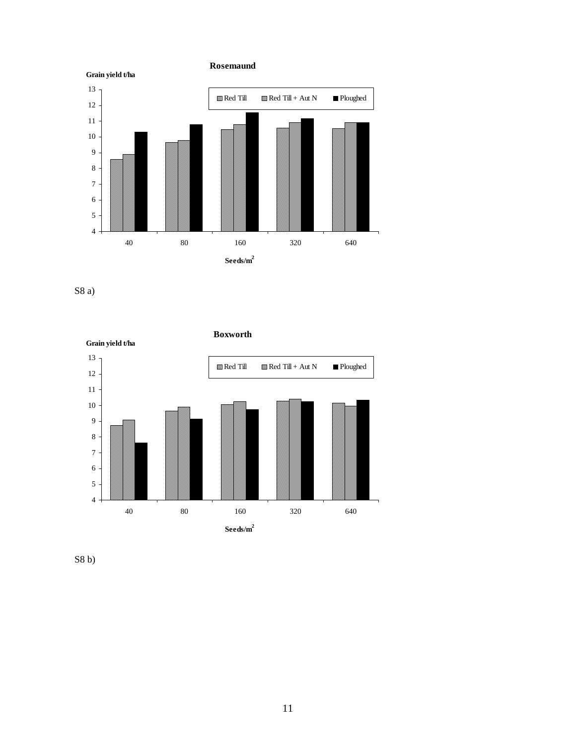**Rosemaund**

Grain yield t/ha

| Seeds/m² | Red Till | Red Till + Aut N | Ploughed |
|---|---|---|---|
| 40 | | | |
| 80 | | | |
| 160 | | | |
| 320 | | | |
| 640 | | | |

S8 a)

**Boxworth**

Grain yield t/ha

| Seeds/m² | Red Till | Red Till + Aut N | Ploughed |
|---|---|---|---|
| 40 | | | |
| 80 | | | |
| 160 | | | |
| 320 | | | |
| 640 | | | |

S8 b)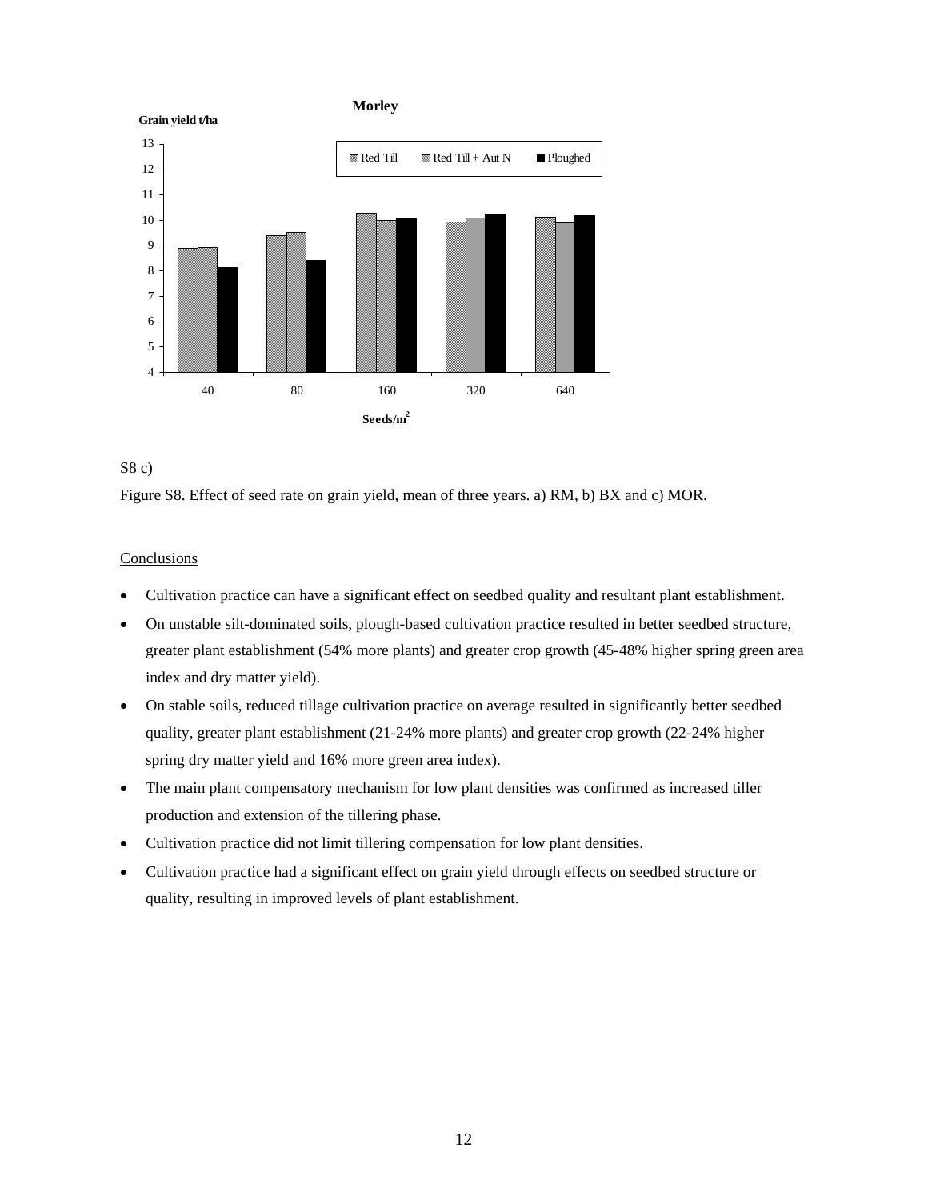**Morley**

Grain yield t/ha

| Seeds/m² | Red Till | Red Till + Aut N | Ploughed |
|---|---|---|---|
| 40 | 8.9 | 8.9 | 8.1 |
| 80 | 9.4 | 9.5 | 8.4 |
| 160 | 10.3 | 10.0 | 10.1 |
| 320 | 9.9 | 10.1 | 10.2 |
| 640 | 10.1 | 9.9 | 10.2 |

S8 c)

Figure S8. Effect of seed rate on grain yield, mean of three years. a) RM, b) BX and c) MOR.

## Conclusions

- Cultivation practice can have a significant effect on seedbed quality and resultant plant establishment.
- On unstable silt-dominated soils, plough-based cultivation practice resulted in better seedbed structure, greater plant establishment (54% more plants) and greater crop growth (45-48% higher spring green area index and dry matter yield).
- On stable soils, reduced tillage cultivation practice on average resulted in significantly better seedbed quality, greater plant establishment (21-24% more plants) and greater crop growth (22-24% higher spring dry matter yield and 16% more green area index).
- The main plant compensatory mechanism for low plant densities was confirmed as increased tiller production and extension of the tillering phase.
- Cultivation practice did not limit tillering compensation for low plant densities.
- Cultivation practice had a significant effect on grain yield through effects on seedbed structure or quality, resulting in improved levels of plant establishment.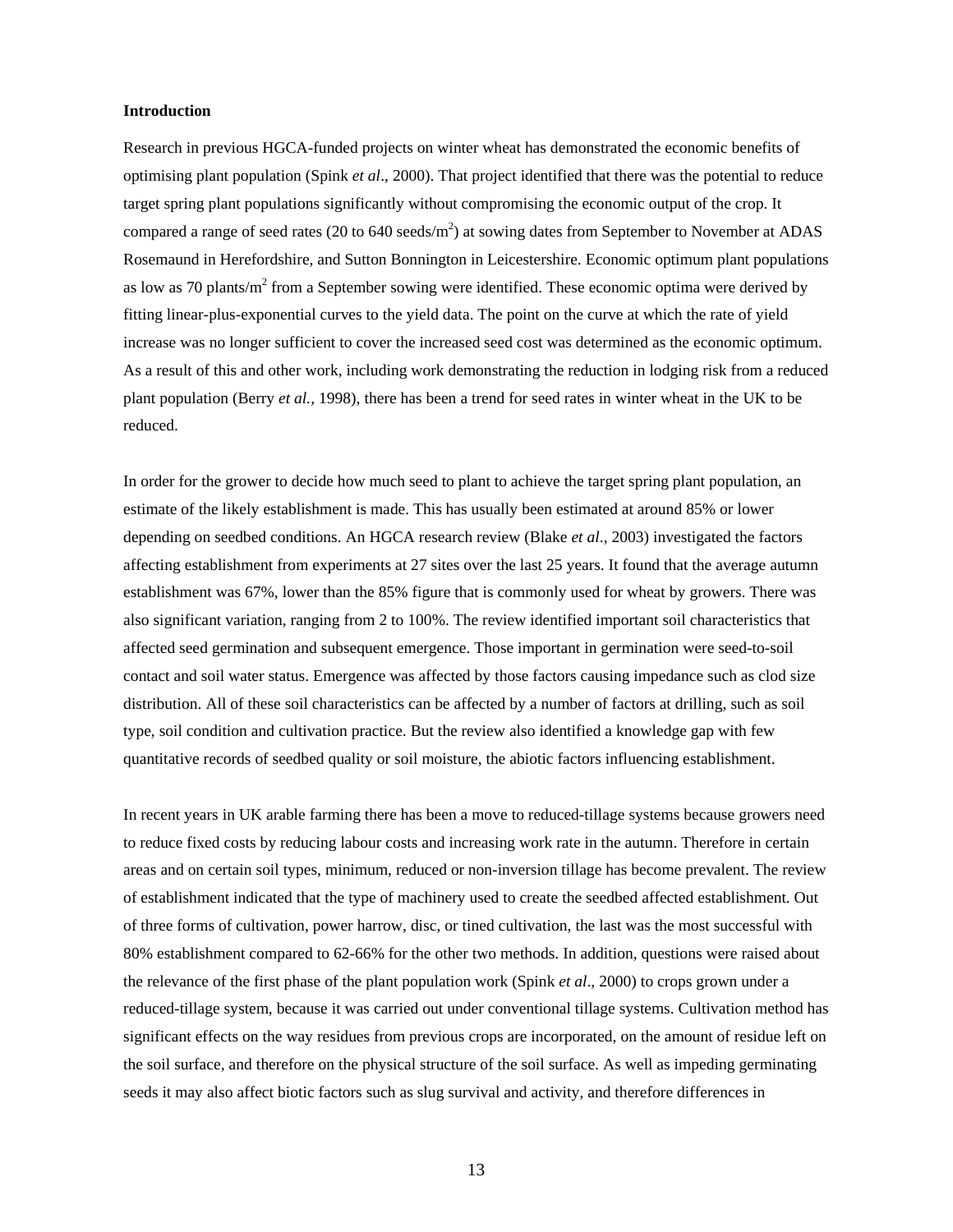**Introduction**

Research in previous HGCA-funded projects on winter wheat has demonstrated the economic benefits of optimising plant population (Spink *et al*., 2000). That project identified that there was the potential to reduce target spring plant populations significantly without compromising the economic output of the crop. It compared a range of seed rates (20 to 640 seeds/$m^2$) at sowing dates from September to November at ADAS Rosemaund in Herefordshire, and Sutton Bonnington in Leicestershire. Economic optimum plant populations as low as 70 plants/$m^2$ from a September sowing were identified. These economic optima were derived by fitting linear-plus-exponential curves to the yield data. The point on the curve at which the rate of yield increase was no longer sufficient to cover the increased seed cost was determined as the economic optimum. As a result of this and other work, including work demonstrating the reduction in lodging risk from a reduced plant population (Berry *et al.*, 1998), there has been a trend for seed rates in winter wheat in the UK to be reduced.

In order for the grower to decide how much seed to plant to achieve the target spring plant population, an estimate of the likely establishment is made. This has usually been estimated at around 85% or lower depending on seedbed conditions. An HGCA research review (Blake *et al*., 2003) investigated the factors affecting establishment from experiments at 27 sites over the last 25 years. It found that the average autumn establishment was 67%, lower than the 85% figure that is commonly used for wheat by growers. There was also significant variation, ranging from 2 to 100%. The review identified important soil characteristics that affected seed germination and subsequent emergence. Those important in germination were seed-to-soil contact and soil water status. Emergence was affected by those factors causing impedance such as clod size distribution. All of these soil characteristics can be affected by a number of factors at drilling, such as soil type, soil condition and cultivation practice. But the review also identified a knowledge gap with few quantitative records of seedbed quality or soil moisture, the abiotic factors influencing establishment.

In recent years in UK arable farming there has been a move to reduced-tillage systems because growers need to reduce fixed costs by reducing labour costs and increasing work rate in the autumn. Therefore in certain areas and on certain soil types, minimum, reduced or non-inversion tillage has become prevalent. The review of establishment indicated that the type of machinery used to create the seedbed affected establishment. Out of three forms of cultivation, power harrow, disc, or tined cultivation, the last was the most successful with 80% establishment compared to 62-66% for the other two methods. In addition, questions were raised about the relevance of the first phase of the plant population work (Spink *et al*., 2000) to crops grown under a reduced-tillage system, because it was carried out under conventional tillage systems. Cultivation method has significant effects on the way residues from previous crops are incorporated, on the amount of residue left on the soil surface, and therefore on the physical structure of the soil surface. As well as impeding germinating seeds it may also affect biotic factors such as slug survival and activity, and therefore differences in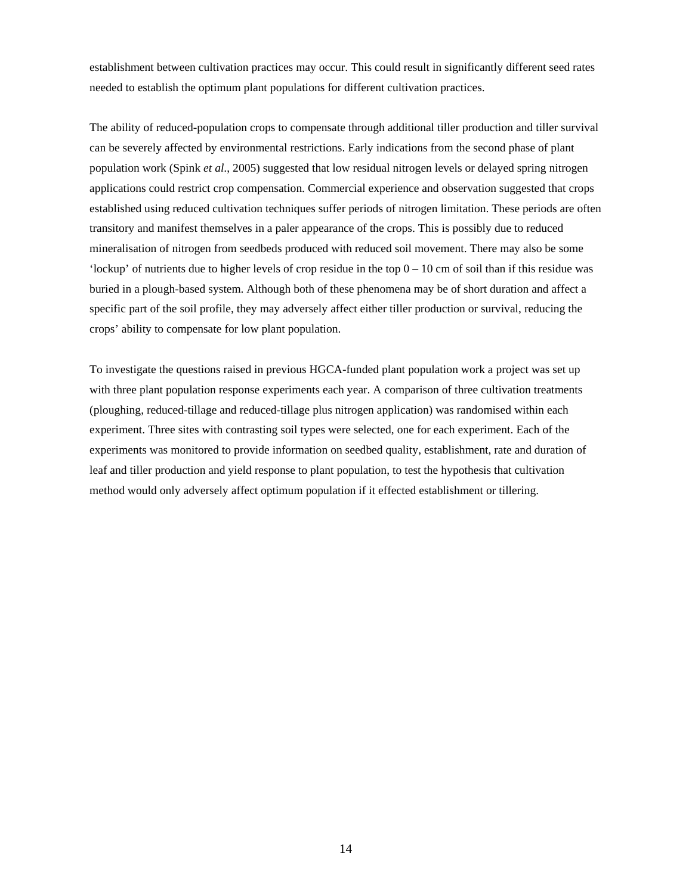establishment between cultivation practices may occur. This could result in significantly different seed rates needed to establish the optimum plant populations for different cultivation practices.

The ability of reduced-population crops to compensate through additional tiller production and tiller survival can be severely affected by environmental restrictions. Early indications from the second phase of plant population work (Spink *et al*., 2005) suggested that low residual nitrogen levels or delayed spring nitrogen applications could restrict crop compensation. Commercial experience and observation suggested that crops established using reduced cultivation techniques suffer periods of nitrogen limitation. These periods are often transitory and manifest themselves in a paler appearance of the crops. This is possibly due to reduced mineralisation of nitrogen from seedbeds produced with reduced soil movement. There may also be some 'lockup' of nutrients due to higher levels of crop residue in the top 0 – 10 cm of soil than if this residue was buried in a plough-based system. Although both of these phenomena may be of short duration and affect a specific part of the soil profile, they may adversely affect either tiller production or survival, reducing the crops' ability to compensate for low plant population.

To investigate the questions raised in previous HGCA-funded plant population work a project was set up with three plant population response experiments each year. A comparison of three cultivation treatments (ploughing, reduced-tillage and reduced-tillage plus nitrogen application) was randomised within each experiment. Three sites with contrasting soil types were selected, one for each experiment. Each of the experiments was monitored to provide information on seedbed quality, establishment, rate and duration of leaf and tiller production and yield response to plant population, to test the hypothesis that cultivation method would only adversely affect optimum population if it effected establishment or tillering.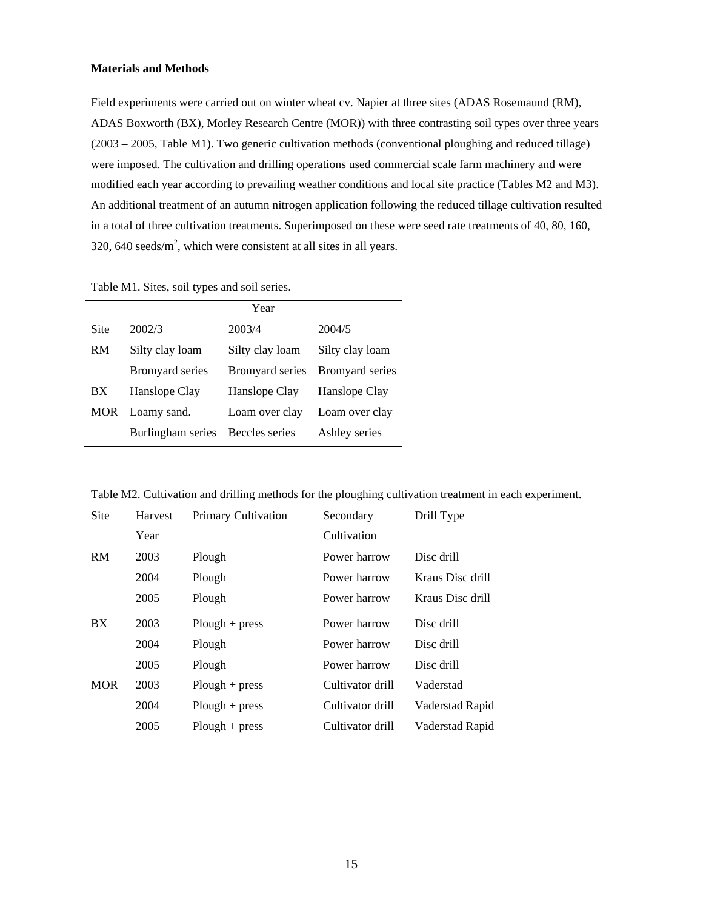**Materials and Methods**

Field experiments were carried out on winter wheat cv. Napier at three sites (ADAS Rosemaund (RM), ADAS Boxworth (BX), Morley Research Centre (MOR)) with three contrasting soil types over three years (2003 – 2005, Table M1). Two generic cultivation methods (conventional ploughing and reduced tillage) were imposed. The cultivation and drilling operations used commercial scale farm machinery and were modified each year according to prevailing weather conditions and local site practice (Tables M2 and M3). An additional treatment of an autumn nitrogen application following the reduced tillage cultivation resulted in a total of three cultivation treatments. Superimposed on these were seed rate treatments of 40, 80, 160, 320, 640 seeds/m$^2$, which were consistent at all sites in all years.

Table M1. Sites, soil types and soil series.

| | Year | | |
|---|---|---|---|
| Site | 2002/3 | 2003/4 | 2004/5 |
| RM | Silty clay loam | Silty clay loam | Silty clay loam |
| | Bromyard series | Bromyard series | Bromyard series |
| BX | Hanslope Clay | Hanslope Clay | Hanslope Clay |
| MOR | Loamy sand. | Loam over clay | Loam over clay |
| | Burlingham series | Beccles series | Ashley series |

Table M2. Cultivation and drilling methods for the ploughing cultivation treatment in each experiment.

| Site | Harvest Year | Primary Cultivation | Secondary Cultivation | Drill Type |
|---|---|---|---|---|
| RM | 2003 | Plough | Power harrow | Disc drill |
| | 2004 | Plough | Power harrow | Kraus Disc drill |
| | 2005 | Plough | Power harrow | Kraus Disc drill |
| BX | 2003 | Plough + press | Power harrow | Disc drill |
| | 2004 | Plough | Power harrow | Disc drill |
| | 2005 | Plough | Power harrow | Disc drill |
| MOR | 2003 | Plough + press | Cultivator drill | Vaderstad |
| | 2004 | Plough + press | Cultivator drill | Vaderstad Rapid |
| | 2005 | Plough + press | Cultivator drill | Vaderstad Rapid |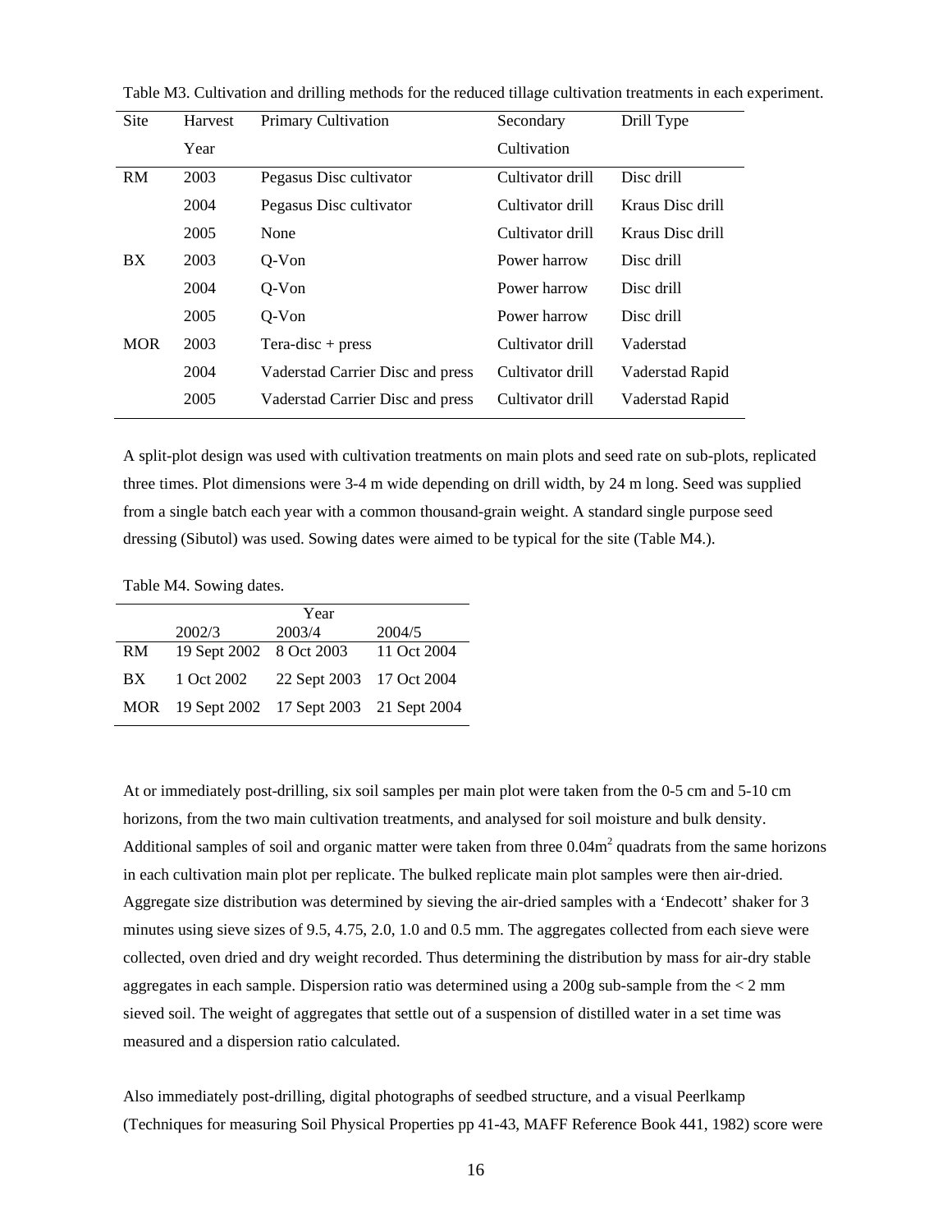Table M3. Cultivation and drilling methods for the reduced tillage cultivation treatments in each experiment.

| Site | Harvest Year | Primary Cultivation | Secondary Cultivation | Drill Type |
|---|---|---|---|---|
| RM | 2003 | Pegasus Disc cultivator | Cultivator drill | Disc drill |
| | 2004 | Pegasus Disc cultivator | Cultivator drill | Kraus Disc drill |
| | 2005 | None | Cultivator drill | Kraus Disc drill |
| BX | 2003 | Q-Von | Power harrow | Disc drill |
| | 2004 | Q-Von | Power harrow | Disc drill |
| | 2005 | Q-Von | Power harrow | Disc drill |
| MOR | 2003 | Tera-disc + press | Cultivator drill | Vaderstad |
| | 2004 | Vaderstad Carrier Disc and press | Cultivator drill | Vaderstad Rapid |
| | 2005 | Vaderstad Carrier Disc and press | Cultivator drill | Vaderstad Rapid |

A split-plot design was used with cultivation treatments on main plots and seed rate on sub-plots, replicated three times. Plot dimensions were 3-4 m wide depending on drill width, by 24 m long. Seed was supplied from a single batch each year with a common thousand-grain weight. A standard single purpose seed dressing (Sibutol) was used. Sowing dates were aimed to be typical for the site (Table M4.).

Table M4. Sowing dates.

| | Year | | |
|---|---|---|---|
| | 2002/3 | 2003/4 | 2004/5 |
| RM | 19 Sept 2002 | 8 Oct 2003 | 11 Oct 2004 |
| BX | 1 Oct 2002 | 22 Sept 2003 | 17 Oct 2004 |
| MOR | 19 Sept 2002 | 17 Sept 2003 | 21 Sept 2004 |

At or immediately post-drilling, six soil samples per main plot were taken from the 0-5 cm and 5-10 cm horizons, from the two main cultivation treatments, and analysed for soil moisture and bulk density. Additional samples of soil and organic matter were taken from three 0.04m$^2$ quadrats from the same horizons in each cultivation main plot per replicate. The bulked replicate main plot samples were then air-dried. Aggregate size distribution was determined by sieving the air-dried samples with a 'Endecott' shaker for 3 minutes using sieve sizes of 9.5, 4.75, 2.0, 1.0 and 0.5 mm. The aggregates collected from each sieve were collected, oven dried and dry weight recorded. Thus determining the distribution by mass for air-dry stable aggregates in each sample. Dispersion ratio was determined using a 200g sub-sample from the < 2 mm sieved soil. The weight of aggregates that settle out of a suspension of distilled water in a set time was measured and a dispersion ratio calculated.

Also immediately post-drilling, digital photographs of seedbed structure, and a visual Peerlkamp (Techniques for measuring Soil Physical Properties pp 41-43, MAFF Reference Book 441, 1982) score were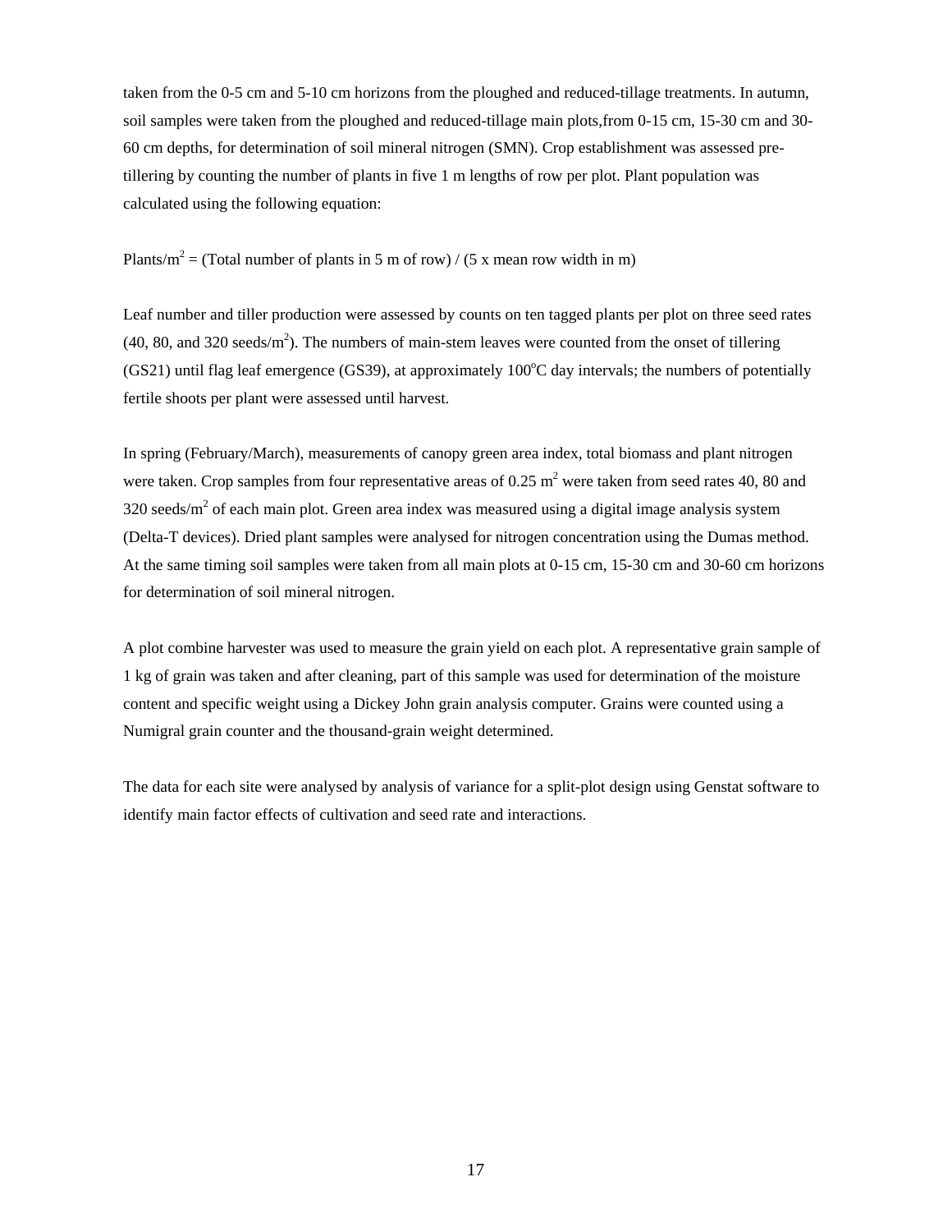taken from the 0-5 cm and 5-10 cm horizons from the ploughed and reduced-tillage treatments. In autumn, soil samples were taken from the ploughed and reduced-tillage main plots,from 0-15 cm, 15-30 cm and 30-60 cm depths, for determination of soil mineral nitrogen (SMN). Crop establishment was assessed pre-tillering by counting the number of plants in five 1 m lengths of row per plot. Plant population was calculated using the following equation:

Plants/$m^2$ = (Total number of plants in 5 m of row) / (5 x mean row width in m)

Leaf number and tiller production were assessed by counts on ten tagged plants per plot on three seed rates (40, 80, and 320 seeds/$m^2$). The numbers of main-stem leaves were counted from the onset of tillering (GS21) until flag leaf emergence (GS39), at approximately 100$^{o}$C day intervals; the numbers of potentially fertile shoots per plant were assessed until harvest.

In spring (February/March), measurements of canopy green area index, total biomass and plant nitrogen were taken. Crop samples from four representative areas of 0.25 $m^2$ were taken from seed rates 40, 80 and 320 seeds/$m^2$ of each main plot. Green area index was measured using a digital image analysis system (Delta-T devices). Dried plant samples were analysed for nitrogen concentration using the Dumas method. At the same timing soil samples were taken from all main plots at 0-15 cm, 15-30 cm and 30-60 cm horizons for determination of soil mineral nitrogen.

A plot combine harvester was used to measure the grain yield on each plot. A representative grain sample of 1 kg of grain was taken and after cleaning, part of this sample was used for determination of the moisture content and specific weight using a Dickey John grain analysis computer. Grains were counted using a Numigral grain counter and the thousand-grain weight determined.

The data for each site were analysed by analysis of variance for a split-plot design using Genstat software to identify main factor effects of cultivation and seed rate and interactions.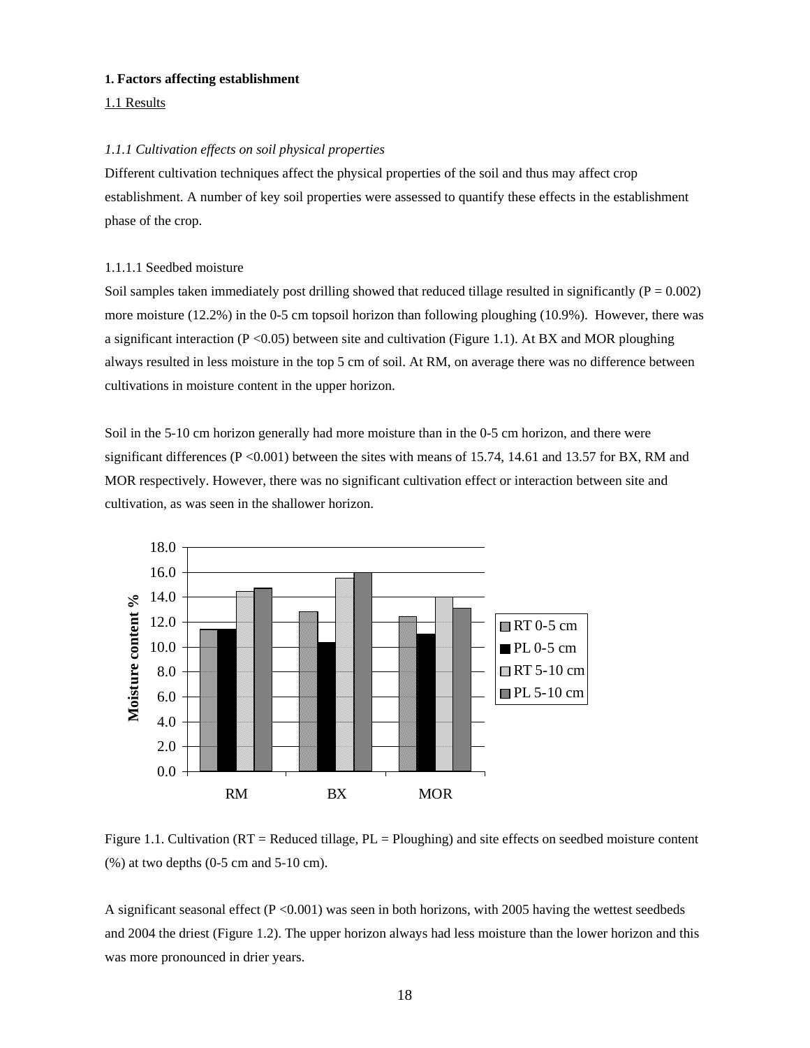**1. Factors affecting establishment**

1.1 Results

*1.1.1 Cultivation effects on soil physical properties*

Different cultivation techniques affect the physical properties of the soil and thus may affect crop establishment. A number of key soil properties were assessed to quantify these effects in the establishment phase of the crop.

1.1.1.1 Seedbed moisture

Soil samples taken immediately post drilling showed that reduced tillage resulted in significantly ($P = 0.002$) more moisture (12.2%) in the 0-5 cm topsoil horizon than following ploughing (10.9%). However, there was a significant interaction ($P < 0.05$) between site and cultivation (Figure 1.1). At BX and MOR ploughing always resulted in less moisture in the top 5 cm of soil. At RM, on average there was no difference between cultivations in moisture content in the upper horizon.

Soil in the 5-10 cm horizon generally had more moisture than in the 0-5 cm horizon, and there were significant differences ($P < 0.001$) between the sites with means of 15.74, 14.61 and 13.57 for BX, RM and MOR respectively. However, there was no significant cultivation effect or interaction between site and cultivation, as was seen in the shallower horizon.

Figure 1.1. Cultivation (RT = Reduced tillage, PL = Ploughing) and site effects on seedbed moisture content (%) at two depths (0-5 cm and 5-10 cm).

A significant seasonal effect ($P < 0.001$) was seen in both horizons, with 2005 having the wettest seedbeds and 2004 the driest (Figure 1.2). The upper horizon always had less moisture than the lower horizon and this was more pronounced in drier years.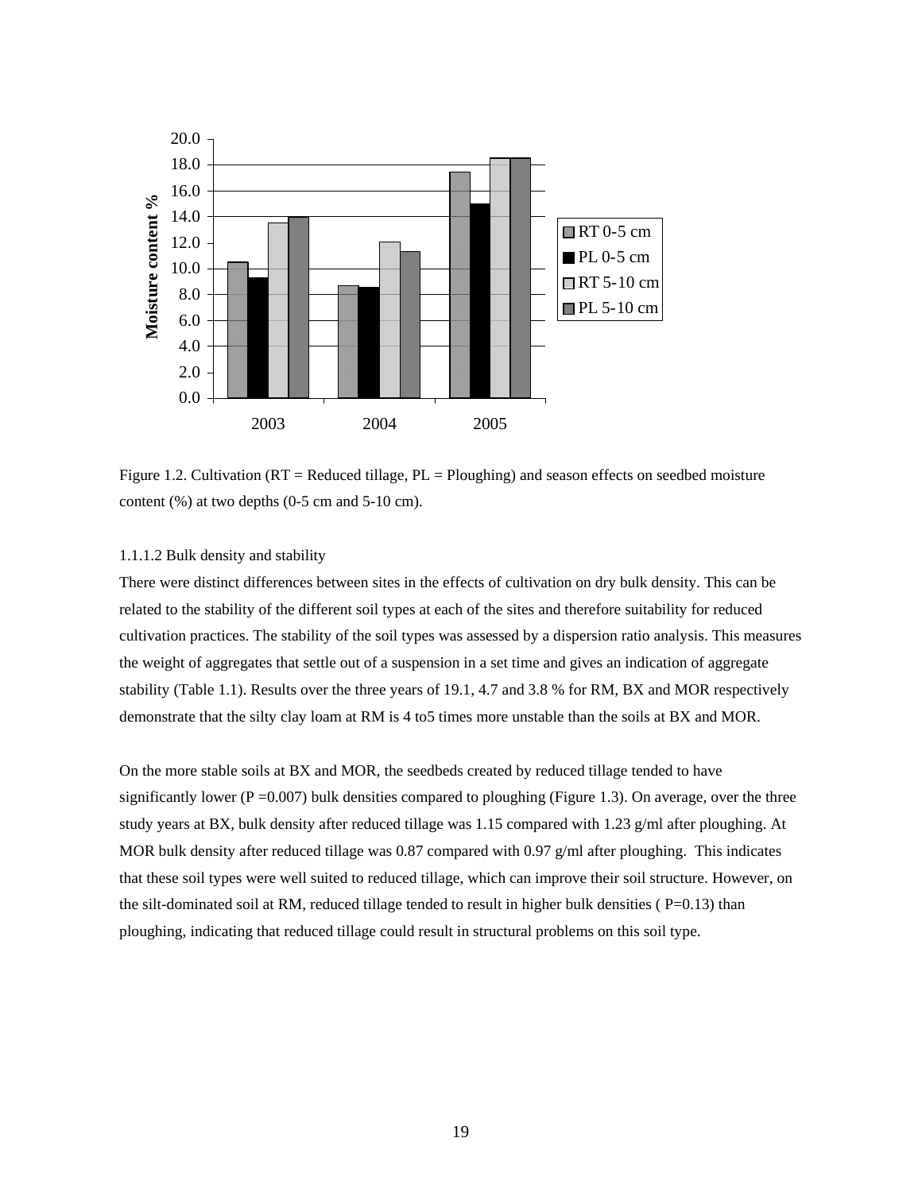Figure 1.2. Cultivation (RT = Reduced tillage, PL = Ploughing) and season effects on seedbed moisture content (%) at two depths (0-5 cm and 5-10 cm).

1.1.1.2 Bulk density and stability

There were distinct differences between sites in the effects of cultivation on dry bulk density. This can be related to the stability of the different soil types at each of the sites and therefore suitability for reduced cultivation practices. The stability of the soil types was assessed by a dispersion ratio analysis. This measures the weight of aggregates that settle out of a suspension in a set time and gives an indication of aggregate stability (Table 1.1). Results over the three years of 19.1, 4.7 and 3.8 % for RM, BX and MOR respectively demonstrate that the silty clay loam at RM is 4 to5 times more unstable than the soils at BX and MOR.

On the more stable soils at BX and MOR, the seedbeds created by reduced tillage tended to have significantly lower ($P = 0.007$) bulk densities compared to ploughing (Figure 1.3). On average, over the three study years at BX, bulk density after reduced tillage was 1.15 compared with 1.23 g/ml after ploughing. At MOR bulk density after reduced tillage was 0.87 compared with 0.97 g/ml after ploughing. This indicates that these soil types were well suited to reduced tillage, which can improve their soil structure. However, on the silt-dominated soil at RM, reduced tillage tended to result in higher bulk densities ( $P = 0.13$) than ploughing, indicating that reduced tillage could result in structural problems on this soil type.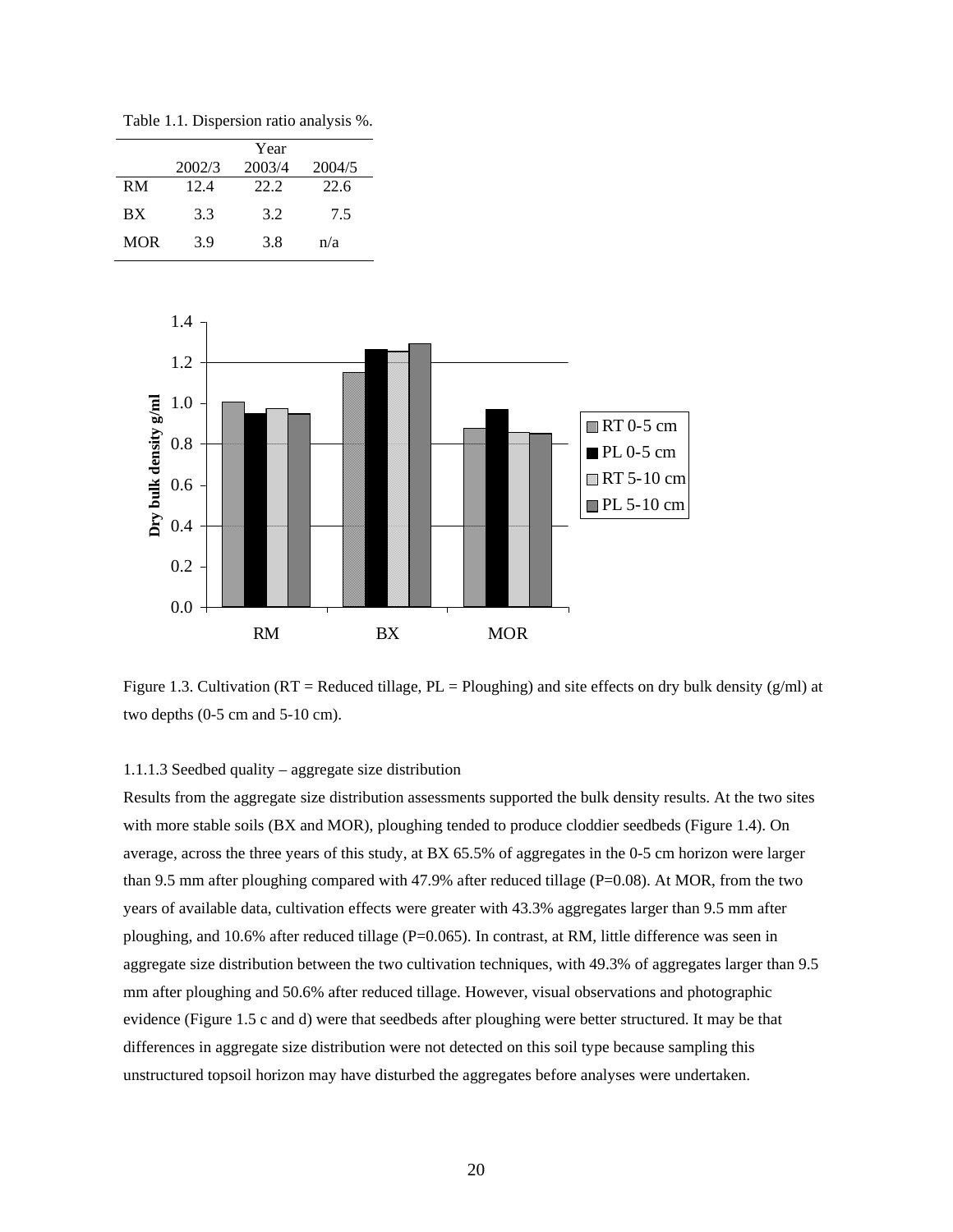Table 1.1. Dispersion ratio analysis %.

| | Year | | |
|---|---|---|---|
| | 2002/3 | 2003/4 | 2004/5 |
| RM | 12.4 | 22.2 | 22.6 |
| BX | 3.3 | 3.2 | 7.5 |
| MOR | 3.9 | 3.8 | n/a |

Figure 1.3. Cultivation (RT = Reduced tillage, PL = Ploughing) and site effects on dry bulk density (g/ml) at two depths (0-5 cm and 5-10 cm).

1.1.1.3 Seedbed quality – aggregate size distribution

Results from the aggregate size distribution assessments supported the bulk density results. At the two sites with more stable soils (BX and MOR), ploughing tended to produce cloddier seedbeds (Figure 1.4). On average, across the three years of this study, at BX 65.5% of aggregates in the 0-5 cm horizon were larger than 9.5 mm after ploughing compared with 47.9% after reduced tillage (P=0.08). At MOR, from the two years of available data, cultivation effects were greater with 43.3% aggregates larger than 9.5 mm after ploughing, and 10.6% after reduced tillage (P=0.065). In contrast, at RM, little difference was seen in aggregate size distribution between the two cultivation techniques, with 49.3% of aggregates larger than 9.5 mm after ploughing and 50.6% after reduced tillage. However, visual observations and photographic evidence (Figure 1.5 c and d) were that seedbeds after ploughing were better structured. It may be that differences in aggregate size distribution were not detected on this soil type because sampling this unstructured topsoil horizon may have disturbed the aggregates before analyses were undertaken.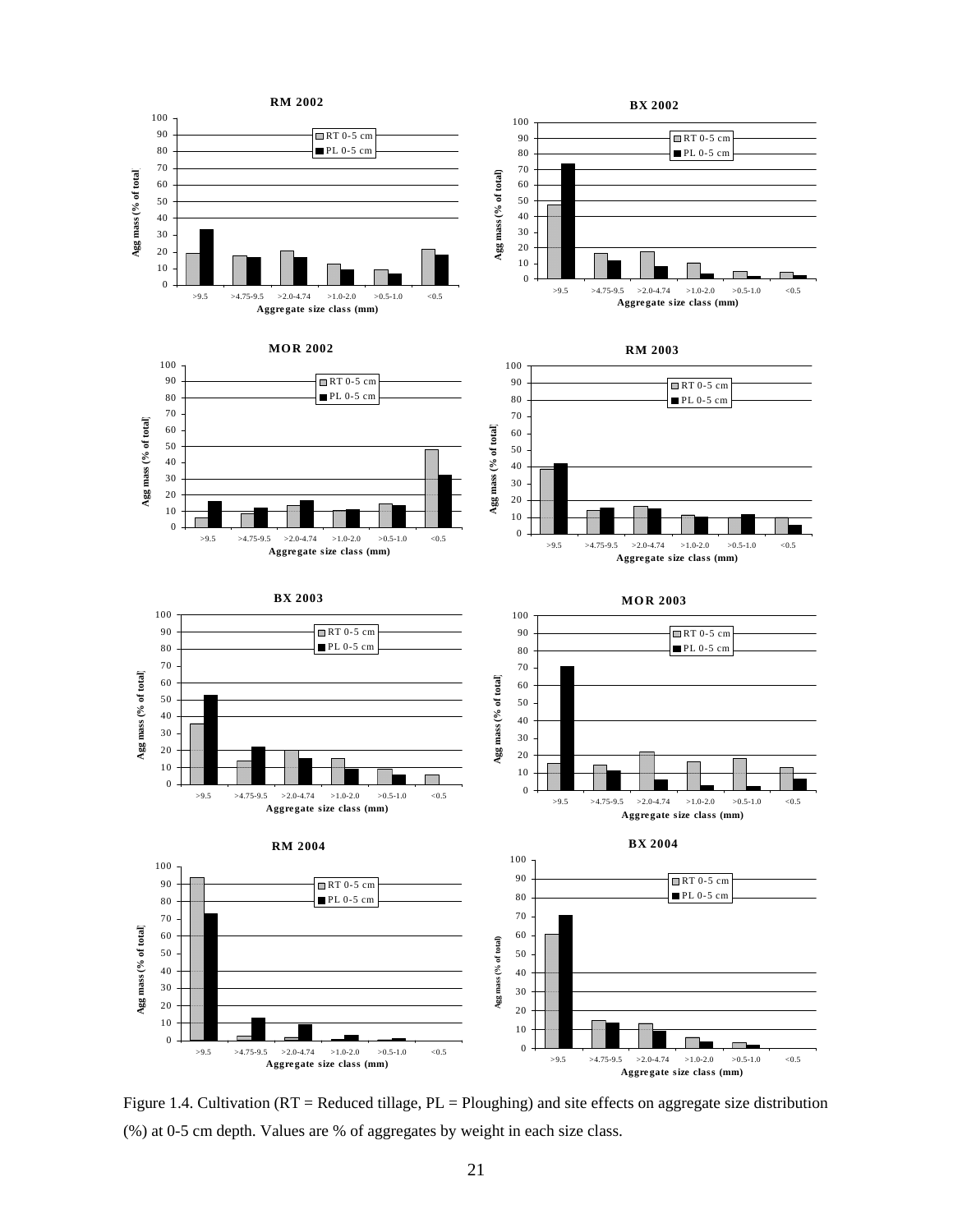Figure 1.4. Cultivation (RT = Reduced tillage, PL = Ploughing) and site effects on aggregate size distribution (%) at 0-5 cm depth. Values are % of aggregates by weight in each size class.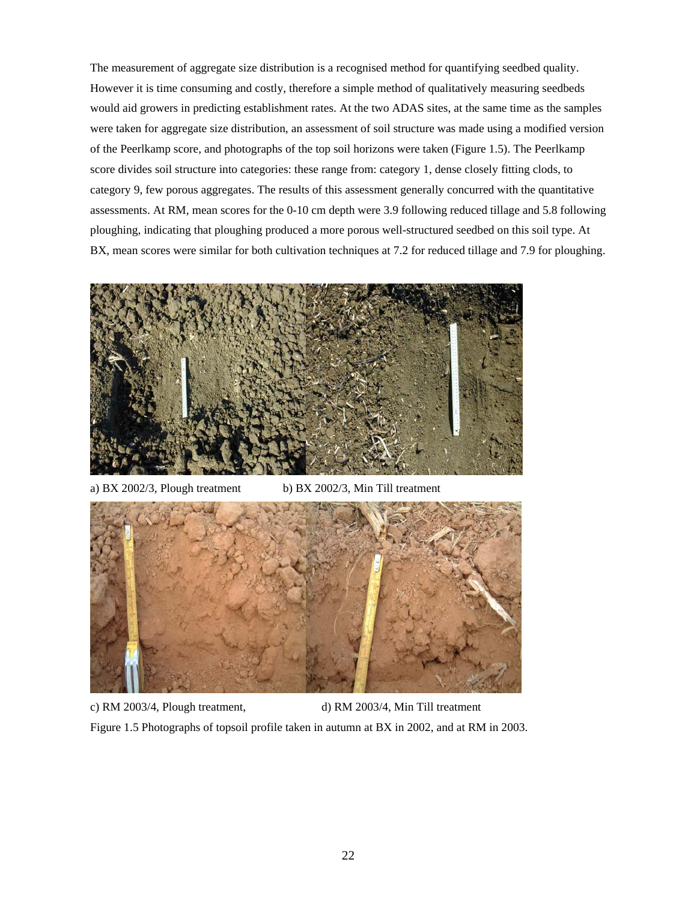The measurement of aggregate size distribution is a recognised method for quantifying seedbed quality. However it is time consuming and costly, therefore a simple method of qualitatively measuring seedbeds would aid growers in predicting establishment rates. At the two ADAS sites, at the same time as the samples were taken for aggregate size distribution, an assessment of soil structure was made using a modified version of the Peerlkamp score, and photographs of the top soil horizons were taken (Figure 1.5). The Peerlkamp score divides soil structure into categories: these range from: category 1, dense closely fitting clods, to category 9, few porous aggregates. The results of this assessment generally concurred with the quantitative assessments. At RM, mean scores for the 0-10 cm depth were 3.9 following reduced tillage and 5.8 following ploughing, indicating that ploughing produced a more porous well-structured seedbed on this soil type. At BX, mean scores were similar for both cultivation techniques at 7.2 for reduced tillage and 7.9 for ploughing.

a) BX 2002/3, Plough treatment b) BX 2002/3, Min Till treatment

c) RM 2003/4, Plough treatment, d) RM 2003/4, Min Till treatment

Figure 1.5 Photographs of topsoil profile taken in autumn at BX in 2002, and at RM in 2003.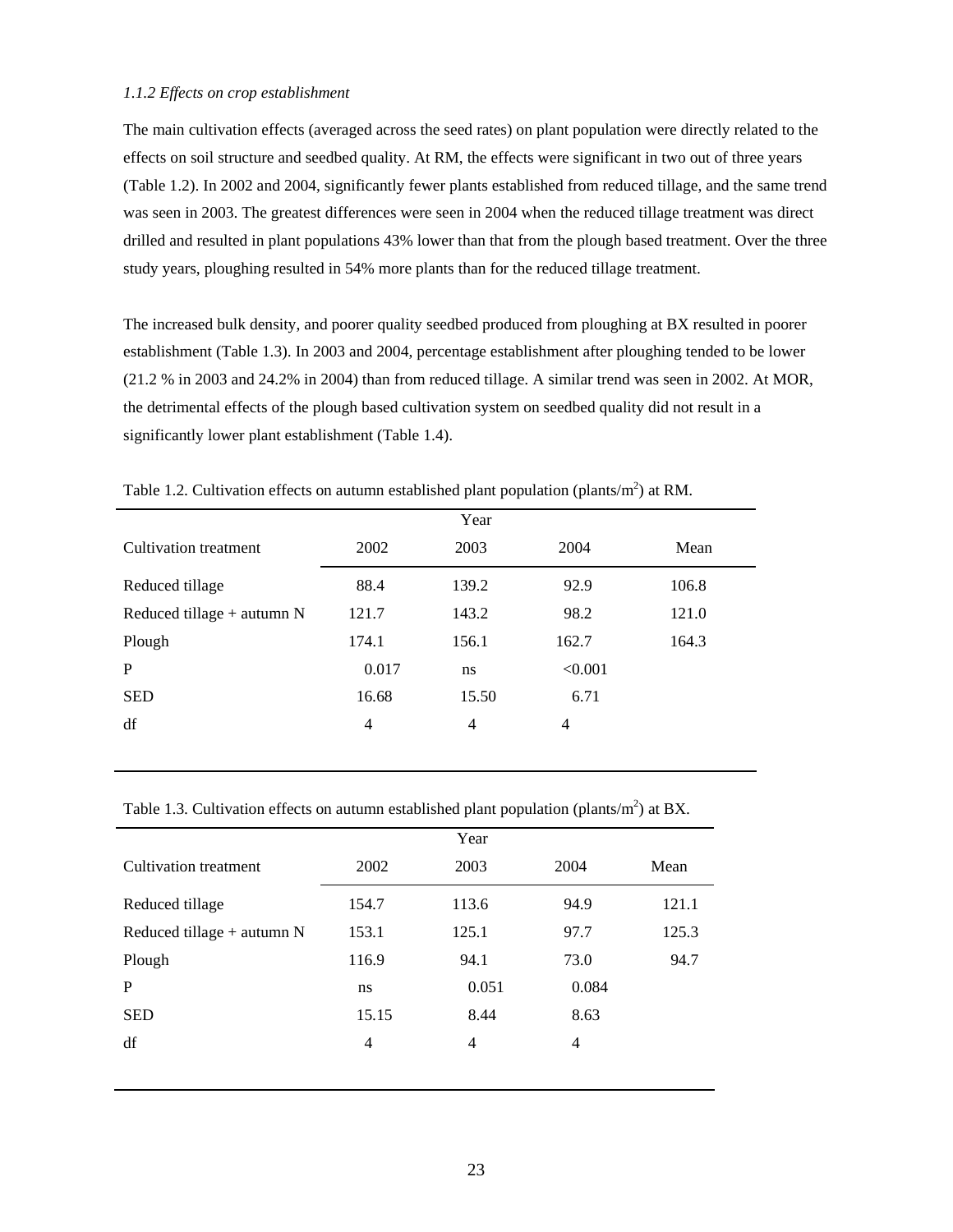*1.1.2 Effects on crop establishment*

The main cultivation effects (averaged across the seed rates) on plant population were directly related to the effects on soil structure and seedbed quality. At RM, the effects were significant in two out of three years (Table 1.2). In 2002 and 2004, significantly fewer plants established from reduced tillage, and the same trend was seen in 2003. The greatest differences were seen in 2004 when the reduced tillage treatment was direct drilled and resulted in plant populations 43% lower than that from the plough based treatment. Over the three study years, ploughing resulted in 54% more plants than for the reduced tillage treatment.

The increased bulk density, and poorer quality seedbed produced from ploughing at BX resulted in poorer establishment (Table 1.3). In 2003 and 2004, percentage establishment after ploughing tended to be lower (21.2 % in 2003 and 24.2% in 2004) than from reduced tillage. A similar trend was seen in 2002. At MOR, the detrimental effects of the plough based cultivation system on seedbed quality did not result in a significantly lower plant establishment (Table 1.4).

Table 1.2. Cultivation effects on autumn established plant population (plants/m$^2$) at RM.

| | Year | | | |
|---|---|---|---|---|
| Cultivation treatment | 2002 | 2003 | 2004 | Mean |
| Reduced tillage | 88.4 | 139.2 | 92.9 | 106.8 |
| Reduced tillage + autumn N | 121.7 | 143.2 | 98.2 | 121.0 |
| Plough | 174.1 | 156.1 | 162.7 | 164.3 |
| P | 0.017 | ns | <0.001 | |
| SED | 16.68 | 15.50 | 6.71 | |
| df | 4 | 4 | 4 | |

Table 1.3. Cultivation effects on autumn established plant population (plants/m$^2$) at BX.

| | Year | | | |
|---|---|---|---|---|
| Cultivation treatment | 2002 | 2003 | 2004 | Mean |
| Reduced tillage | 154.7 | 113.6 | 94.9 | 121.1 |
| Reduced tillage + autumn N | 153.1 | 125.1 | 97.7 | 125.3 |
| Plough | 116.9 | 94.1 | 73.0 | 94.7 |
| P | ns | 0.051 | 0.084 | |
| SED | 15.15 | 8.44 | 8.63 | |
| df | 4 | 4 | 4 | |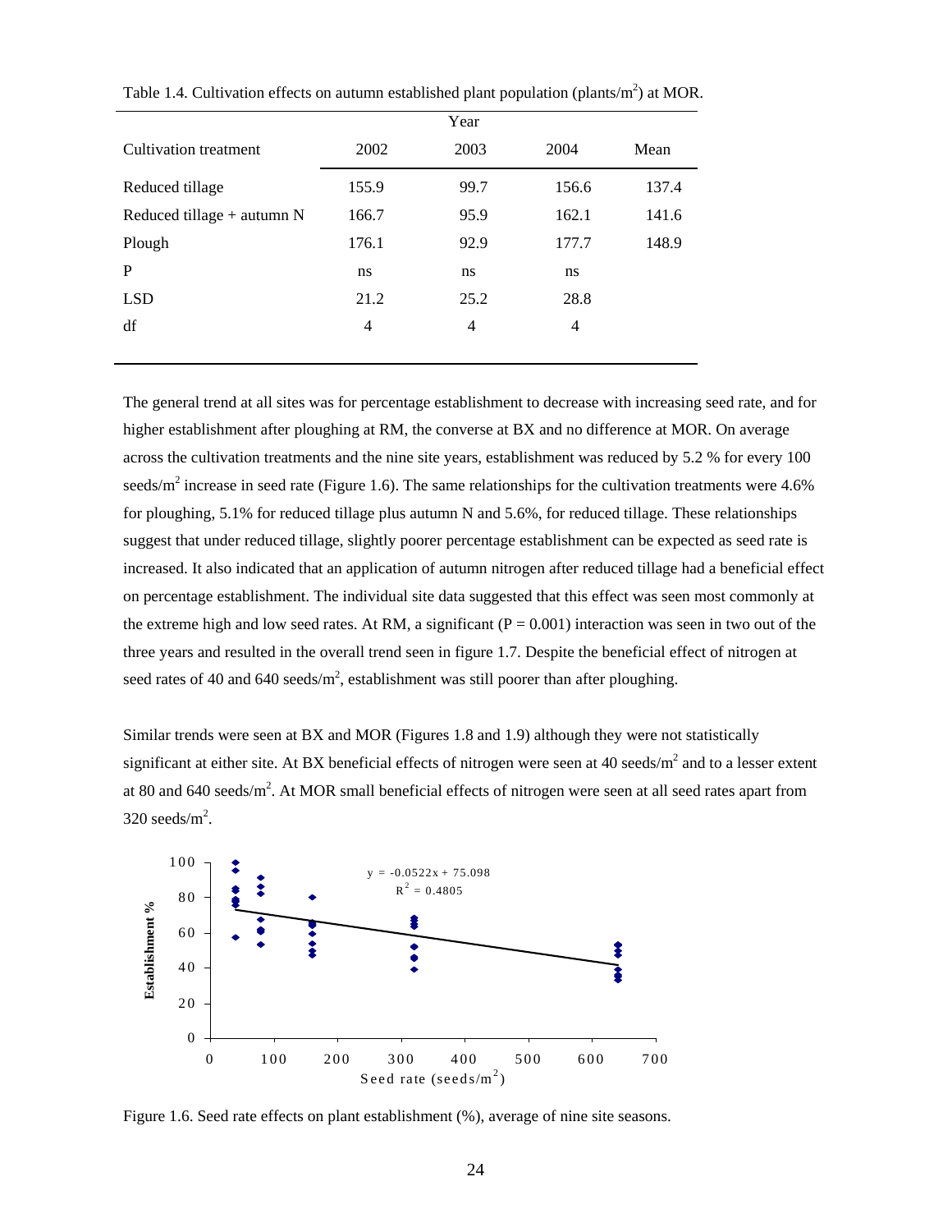Table 1.4. Cultivation effects on autumn established plant population (plants/$m^2$) at MOR.

| | Year | | | |
|---|---|---|---|---|
| Cultivation treatment | 2002 | 2003 | 2004 | Mean |
| Reduced tillage | 155.9 | 99.7 | 156.6 | 137.4 |
| Reduced tillage + autumn N | 166.7 | 95.9 | 162.1 | 141.6 |
| Plough | 176.1 | 92.9 | 177.7 | 148.9 |
| P | ns | ns | ns | |
| LSD | 21.2 | 25.2 | 28.8 | |
| df | 4 | 4 | 4 | |

The general trend at all sites was for percentage establishment to decrease with increasing seed rate, and for higher establishment after ploughing at RM, the converse at BX and no difference at MOR. On average across the cultivation treatments and the nine site years, establishment was reduced by 5.2 % for every 100 seeds/$m^2$ increase in seed rate (Figure 1.6). The same relationships for the cultivation treatments were 4.6% for ploughing, 5.1% for reduced tillage plus autumn N and 5.6%, for reduced tillage. These relationships suggest that under reduced tillage, slightly poorer percentage establishment can be expected as seed rate is increased. It also indicated that an application of autumn nitrogen after reduced tillage had a beneficial effect on percentage establishment. The individual site data suggested that this effect was seen most commonly at the extreme high and low seed rates. At RM, a significant ($P = 0.001$) interaction was seen in two out of the three years and resulted in the overall trend seen in figure 1.7. Despite the beneficial effect of nitrogen at seed rates of 40 and 640 seeds/$m^2$, establishment was still poorer than after ploughing.

Similar trends were seen at BX and MOR (Figures 1.8 and 1.9) although they were not statistically significant at either site. At BX beneficial effects of nitrogen were seen at 40 seeds/$m^2$ and to a lesser extent at 80 and 640 seeds/$m^2$. At MOR small beneficial effects of nitrogen were seen at all seed rates apart from 320 seeds/$m^2$.

$$y = -0.0522x + 75.098$$
$$R^2 = 0.4805$$

Figure 1.6. Seed rate effects on plant establishment (%), average of nine site seasons.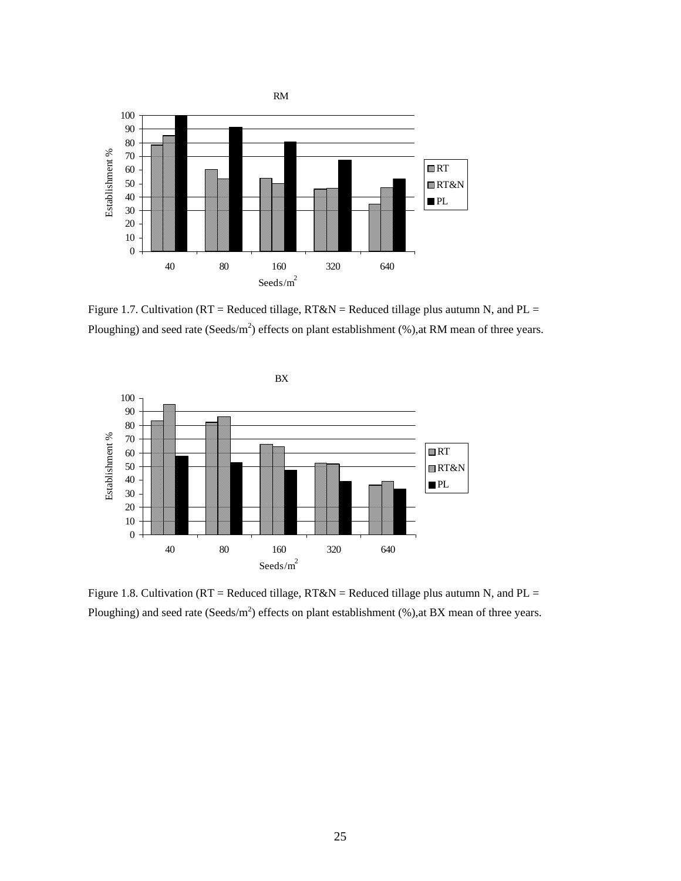Figure 1.7. Cultivation (RT = Reduced tillage, RT&N = Reduced tillage plus autumn N, and PL = Ploughing) and seed rate (Seeds/$m^2$) effects on plant establishment (%),at RM mean of three years.

Figure 1.8. Cultivation (RT = Reduced tillage, RT&N = Reduced tillage plus autumn N, and PL = Ploughing) and seed rate (Seeds/$m^2$) effects on plant establishment (%),at BX mean of three years.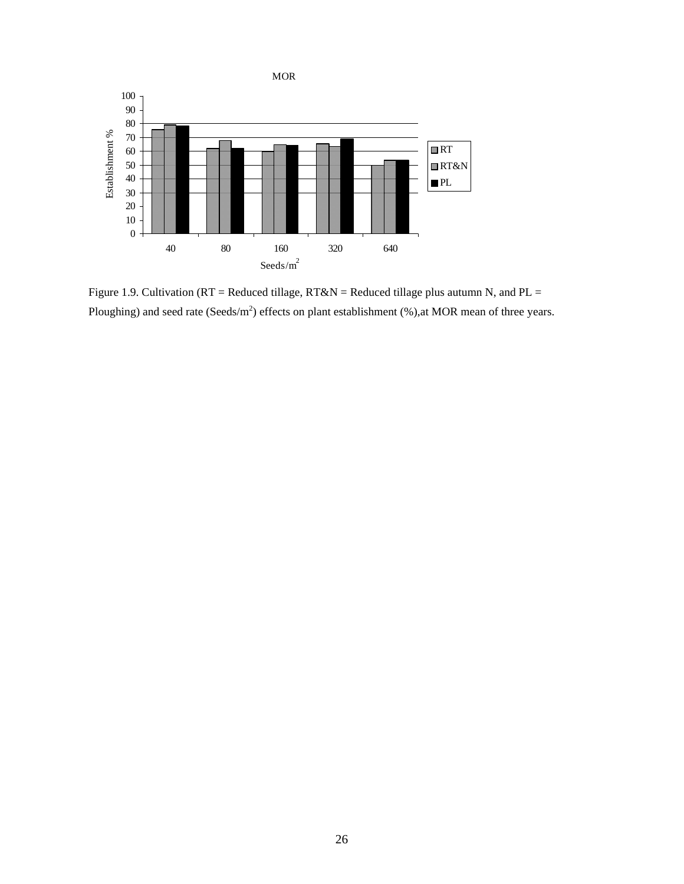Figure 1.9. Cultivation (RT = Reduced tillage, RT&N = Reduced tillage plus autumn N, and PL = Ploughing) and seed rate (Seeds/$m^2$) effects on plant establishment (%),at MOR mean of three years.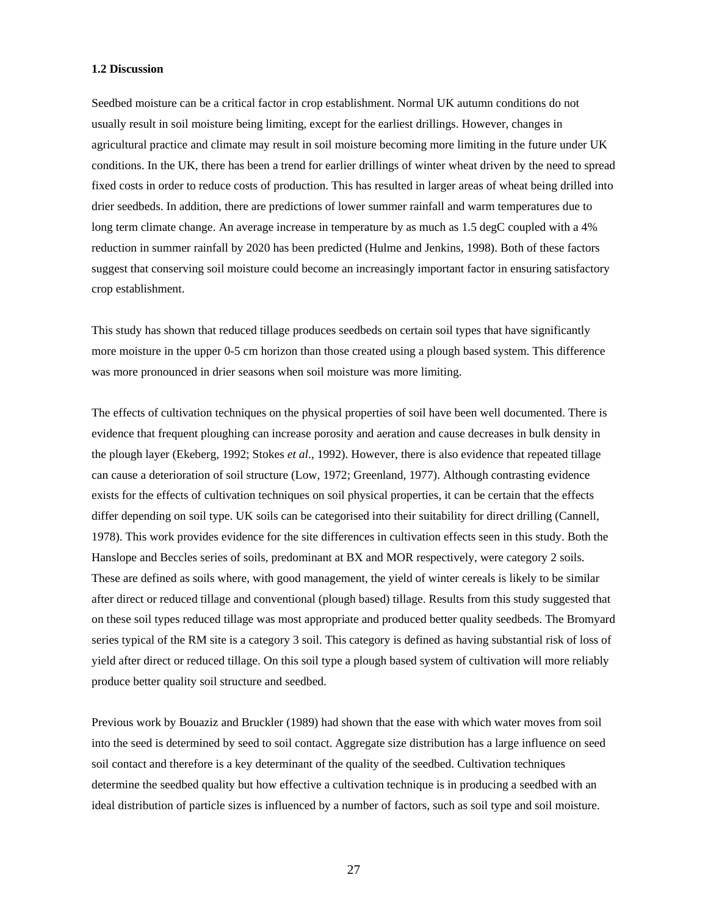### 1.2 Discussion

Seedbed moisture can be a critical factor in crop establishment. Normal UK autumn conditions do not usually result in soil moisture being limiting, except for the earliest drillings. However, changes in agricultural practice and climate may result in soil moisture becoming more limiting in the future under UK conditions. In the UK, there has been a trend for earlier drillings of winter wheat driven by the need to spread fixed costs in order to reduce costs of production. This has resulted in larger areas of wheat being drilled into drier seedbeds. In addition, there are predictions of lower summer rainfall and warm temperatures due to long term climate change. An average increase in temperature by as much as 1.5 degC coupled with a 4% reduction in summer rainfall by 2020 has been predicted (Hulme and Jenkins, 1998). Both of these factors suggest that conserving soil moisture could become an increasingly important factor in ensuring satisfactory crop establishment.

This study has shown that reduced tillage produces seedbeds on certain soil types that have significantly more moisture in the upper 0-5 cm horizon than those created using a plough based system. This difference was more pronounced in drier seasons when soil moisture was more limiting.

The effects of cultivation techniques on the physical properties of soil have been well documented. There is evidence that frequent ploughing can increase porosity and aeration and cause decreases in bulk density in the plough layer (Ekeberg, 1992; Stokes *et al*., 1992). However, there is also evidence that repeated tillage can cause a deterioration of soil structure (Low, 1972; Greenland, 1977). Although contrasting evidence exists for the effects of cultivation techniques on soil physical properties, it can be certain that the effects differ depending on soil type. UK soils can be categorised into their suitability for direct drilling (Cannell, 1978). This work provides evidence for the site differences in cultivation effects seen in this study. Both the Hanslope and Beccles series of soils, predominant at BX and MOR respectively, were category 2 soils. These are defined as soils where, with good management, the yield of winter cereals is likely to be similar after direct or reduced tillage and conventional (plough based) tillage. Results from this study suggested that on these soil types reduced tillage was most appropriate and produced better quality seedbeds. The Bromyard series typical of the RM site is a category 3 soil. This category is defined as having substantial risk of loss of yield after direct or reduced tillage. On this soil type a plough based system of cultivation will more reliably produce better quality soil structure and seedbed.

Previous work by Bouaziz and Bruckler (1989) had shown that the ease with which water moves from soil into the seed is determined by seed to soil contact. Aggregate size distribution has a large influence on seed soil contact and therefore is a key determinant of the quality of the seedbed. Cultivation techniques determine the seedbed quality but how effective a cultivation technique is in producing a seedbed with an ideal distribution of particle sizes is influenced by a number of factors, such as soil type and soil moisture.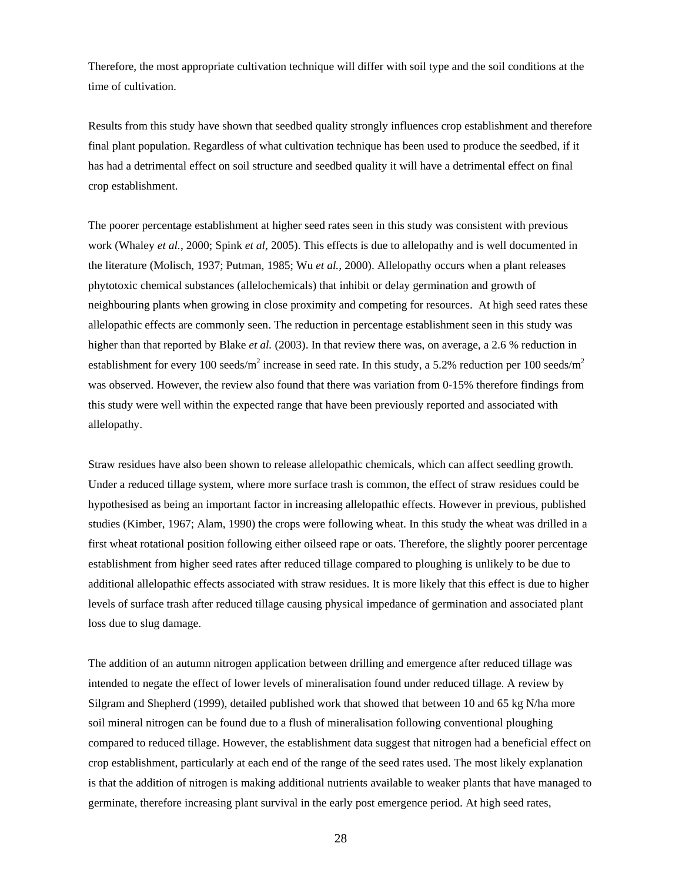Therefore, the most appropriate cultivation technique will differ with soil type and the soil conditions at the time of cultivation.

Results from this study have shown that seedbed quality strongly influences crop establishment and therefore final plant population. Regardless of what cultivation technique has been used to produce the seedbed, if it has had a detrimental effect on soil structure and seedbed quality it will have a detrimental effect on final crop establishment.

The poorer percentage establishment at higher seed rates seen in this study was consistent with previous work (Whaley *et al.*, 2000; Spink *et al*, 2005). This effects is due to allelopathy and is well documented in the literature (Molisch, 1937; Putman, 1985; Wu *et al.,* 2000). Allelopathy occurs when a plant releases phytotoxic chemical substances (allelochemicals) that inhibit or delay germination and growth of neighbouring plants when growing in close proximity and competing for resources. At high seed rates these allelopathic effects are commonly seen. The reduction in percentage establishment seen in this study was higher than that reported by Blake *et al.* (2003). In that review there was, on average, a 2.6 % reduction in establishment for every 100 seeds/m$^2$ increase in seed rate. In this study, a 5.2% reduction per 100 seeds/m$^2$ was observed. However, the review also found that there was variation from 0-15% therefore findings from this study were well within the expected range that have been previously reported and associated with allelopathy.

Straw residues have also been shown to release allelopathic chemicals, which can affect seedling growth. Under a reduced tillage system, where more surface trash is common, the effect of straw residues could be hypothesised as being an important factor in increasing allelopathic effects. However in previous, published studies (Kimber, 1967; Alam, 1990) the crops were following wheat. In this study the wheat was drilled in a first wheat rotational position following either oilseed rape or oats. Therefore, the slightly poorer percentage establishment from higher seed rates after reduced tillage compared to ploughing is unlikely to be due to additional allelopathic effects associated with straw residues. It is more likely that this effect is due to higher levels of surface trash after reduced tillage causing physical impedance of germination and associated plant loss due to slug damage.

The addition of an autumn nitrogen application between drilling and emergence after reduced tillage was intended to negate the effect of lower levels of mineralisation found under reduced tillage. A review by Silgram and Shepherd (1999), detailed published work that showed that between 10 and 65 kg N/ha more soil mineral nitrogen can be found due to a flush of mineralisation following conventional ploughing compared to reduced tillage. However, the establishment data suggest that nitrogen had a beneficial effect on crop establishment, particularly at each end of the range of the seed rates used. The most likely explanation is that the addition of nitrogen is making additional nutrients available to weaker plants that have managed to germinate, therefore increasing plant survival in the early post emergence period. At high seed rates,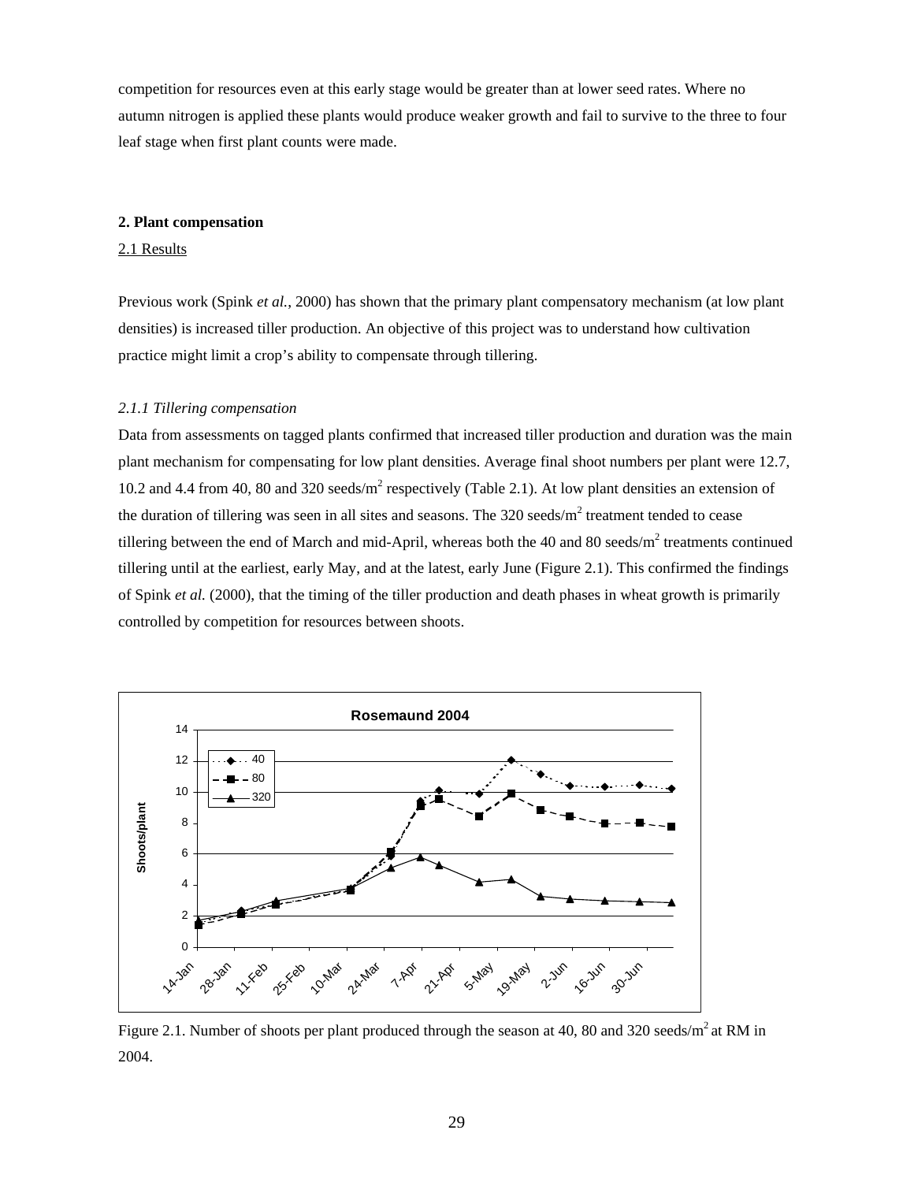competition for resources even at this early stage would be greater than at lower seed rates. Where no autumn nitrogen is applied these plants would produce weaker growth and fail to survive to the three to four leaf stage when first plant counts were made.

## 2. Plant compensation

### 2.1 Results

Previous work (Spink *et al.*, 2000) has shown that the primary plant compensatory mechanism (at low plant densities) is increased tiller production. An objective of this project was to understand how cultivation practice might limit a crop's ability to compensate through tillering.

#### *2.1.1 Tillering compensation*

Data from assessments on tagged plants confirmed that increased tiller production and duration was the main plant mechanism for compensating for low plant densities. Average final shoot numbers per plant were 12.7, 10.2 and 4.4 from 40, 80 and 320 seeds/m$^2$ respectively (Table 2.1). At low plant densities an extension of the duration of tillering was seen in all sites and seasons. The 320 seeds/m$^2$ treatment tended to cease tillering between the end of March and mid-April, whereas both the 40 and 80 seeds/m$^2$ treatments continued tillering until at the earliest, early May, and at the latest, early June (Figure 2.1). This confirmed the findings of Spink *et al.* (2000), that the timing of the tiller production and death phases in wheat growth is primarily controlled by competition for resources between shoots.

Figure 2.1. Number of shoots per plant produced through the season at 40, 80 and 320 seeds/m$^2$ at RM in 2004.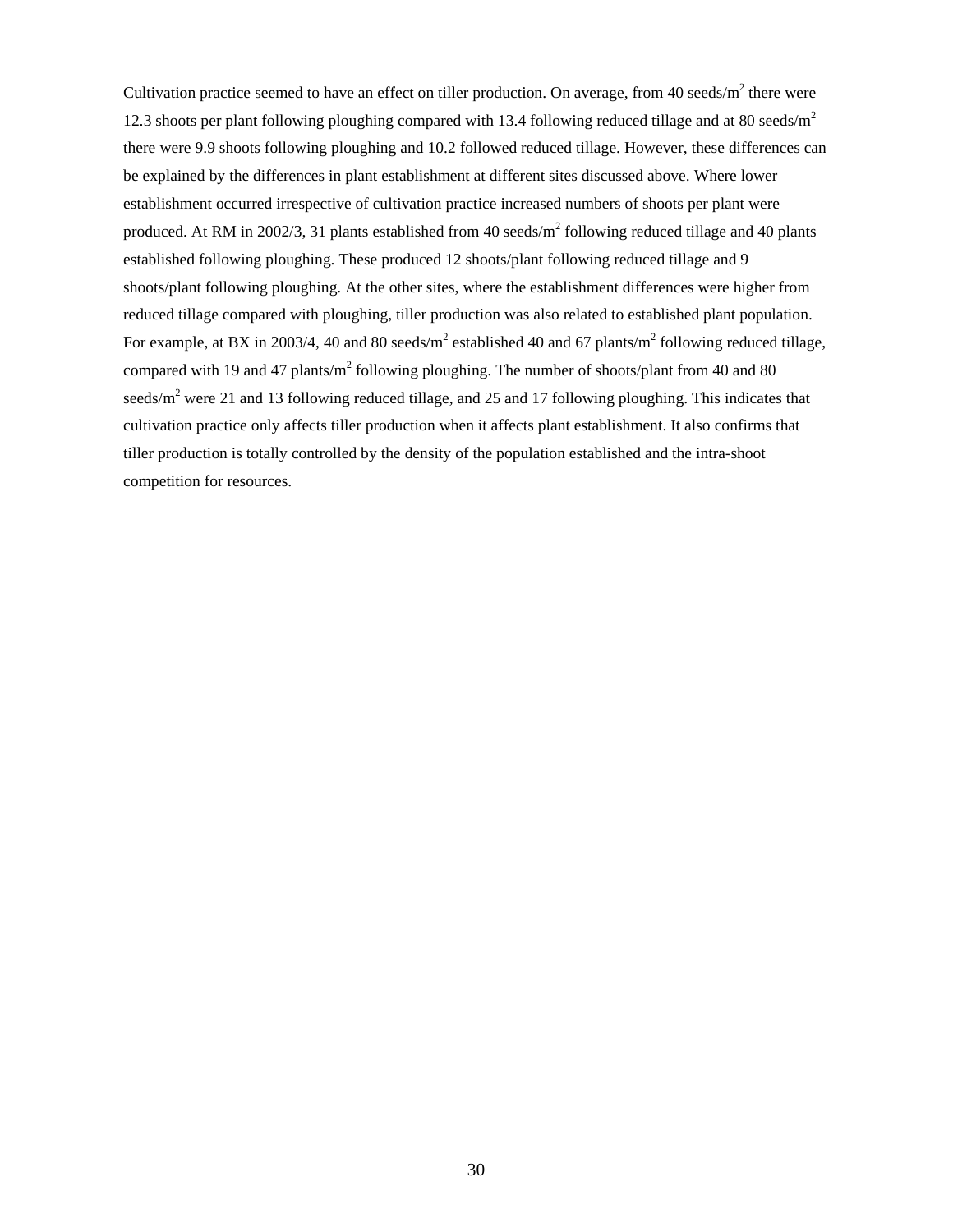Cultivation practice seemed to have an effect on tiller production. On average, from 40 seeds/m$^2$ there were 12.3 shoots per plant following ploughing compared with 13.4 following reduced tillage and at 80 seeds/m$^2$ there were 9.9 shoots following ploughing and 10.2 followed reduced tillage. However, these differences can be explained by the differences in plant establishment at different sites discussed above. Where lower establishment occurred irrespective of cultivation practice increased numbers of shoots per plant were produced. At RM in 2002/3, 31 plants established from 40 seeds/m$^2$ following reduced tillage and 40 plants established following ploughing. These produced 12 shoots/plant following reduced tillage and 9 shoots/plant following ploughing. At the other sites, where the establishment differences were higher from reduced tillage compared with ploughing, tiller production was also related to established plant population. For example, at BX in 2003/4, 40 and 80 seeds/m$^2$ established 40 and 67 plants/m$^2$ following reduced tillage, compared with 19 and 47 plants/m$^2$ following ploughing. The number of shoots/plant from 40 and 80 seeds/m$^2$ were 21 and 13 following reduced tillage, and 25 and 17 following ploughing. This indicates that cultivation practice only affects tiller production when it affects plant establishment. It also confirms that tiller production is totally controlled by the density of the population established and the intra-shoot competition for resources.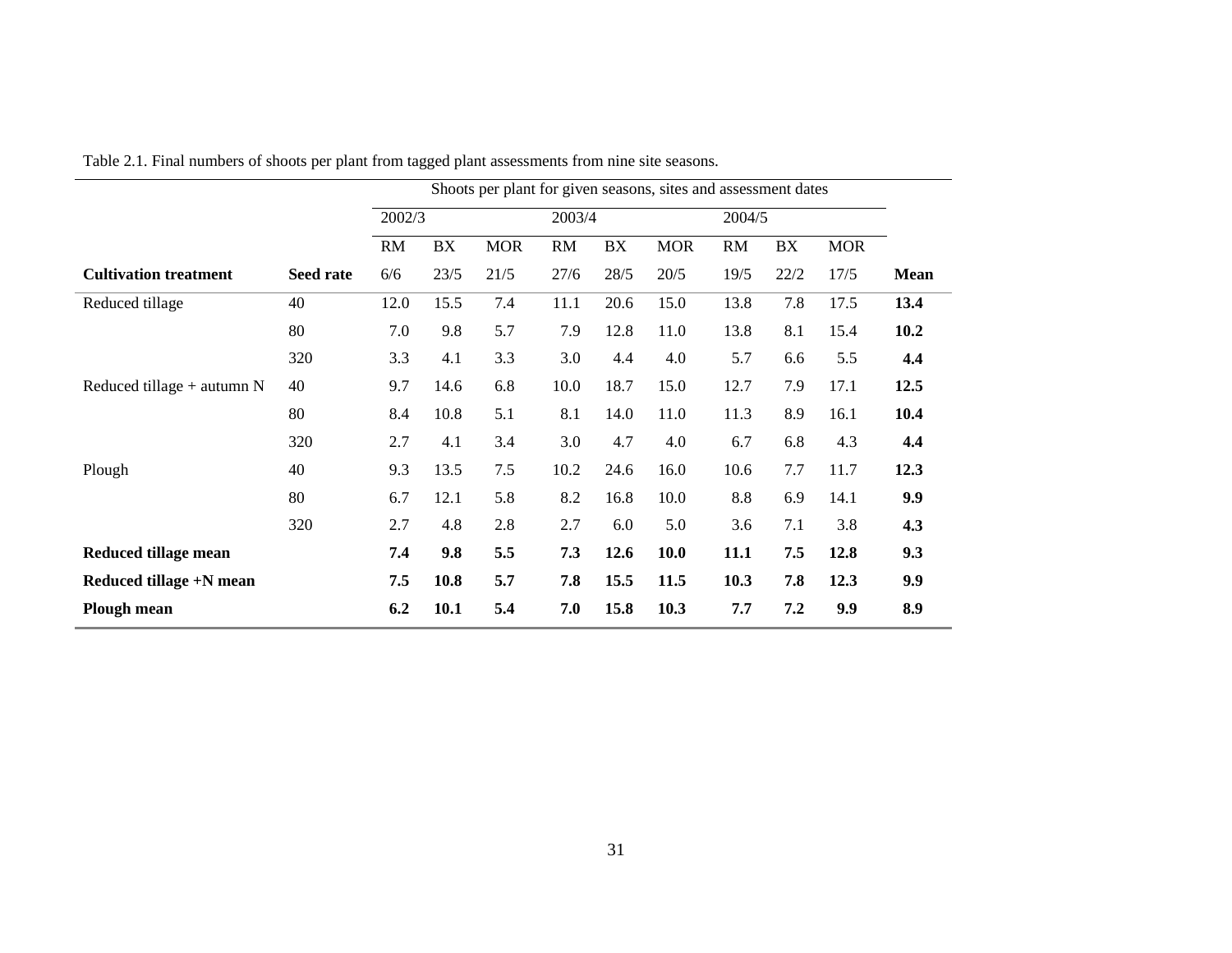Table 2.1. Final numbers of shoots per plant from tagged plant assessments from nine site seasons.

| | | Shoots per plant for given seasons, sites and assessment dates | | | | | | | | | |
|---|---|---|---|---|---|---|---|---|---|---|---|
| | | 2002/3 | | | 2003/4 | | | 2004/5 | | | |
| | | RM | BX | MOR | RM | BX | MOR | RM | BX | MOR | |
| **Cultivation treatment** | **Seed rate** | 6/6 | 23/5 | 21/5 | 27/6 | 28/5 | 20/5 | 19/5 | 22/2 | 17/5 | **Mean** |
| Reduced tillage | 40 | 12.0 | 15.5 | 7.4 | 11.1 | 20.6 | 15.0 | 13.8 | 7.8 | 17.5 | **13.4** |
| | 80 | 7.0 | 9.8 | 5.7 | 7.9 | 12.8 | 11.0 | 13.8 | 8.1 | 15.4 | **10.2** |
| | 320 | 3.3 | 4.1 | 3.3 | 3.0 | 4.4 | 4.0 | 5.7 | 6.6 | 5.5 | **4.4** |
| Reduced tillage + autumn N | 40 | 9.7 | 14.6 | 6.8 | 10.0 | 18.7 | 15.0 | 12.7 | 7.9 | 17.1 | **12.5** |
| | 80 | 8.4 | 10.8 | 5.1 | 8.1 | 14.0 | 11.0 | 11.3 | 8.9 | 16.1 | **10.4** |
| | 320 | 2.7 | 4.1 | 3.4 | 3.0 | 4.7 | 4.0 | 6.7 | 6.8 | 4.3 | **4.4** |
| Plough | 40 | 9.3 | 13.5 | 7.5 | 10.2 | 24.6 | 16.0 | 10.6 | 7.7 | 11.7 | **12.3** |
| | 80 | 6.7 | 12.1 | 5.8 | 8.2 | 16.8 | 10.0 | 8.8 | 6.9 | 14.1 | **9.9** |
| | 320 | 2.7 | 4.8 | 2.8 | 2.7 | 6.0 | 5.0 | 3.6 | 7.1 | 3.8 | **4.3** |
| **Reduced tillage mean** | | **7.4** | **9.8** | **5.5** | **7.3** | **12.6** | **10.0** | **11.1** | **7.5** | **12.8** | **9.3** |
| **Reduced tillage +N mean** | | **7.5** | **10.8** | **5.7** | **7.8** | **15.5** | **11.5** | **10.3** | **7.8** | **12.3** | **9.9** |
| **Plough mean** | | **6.2** | **10.1** | **5.4** | **7.0** | **15.8** | **10.3** | **7.7** | **7.2** | **9.9** | **8.9** |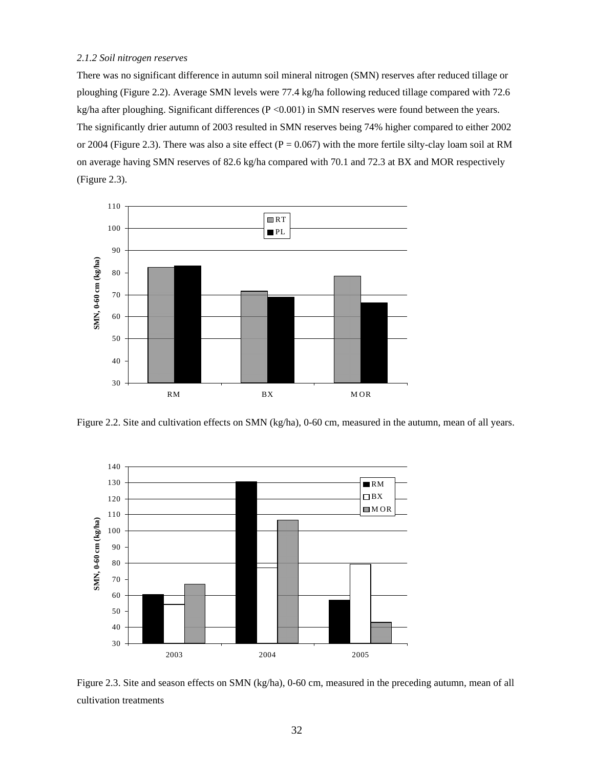*2.1.2 Soil nitrogen reserves*

There was no significant difference in autumn soil mineral nitrogen (SMN) reserves after reduced tillage or ploughing (Figure 2.2). Average SMN levels were 77.4 kg/ha following reduced tillage compared with 72.6 kg/ha after ploughing. Significant differences ($P < 0.001$) in SMN reserves were found between the years. The significantly drier autumn of 2003 resulted in SMN reserves being 74% higher compared to either 2002 or 2004 (Figure 2.3). There was also a site effect ($P = 0.067$) with the more fertile silty-clay loam soil at RM on average having SMN reserves of 82.6 kg/ha compared with 70.1 and 72.3 at BX and MOR respectively (Figure 2.3).

Figure 2.2. Site and cultivation effects on SMN (kg/ha), 0-60 cm, measured in the autumn, mean of all years.

Figure 2.3. Site and season effects on SMN (kg/ha), 0-60 cm, measured in the preceding autumn, mean of all cultivation treatments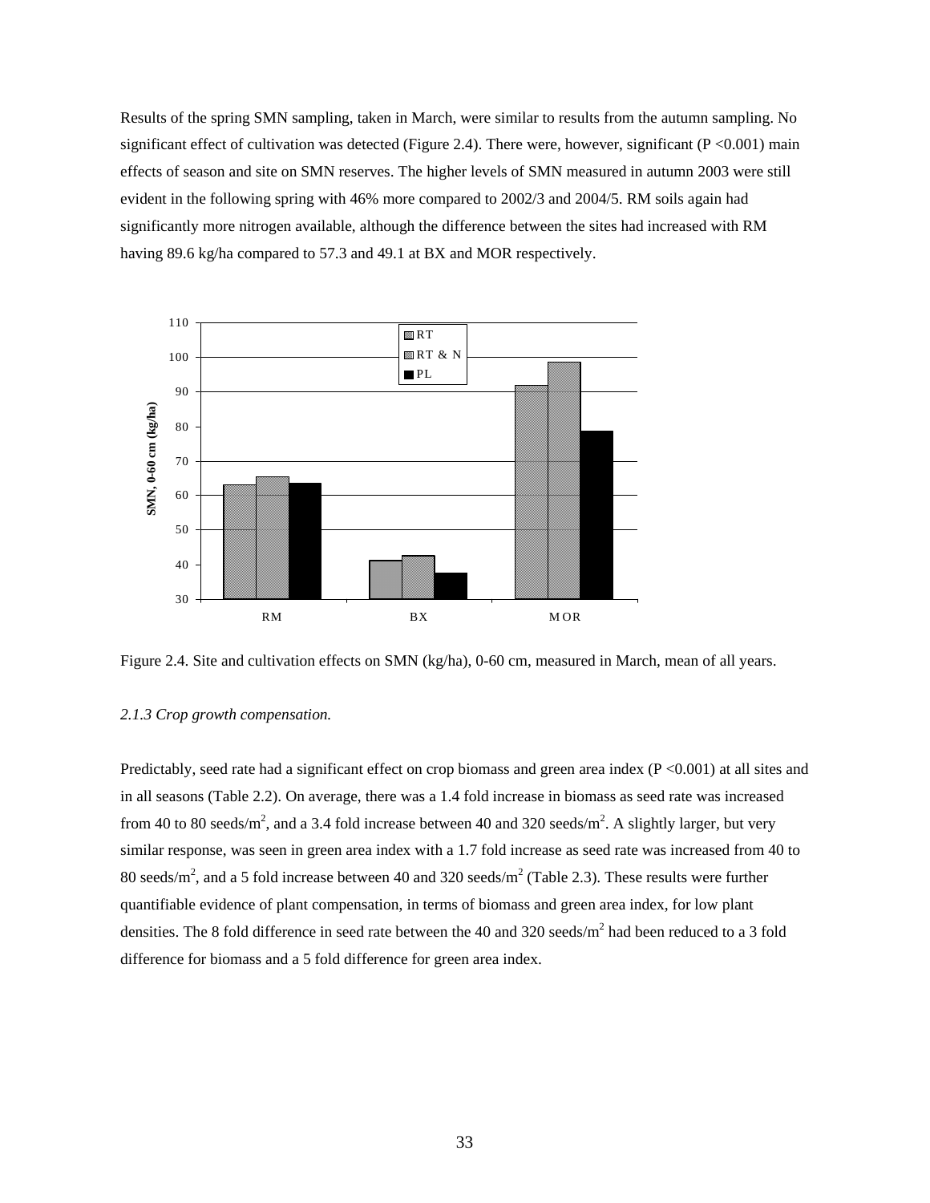Results of the spring SMN sampling, taken in March, were similar to results from the autumn sampling. No significant effect of cultivation was detected (Figure 2.4). There were, however, significant ($P < 0.001$) main effects of season and site on SMN reserves. The higher levels of SMN measured in autumn 2003 were still evident in the following spring with 46% more compared to 2002/3 and 2004/5. RM soils again had significantly more nitrogen available, although the difference between the sites had increased with RM having 89.6 kg/ha compared to 57.3 and 49.1 at BX and MOR respectively.

Figure 2.4. Site and cultivation effects on SMN (kg/ha), 0-60 cm, measured in March, mean of all years.

### *2.1.3 Crop growth compensation.*

Predictably, seed rate had a significant effect on crop biomass and green area index ($P < 0.001$) at all sites and in all seasons (Table 2.2). On average, there was a 1.4 fold increase in biomass as seed rate was increased from 40 to 80 seeds/m$^2$, and a 3.4 fold increase between 40 and 320 seeds/m$^2$. A slightly larger, but very similar response, was seen in green area index with a 1.7 fold increase as seed rate was increased from 40 to 80 seeds/m$^2$, and a 5 fold increase between 40 and 320 seeds/m$^2$ (Table 2.3). These results were further quantifiable evidence of plant compensation, in terms of biomass and green area index, for low plant densities. The 8 fold difference in seed rate between the 40 and 320 seeds/m$^2$ had been reduced to a 3 fold difference for biomass and a 5 fold difference for green area index.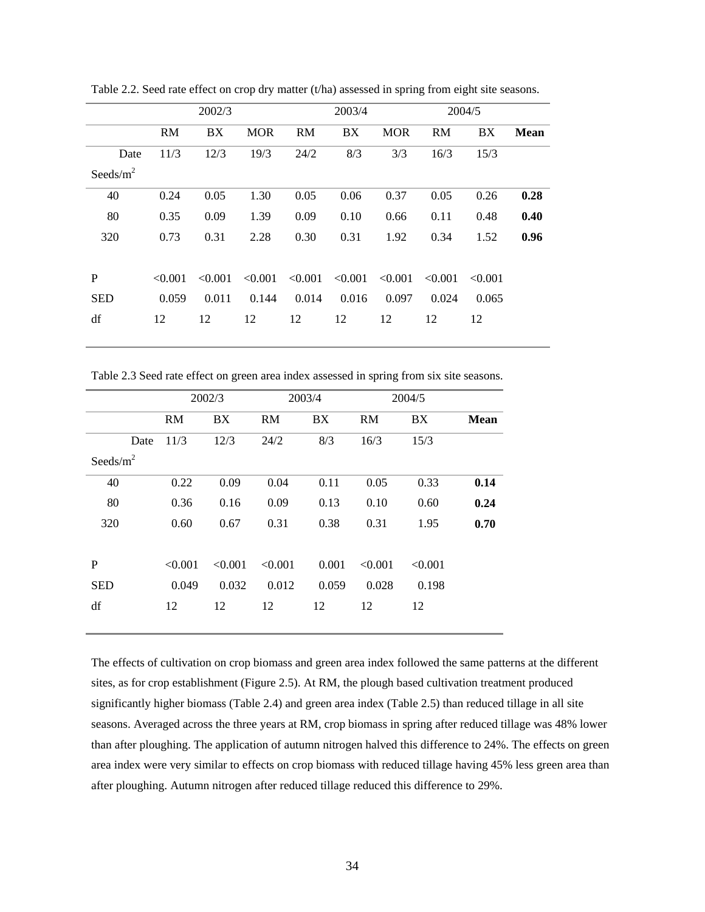Table 2.2. Seed rate effect on crop dry matter (t/ha) assessed in spring from eight site seasons.

| | 2002/3 | | | 2003/4 | | | 2004/5 | | |
|---|---|---|---|---|---|---|---|---|---|
| | RM | BX | MOR | RM | BX | MOR | RM | BX | **Mean** |
| Date | 11/3 | 12/3 | 19/3 | 24/2 | 8/3 | 3/3 | 16/3 | 15/3 | |
| Seeds/m$^2$ | | | | | | | | | |
| 40 | 0.24 | 0.05 | 1.30 | 0.05 | 0.06 | 0.37 | 0.05 | 0.26 | **0.28** |
| 80 | 0.35 | 0.09 | 1.39 | 0.09 | 0.10 | 0.66 | 0.11 | 0.48 | **0.40** |
| 320 | 0.73 | 0.31 | 2.28 | 0.30 | 0.31 | 1.92 | 0.34 | 1.52 | **0.96** |
| P | <0.001 | <0.001 | <0.001 | <0.001 | <0.001 | <0.001 | <0.001 | <0.001 | |
| SED | 0.059 | 0.011 | 0.144 | 0.014 | 0.016 | 0.097 | 0.024 | 0.065 | |
| df | 12 | 12 | 12 | 12 | 12 | 12 | 12 | 12 | |

Table 2.3 Seed rate effect on green area index assessed in spring from six site seasons.

| | 2002/3 | | 2003/4 | | 2004/5 | | |
|---|---|---|---|---|---|---|---|
| | RM | BX | RM | BX | RM | BX | **Mean** |
| Date | 11/3 | 12/3 | 24/2 | 8/3 | 16/3 | 15/3 | |
| Seeds/m$^2$ | | | | | | | |
| 40 | 0.22 | 0.09 | 0.04 | 0.11 | 0.05 | 0.33 | **0.14** |
| 80 | 0.36 | 0.16 | 0.09 | 0.13 | 0.10 | 0.60 | **0.24** |
| 320 | 0.60 | 0.67 | 0.31 | 0.38 | 0.31 | 1.95 | **0.70** |
| P | <0.001 | <0.001 | <0.001 | 0.001 | <0.001 | <0.001 | |
| SED | 0.049 | 0.032 | 0.012 | 0.059 | 0.028 | 0.198 | |
| df | 12 | 12 | 12 | 12 | 12 | 12 | |

The effects of cultivation on crop biomass and green area index followed the same patterns at the different sites, as for crop establishment (Figure 2.5). At RM, the plough based cultivation treatment produced significantly higher biomass (Table 2.4) and green area index (Table 2.5) than reduced tillage in all site seasons. Averaged across the three years at RM, crop biomass in spring after reduced tillage was 48% lower than after ploughing. The application of autumn nitrogen halved this difference to 24%. The effects on green area index were very similar to effects on crop biomass with reduced tillage having 45% less green area than after ploughing. Autumn nitrogen after reduced tillage reduced this difference to 29%.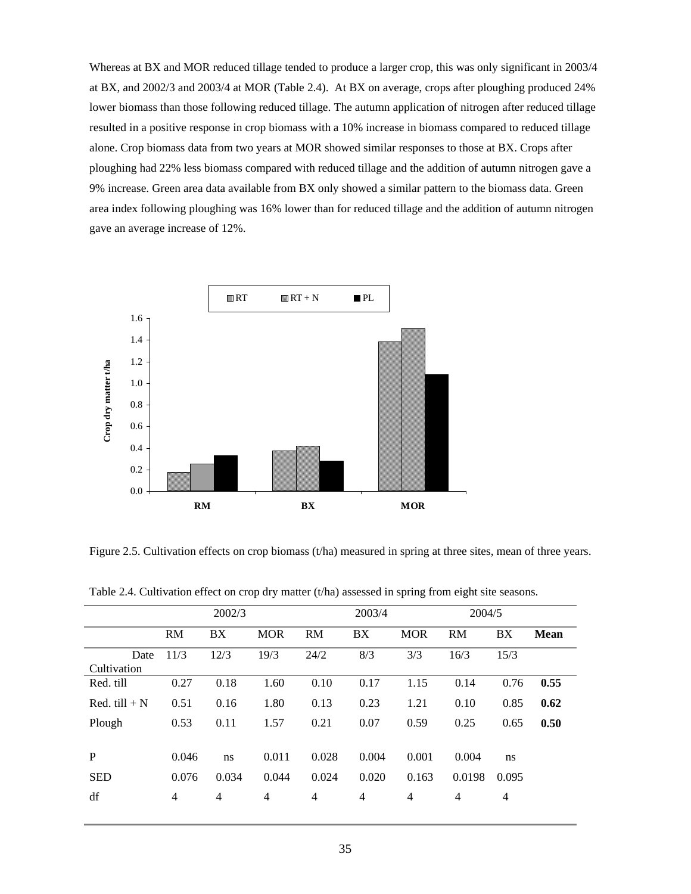Whereas at BX and MOR reduced tillage tended to produce a larger crop, this was only significant in 2003/4 at BX, and 2002/3 and 2003/4 at MOR (Table 2.4). At BX on average, crops after ploughing produced 24% lower biomass than those following reduced tillage. The autumn application of nitrogen after reduced tillage resulted in a positive response in crop biomass with a 10% increase in biomass compared to reduced tillage alone. Crop biomass data from two years at MOR showed similar responses to those at BX. Crops after ploughing had 22% less biomass compared with reduced tillage and the addition of autumn nitrogen gave a 9% increase. Green area data available from BX only showed a similar pattern to the biomass data. Green area index following ploughing was 16% lower than for reduced tillage and the addition of autumn nitrogen gave an average increase of 12%.

Figure 2.5. Cultivation effects on crop biomass (t/ha) measured in spring at three sites, mean of three years.

Table 2.4. Cultivation effect on crop dry matter (t/ha) assessed in spring from eight site seasons.

| | 2002/3 | | | 2003/4 | | | 2004/5 | | |
|---|---|---|---|---|---|---|---|---|---|
| | RM | BX | MOR | RM | BX | MOR | RM | BX | **Mean** |
| Date<br>Cultivation | 11/3 | 12/3 | 19/3 | 24/2 | 8/3 | 3/3 | 16/3 | 15/3 | |
| Red. till | 0.27 | 0.18 | 1.60 | 0.10 | 0.17 | 1.15 | 0.14 | 0.76 | **0.55** |
| Red. till + N | 0.51 | 0.16 | 1.80 | 0.13 | 0.23 | 1.21 | 0.10 | 0.85 | **0.62** |
| Plough | 0.53 | 0.11 | 1.57 | 0.21 | 0.07 | 0.59 | 0.25 | 0.65 | **0.50** |
| P | 0.046 | ns | 0.011 | 0.028 | 0.004 | 0.001 | 0.004 | ns | |
| SED | 0.076 | 0.034 | 0.044 | 0.024 | 0.020 | 0.163 | 0.0198 | 0.095 | |
| df | 4 | 4 | 4 | 4 | 4 | 4 | 4 | 4 | |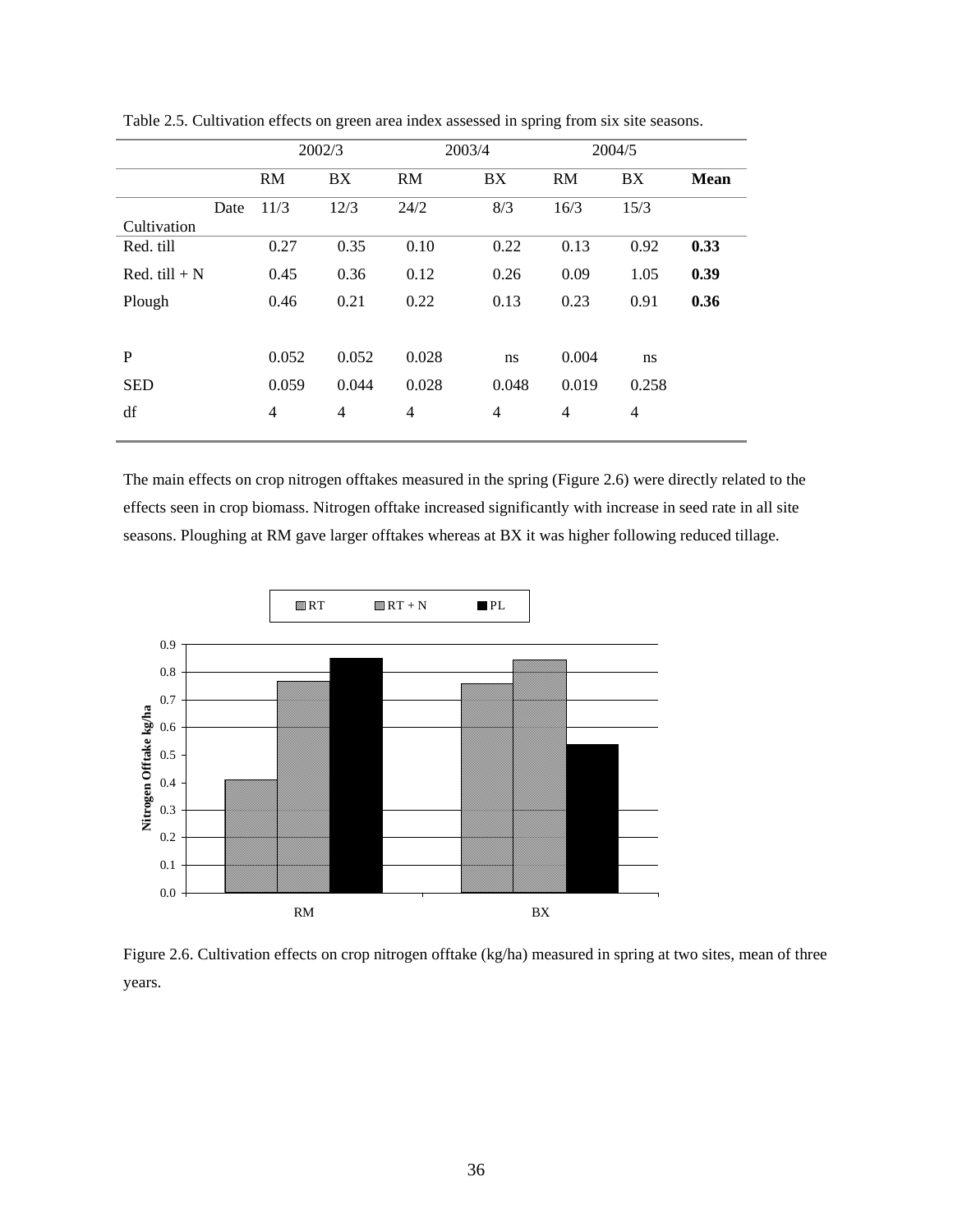Table 2.5. Cultivation effects on green area index assessed in spring from six site seasons.

| | 2002/3 | | 2003/4 | | 2004/5 | | |
|---|---|---|---|---|---|---|---|
| | RM | BX | RM | BX | RM | BX | **Mean** |
| Date | 11/3 | 12/3 | 24/2 | 8/3 | 16/3 | 15/3 | |
| Cultivation | | | | | | | |
| Red. till | 0.27 | 0.35 | 0.10 | 0.22 | 0.13 | 0.92 | **0.33** |
| Red. till + N | 0.45 | 0.36 | 0.12 | 0.26 | 0.09 | 1.05 | **0.39** |
| Plough | 0.46 | 0.21 | 0.22 | 0.13 | 0.23 | 0.91 | **0.36** |
| | | | | | | | |
| P | 0.052 | 0.052 | 0.028 | ns | 0.004 | ns | |
| SED | 0.059 | 0.044 | 0.028 | 0.048 | 0.019 | 0.258 | |
| df | 4 | 4 | 4 | 4 | 4 | 4 | |

The main effects on crop nitrogen offtakes measured in the spring (Figure 2.6) were directly related to the effects seen in crop biomass. Nitrogen offtake increased significantly with increase in seed rate in all site seasons. Ploughing at RM gave larger offtakes whereas at BX it was higher following reduced tillage.

Figure 2.6. Cultivation effects on crop nitrogen offtake (kg/ha) measured in spring at two sites, mean of three years.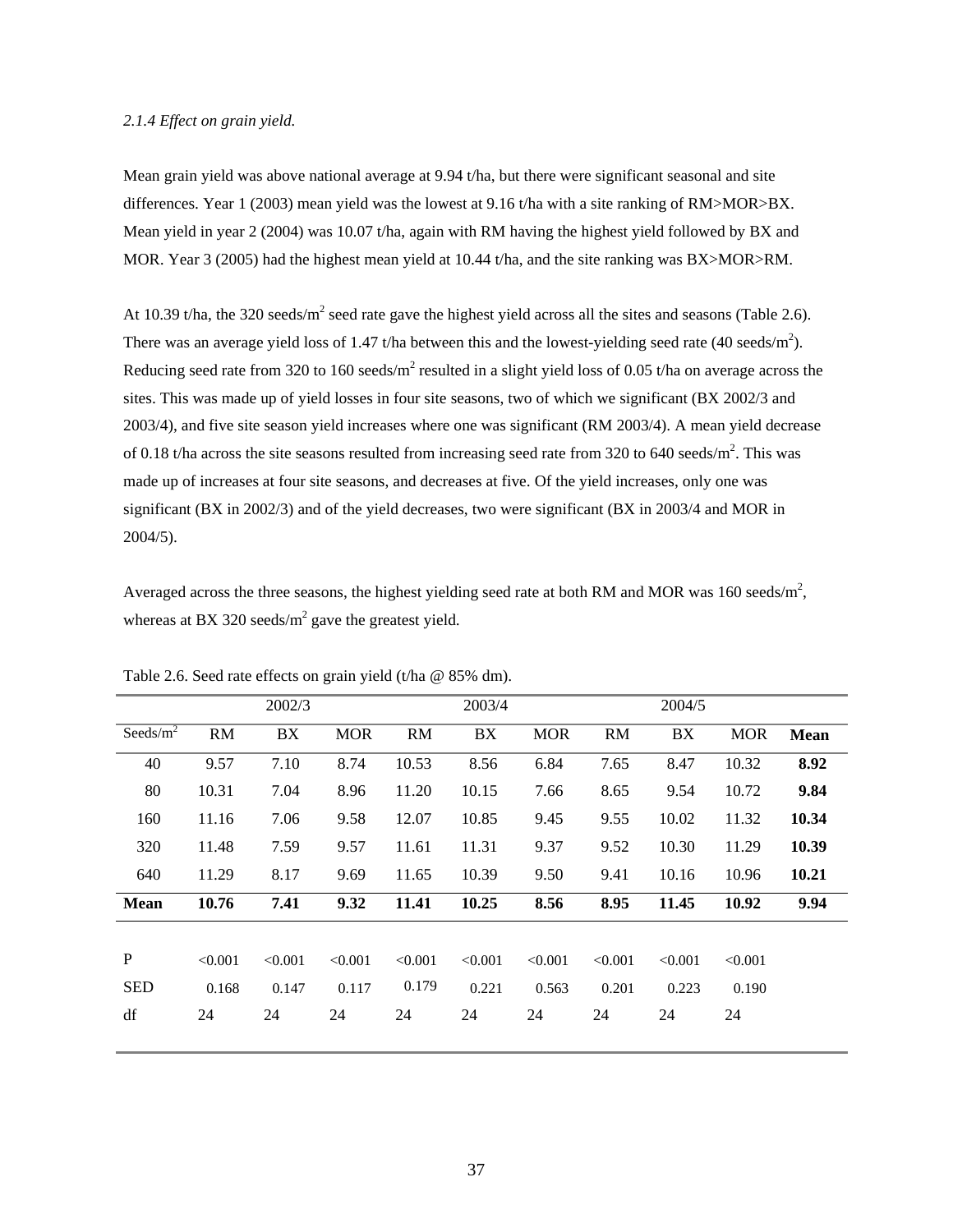*2.1.4 Effect on grain yield.*

Mean grain yield was above national average at 9.94 t/ha, but there were significant seasonal and site differences. Year 1 (2003) mean yield was the lowest at 9.16 t/ha with a site ranking of RM>MOR>BX. Mean yield in year 2 (2004) was 10.07 t/ha, again with RM having the highest yield followed by BX and MOR. Year 3 (2005) had the highest mean yield at 10.44 t/ha, and the site ranking was BX>MOR>RM.

At 10.39 t/ha, the 320 seeds/m$^2$ seed rate gave the highest yield across all the sites and seasons (Table 2.6). There was an average yield loss of 1.47 t/ha between this and the lowest-yielding seed rate (40 seeds/m$^2$). Reducing seed rate from 320 to 160 seeds/m$^2$ resulted in a slight yield loss of 0.05 t/ha on average across the sites. This was made up of yield losses in four site seasons, two of which we significant (BX 2002/3 and 2003/4), and five site season yield increases where one was significant (RM 2003/4). A mean yield decrease of 0.18 t/ha across the site seasons resulted from increasing seed rate from 320 to 640 seeds/m$^2$. This was made up of increases at four site seasons, and decreases at five. Of the yield increases, only one was significant (BX in 2002/3) and of the yield decreases, two were significant (BX in 2003/4 and MOR in 2004/5).

Averaged across the three seasons, the highest yielding seed rate at both RM and MOR was 160 seeds/m$^2$, whereas at BX 320 seeds/m$^2$ gave the greatest yield.

Table 2.6. Seed rate effects on grain yield (t/ha @ 85% dm).

| | 2002/3 | | | 2003/4 | | | 2004/5 | | | |
|---|---|---|---|---|---|---|---|---|---|---|
| Seeds/m$^2$ | RM | BX | MOR | RM | BX | MOR | RM | BX | MOR | **Mean** |
| 40 | 9.57 | 7.10 | 8.74 | 10.53 | 8.56 | 6.84 | 7.65 | 8.47 | 10.32 | **8.92** |
| 80 | 10.31 | 7.04 | 8.96 | 11.20 | 10.15 | 7.66 | 8.65 | 9.54 | 10.72 | **9.84** |
| 160 | 11.16 | 7.06 | 9.58 | 12.07 | 10.85 | 9.45 | 9.55 | 10.02 | 11.32 | **10.34** |
| 320 | 11.48 | 7.59 | 9.57 | 11.61 | 11.31 | 9.37 | 9.52 | 10.30 | 11.29 | **10.39** |
| 640 | 11.29 | 8.17 | 9.69 | 11.65 | 10.39 | 9.50 | 9.41 | 10.16 | 10.96 | **10.21** |
| **Mean** | **10.76** | **7.41** | **9.32** | **11.41** | **10.25** | **8.56** | **8.95** | **11.45** | **10.92** | **9.94** |
| P | <0.001 | <0.001 | <0.001 | <0.001 | <0.001 | <0.001 | <0.001 | <0.001 | <0.001 | |
| SED | 0.168 | 0.147 | 0.117 | 0.179 | 0.221 | 0.563 | 0.201 | 0.223 | 0.190 | |
| df | 24 | 24 | 24 | 24 | 24 | 24 | 24 | 24 | 24 | |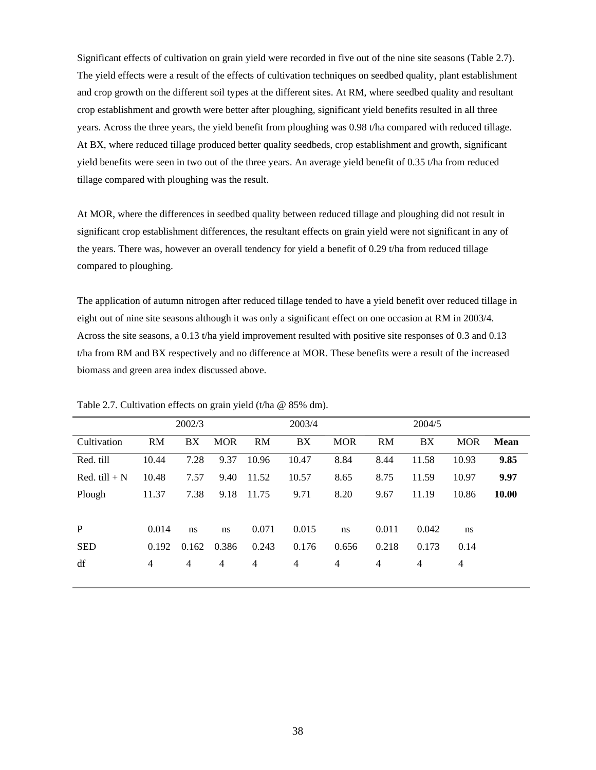Significant effects of cultivation on grain yield were recorded in five out of the nine site seasons (Table 2.7). The yield effects were a result of the effects of cultivation techniques on seedbed quality, plant establishment and crop growth on the different soil types at the different sites. At RM, where seedbed quality and resultant crop establishment and growth were better after ploughing, significant yield benefits resulted in all three years. Across the three years, the yield benefit from ploughing was 0.98 t/ha compared with reduced tillage. At BX, where reduced tillage produced better quality seedbeds, crop establishment and growth, significant yield benefits were seen in two out of the three years. An average yield benefit of 0.35 t/ha from reduced tillage compared with ploughing was the result.

At MOR, where the differences in seedbed quality between reduced tillage and ploughing did not result in significant crop establishment differences, the resultant effects on grain yield were not significant in any of the years. There was, however an overall tendency for yield a benefit of 0.29 t/ha from reduced tillage compared to ploughing.

The application of autumn nitrogen after reduced tillage tended to have a yield benefit over reduced tillage in eight out of nine site seasons although it was only a significant effect on one occasion at RM in 2003/4. Across the site seasons, a 0.13 t/ha yield improvement resulted with positive site responses of 0.3 and 0.13 t/ha from RM and BX respectively and no difference at MOR. These benefits were a result of the increased biomass and green area index discussed above.

Table 2.7. Cultivation effects on grain yield (t/ha @ 85% dm).

| | 2002/3 | | | 2003/4 | | | 2004/5 | | | |
|---|---|---|---|---|---|---|---|---|---|---|
| Cultivation | RM | BX | MOR | RM | BX | MOR | RM | BX | MOR | **Mean** |
| Red. till | 10.44 | 7.28 | 9.37 | 10.96 | 10.47 | 8.84 | 8.44 | 11.58 | 10.93 | **9.85** |
| Red. till + N | 10.48 | 7.57 | 9.40 | 11.52 | 10.57 | 8.65 | 8.75 | 11.59 | 10.97 | **9.97** |
| Plough | 11.37 | 7.38 | 9.18 | 11.75 | 9.71 | 8.20 | 9.67 | 11.19 | 10.86 | **10.00** |
| | | | | | | | | | | |
| P | 0.014 | ns | ns | 0.071 | 0.015 | ns | 0.011 | 0.042 | ns | |
| SED | 0.192 | 0.162 | 0.386 | 0.243 | 0.176 | 0.656 | 0.218 | 0.173 | 0.14 | |
| df | 4 | 4 | 4 | 4 | 4 | 4 | 4 | 4 | 4 | |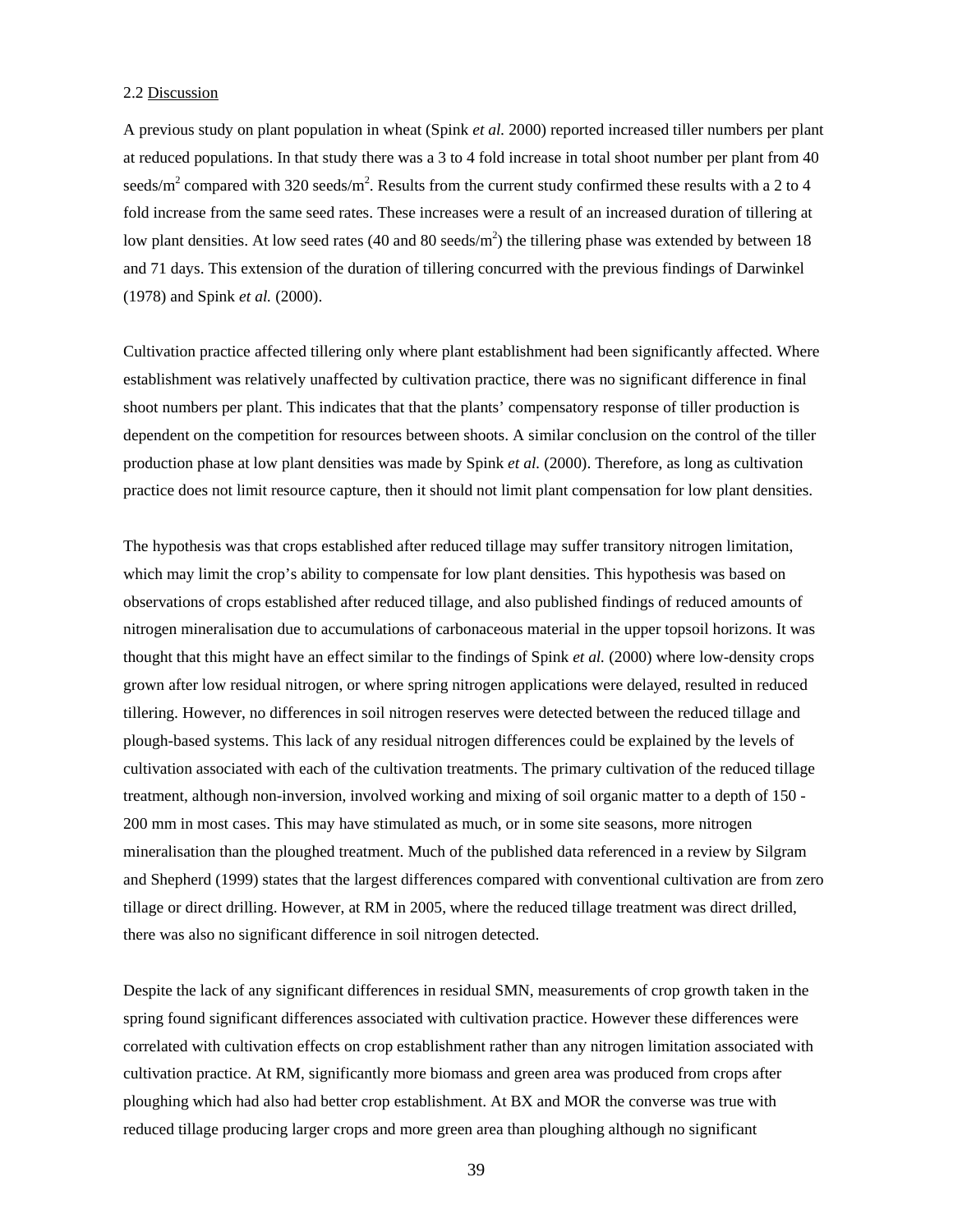2.2 Discussion

A previous study on plant population in wheat (Spink *et al.* 2000) reported increased tiller numbers per plant at reduced populations. In that study there was a 3 to 4 fold increase in total shoot number per plant from 40 seeds/$m^2$ compared with 320 seeds/$m^2$. Results from the current study confirmed these results with a 2 to 4 fold increase from the same seed rates. These increases were a result of an increased duration of tillering at low plant densities. At low seed rates (40 and 80 seeds/$m^2$) the tillering phase was extended by between 18 and 71 days. This extension of the duration of tillering concurred with the previous findings of Darwinkel (1978) and Spink *et al.* (2000).

Cultivation practice affected tillering only where plant establishment had been significantly affected. Where establishment was relatively unaffected by cultivation practice, there was no significant difference in final shoot numbers per plant. This indicates that that the plants' compensatory response of tiller production is dependent on the competition for resources between shoots. A similar conclusion on the control of the tiller production phase at low plant densities was made by Spink *et al.* (2000). Therefore, as long as cultivation practice does not limit resource capture, then it should not limit plant compensation for low plant densities.

The hypothesis was that crops established after reduced tillage may suffer transitory nitrogen limitation, which may limit the crop's ability to compensate for low plant densities. This hypothesis was based on observations of crops established after reduced tillage, and also published findings of reduced amounts of nitrogen mineralisation due to accumulations of carbonaceous material in the upper topsoil horizons. It was thought that this might have an effect similar to the findings of Spink *et al.* (2000) where low-density crops grown after low residual nitrogen, or where spring nitrogen applications were delayed, resulted in reduced tillering. However, no differences in soil nitrogen reserves were detected between the reduced tillage and plough-based systems. This lack of any residual nitrogen differences could be explained by the levels of cultivation associated with each of the cultivation treatments. The primary cultivation of the reduced tillage treatment, although non-inversion, involved working and mixing of soil organic matter to a depth of 150 - 200 mm in most cases. This may have stimulated as much, or in some site seasons, more nitrogen mineralisation than the ploughed treatment. Much of the published data referenced in a review by Silgram and Shepherd (1999) states that the largest differences compared with conventional cultivation are from zero tillage or direct drilling. However, at RM in 2005, where the reduced tillage treatment was direct drilled, there was also no significant difference in soil nitrogen detected.

Despite the lack of any significant differences in residual SMN, measurements of crop growth taken in the spring found significant differences associated with cultivation practice. However these differences were correlated with cultivation effects on crop establishment rather than any nitrogen limitation associated with cultivation practice. At RM, significantly more biomass and green area was produced from crops after ploughing which had also had better crop establishment. At BX and MOR the converse was true with reduced tillage producing larger crops and more green area than ploughing although no significant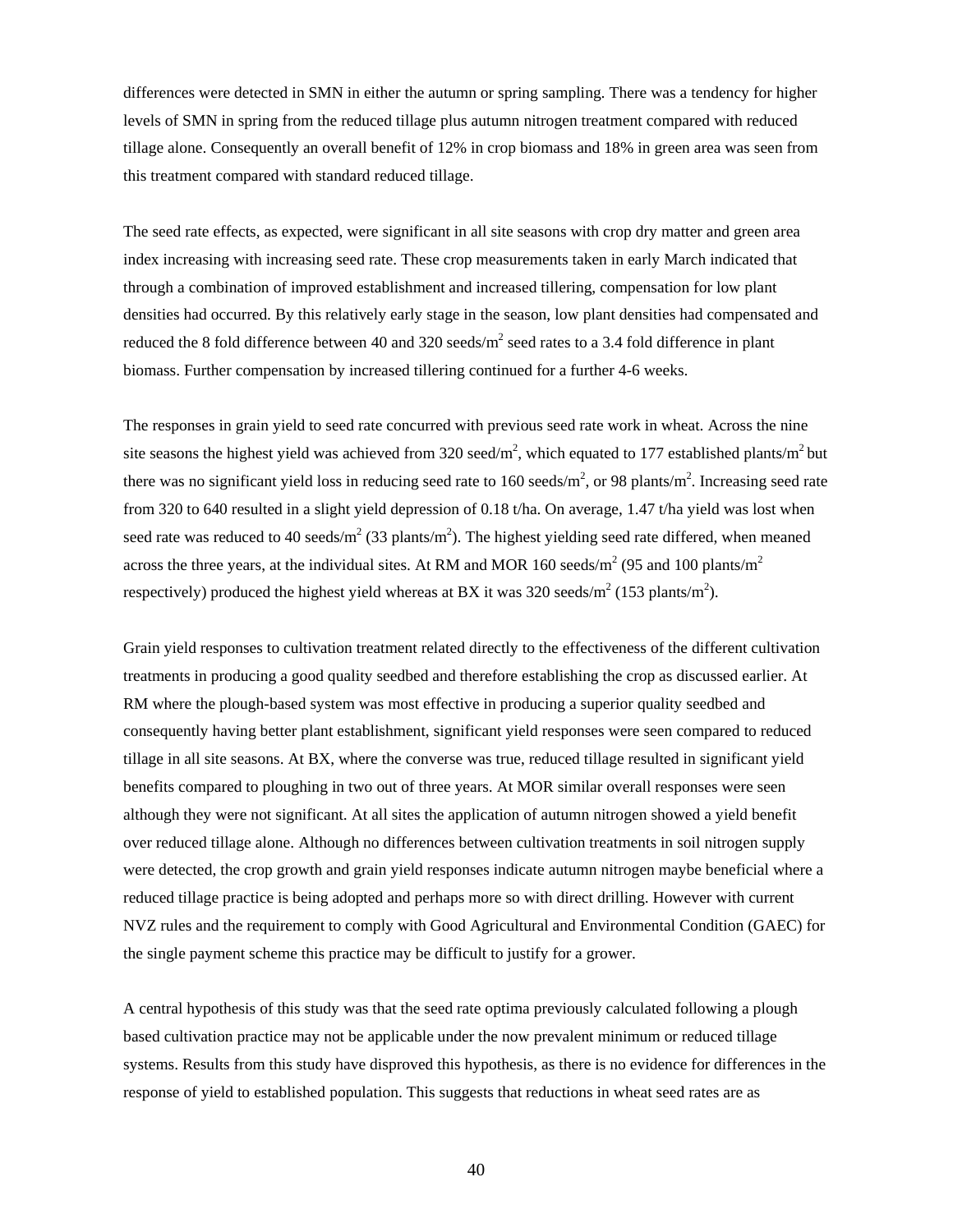differences were detected in SMN in either the autumn or spring sampling. There was a tendency for higher levels of SMN in spring from the reduced tillage plus autumn nitrogen treatment compared with reduced tillage alone. Consequently an overall benefit of 12% in crop biomass and 18% in green area was seen from this treatment compared with standard reduced tillage.

The seed rate effects, as expected, were significant in all site seasons with crop dry matter and green area index increasing with increasing seed rate. These crop measurements taken in early March indicated that through a combination of improved establishment and increased tillering, compensation for low plant densities had occurred. By this relatively early stage in the season, low plant densities had compensated and reduced the 8 fold difference between 40 and 320 seeds/m$^2$ seed rates to a 3.4 fold difference in plant biomass. Further compensation by increased tillering continued for a further 4-6 weeks.

The responses in grain yield to seed rate concurred with previous seed rate work in wheat. Across the nine site seasons the highest yield was achieved from 320 seed/m$^2$, which equated to 177 established plants/m$^2$ but there was no significant yield loss in reducing seed rate to 160 seeds/m$^2$, or 98 plants/m$^2$. Increasing seed rate from 320 to 640 resulted in a slight yield depression of 0.18 t/ha. On average, 1.47 t/ha yield was lost when seed rate was reduced to 40 seeds/m$^2$ (33 plants/m$^2$). The highest yielding seed rate differed, when meaned across the three years, at the individual sites. At RM and MOR 160 seeds/m$^2$ (95 and 100 plants/m$^2$ respectively) produced the highest yield whereas at BX it was 320 seeds/m$^2$ (153 plants/m$^2$).

Grain yield responses to cultivation treatment related directly to the effectiveness of the different cultivation treatments in producing a good quality seedbed and therefore establishing the crop as discussed earlier. At RM where the plough-based system was most effective in producing a superior quality seedbed and consequently having better plant establishment, significant yield responses were seen compared to reduced tillage in all site seasons. At BX, where the converse was true, reduced tillage resulted in significant yield benefits compared to ploughing in two out of three years. At MOR similar overall responses were seen although they were not significant. At all sites the application of autumn nitrogen showed a yield benefit over reduced tillage alone. Although no differences between cultivation treatments in soil nitrogen supply were detected, the crop growth and grain yield responses indicate autumn nitrogen maybe beneficial where a reduced tillage practice is being adopted and perhaps more so with direct drilling. However with current NVZ rules and the requirement to comply with Good Agricultural and Environmental Condition (GAEC) for the single payment scheme this practice may be difficult to justify for a grower.

A central hypothesis of this study was that the seed rate optima previously calculated following a plough based cultivation practice may not be applicable under the now prevalent minimum or reduced tillage systems. Results from this study have disproved this hypothesis, as there is no evidence for differences in the response of yield to established population. This suggests that reductions in wheat seed rates are as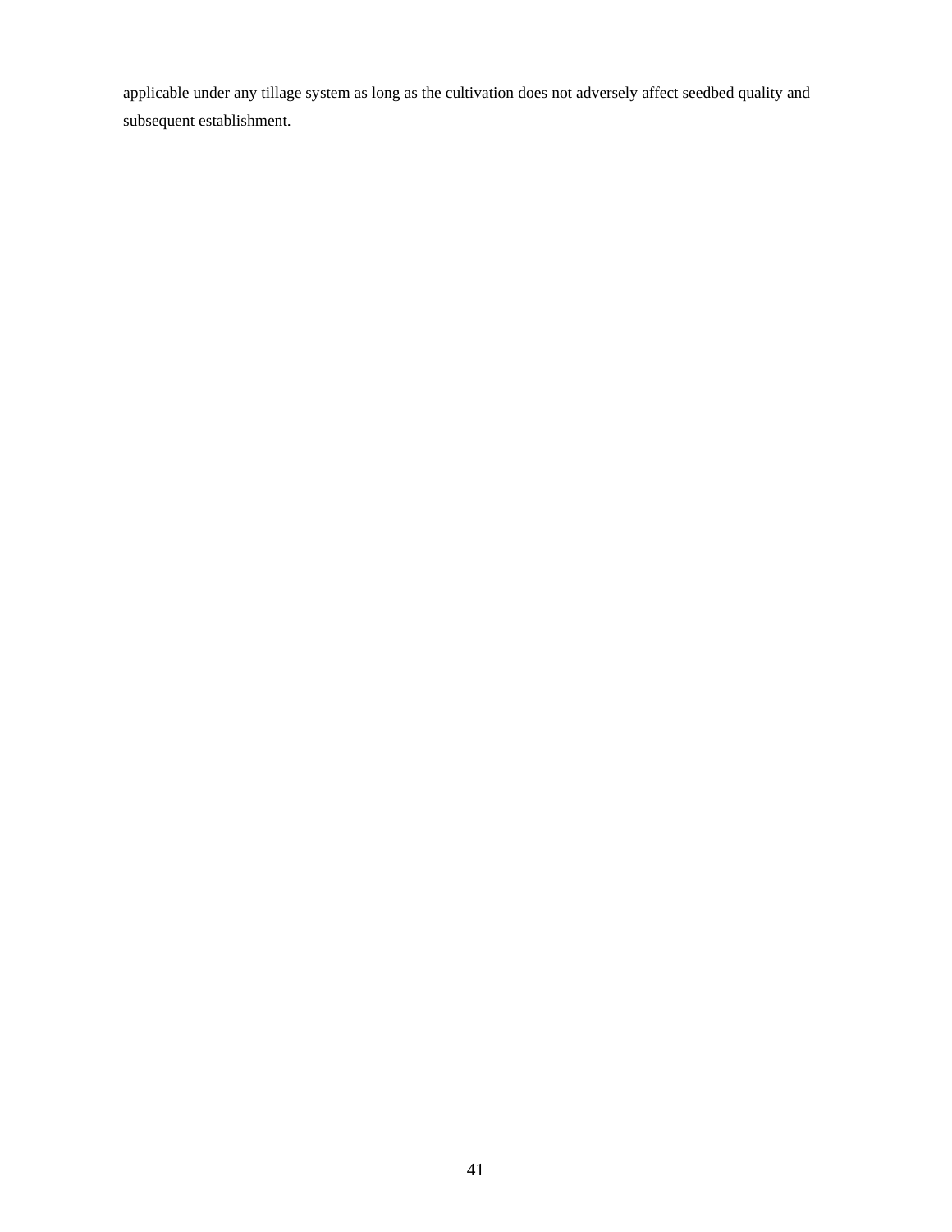applicable under any tillage system as long as the cultivation does not adversely affect seedbed quality and subsequent establishment.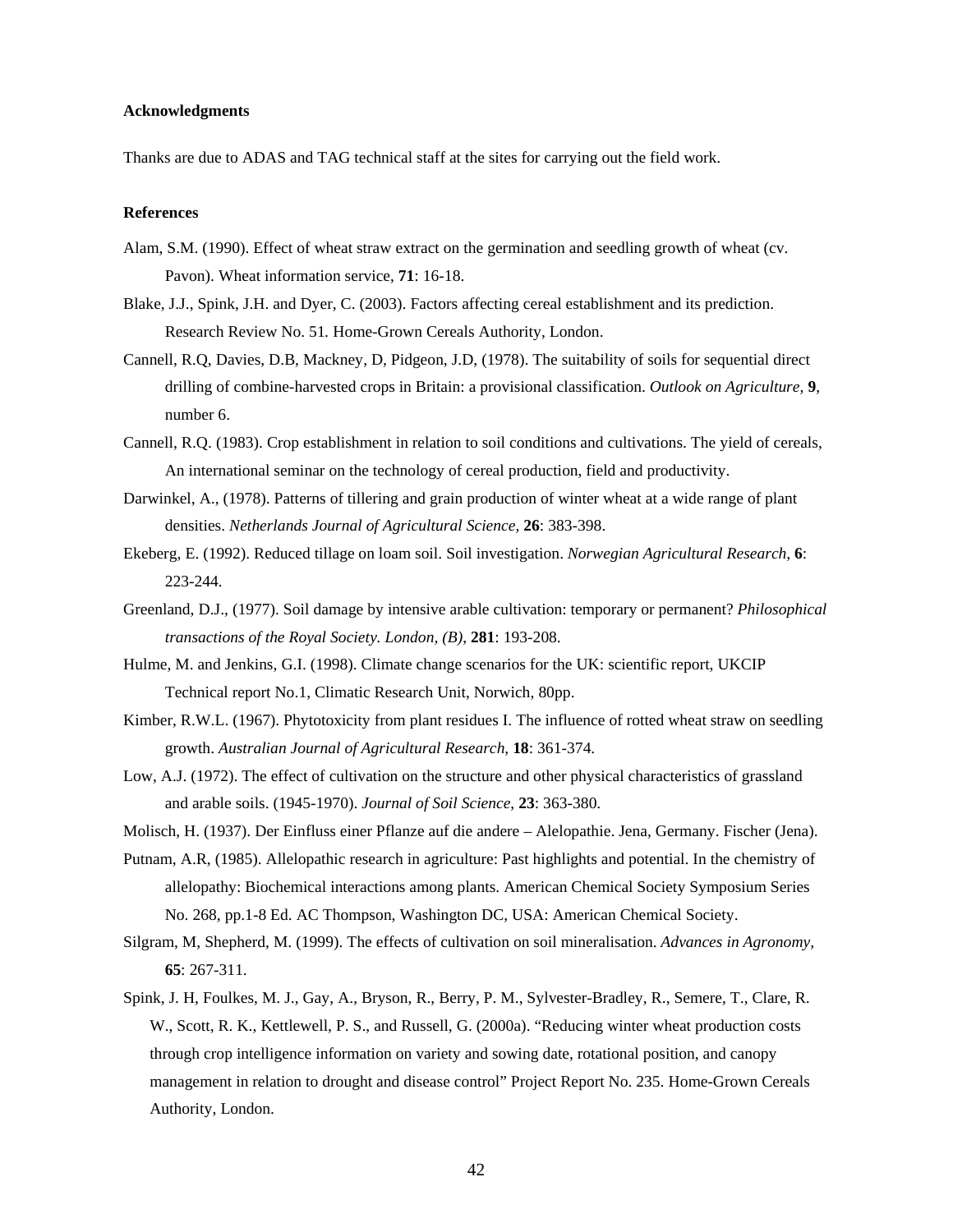**Acknowledgments**

Thanks are due to ADAS and TAG technical staff at the sites for carrying out the field work.

**References**

Alam, S.M. (1990). Effect of wheat straw extract on the germination and seedling growth of wheat (cv. Pavon). Wheat information service, **71**: 16-18.

Blake, J.J., Spink, J.H. and Dyer, C. (2003). Factors affecting cereal establishment and its prediction. Research Review No. 51. Home-Grown Cereals Authority, London.

Cannell, R.Q, Davies, D.B, Mackney, D, Pidgeon, J.D, (1978). The suitability of soils for sequential direct drilling of combine-harvested crops in Britain: a provisional classification. *Outlook on Agriculture,* **9**, number 6.

Cannell, R.Q. (1983). Crop establishment in relation to soil conditions and cultivations. The yield of cereals, An international seminar on the technology of cereal production, field and productivity.

Darwinkel, A., (1978). Patterns of tillering and grain production of winter wheat at a wide range of plant densities. *Netherlands Journal of Agricultural Science,* **26**: 383-398.

Ekeberg, E. (1992). Reduced tillage on loam soil. Soil investigation. *Norwegian Agricultural Research,* **6**: 223-244.

Greenland, D.J., (1977). Soil damage by intensive arable cultivation: temporary or permanent? *Philosophical transactions of the Royal Society. London, (B)*, **281**: 193-208.

Hulme, M. and Jenkins, G.I. (1998). Climate change scenarios for the UK: scientific report, UKCIP Technical report No.1, Climatic Research Unit, Norwich, 80pp.

Kimber, R.W.L. (1967). Phytotoxicity from plant residues I. The influence of rotted wheat straw on seedling growth. *Australian Journal of Agricultural Research,* **18**: 361-374.

Low, A.J. (1972). The effect of cultivation on the structure and other physical characteristics of grassland and arable soils. (1945-1970). *Journal of Soil Science*, **23**: 363-380.

Molisch, H. (1937). Der Einfluss einer Pflanze auf die andere – Alelopathie. Jena, Germany. Fischer (Jena).

Putnam, A.R, (1985). Allelopathic research in agriculture: Past highlights and potential. In the chemistry of allelopathy: Biochemical interactions among plants. American Chemical Society Symposium Series No. 268, pp.1-8 Ed. AC Thompson, Washington DC, USA: American Chemical Society.

Silgram, M, Shepherd, M. (1999). The effects of cultivation on soil mineralisation. *Advances in Agronomy,* **65**: 267-311.

Spink, J. H, Foulkes, M. J., Gay, A., Bryson, R., Berry, P. M., Sylvester-Bradley, R., Semere, T., Clare, R. W., Scott, R. K., Kettlewell, P. S., and Russell, G. (2000a). "Reducing winter wheat production costs through crop intelligence information on variety and sowing date, rotational position, and canopy management in relation to drought and disease control" Project Report No. 235. Home-Grown Cereals Authority, London.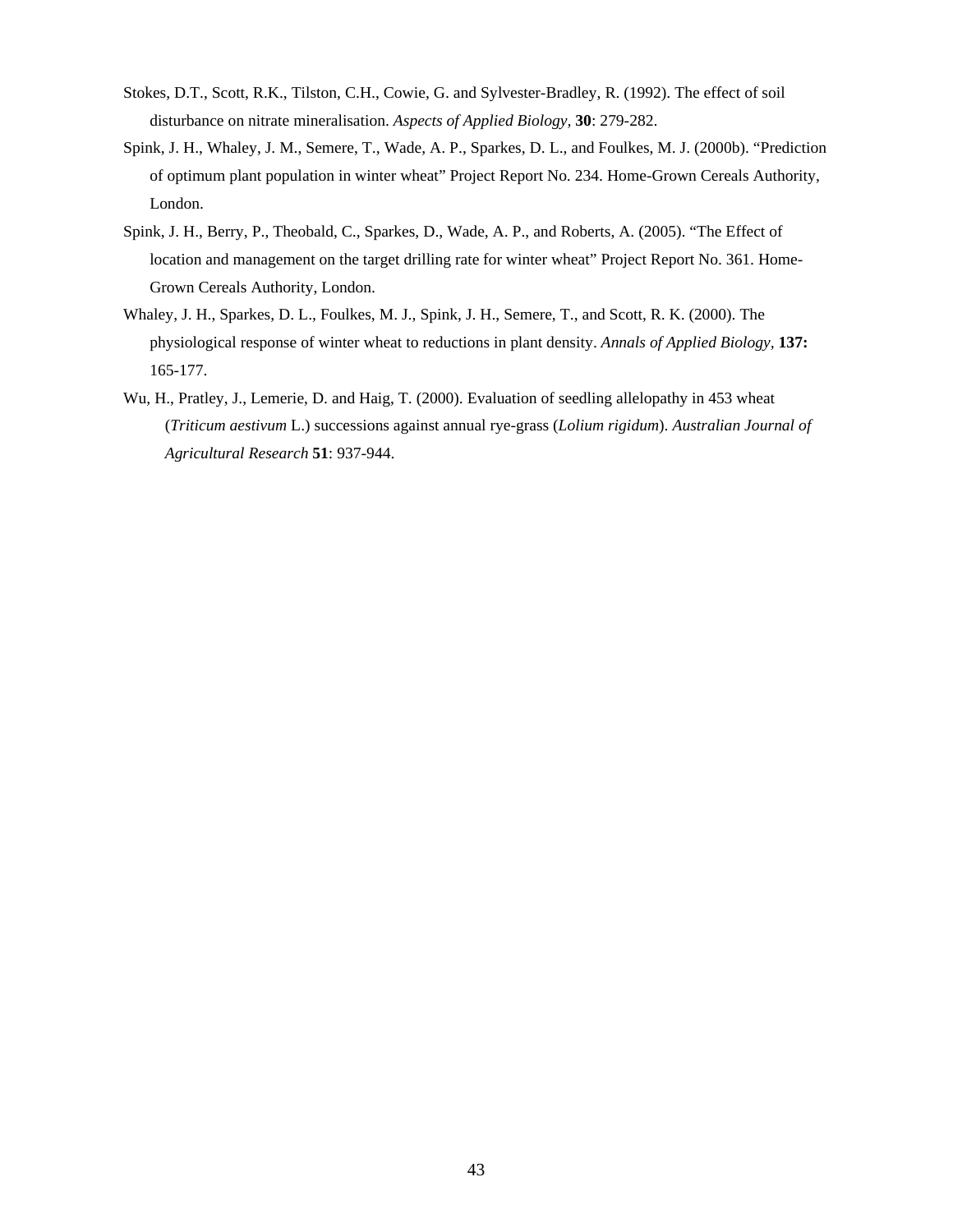Stokes, D.T., Scott, R.K., Tilston, C.H., Cowie, G. and Sylvester-Bradley, R. (1992). The effect of soil disturbance on nitrate mineralisation. *Aspects of Applied Biology,* **30**: 279-282.

Spink, J. H., Whaley, J. M., Semere, T., Wade, A. P., Sparkes, D. L., and Foulkes, M. J. (2000b). "Prediction of optimum plant population in winter wheat" Project Report No. 234. Home-Grown Cereals Authority, London.

Spink, J. H., Berry, P., Theobald, C., Sparkes, D., Wade, A. P., and Roberts, A. (2005). "The Effect of location and management on the target drilling rate for winter wheat" Project Report No. 361. Home-Grown Cereals Authority, London.

Whaley, J. H., Sparkes, D. L., Foulkes, M. J., Spink, J. H., Semere, T., and Scott, R. K. (2000). The physiological response of winter wheat to reductions in plant density. *Annals of Applied Biology*, **137:** 165-177.

Wu, H., Pratley, J., Lemerie, D. and Haig, T. (2000). Evaluation of seedling allelopathy in 453 wheat (*Triticum aestivum* L.) successions against annual rye-grass (*Lolium rigidum*). *Australian Journal of Agricultural Research* **51**: 937-944.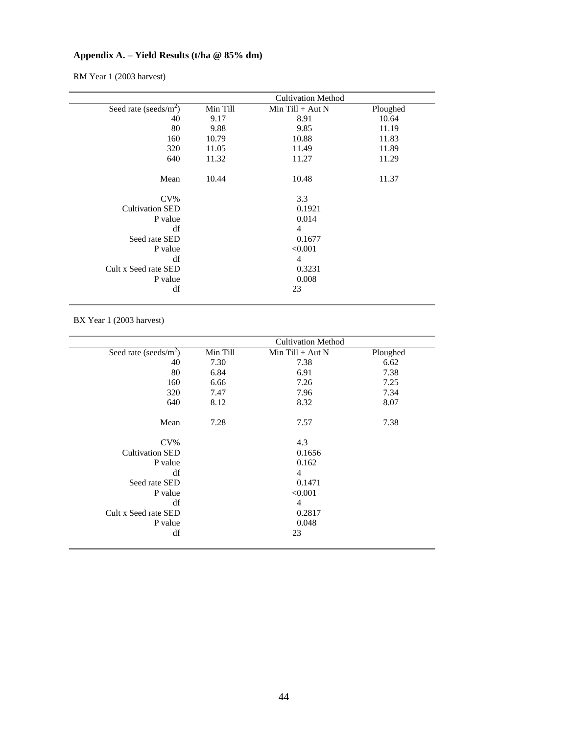**Appendix A. – Yield Results (t/ha @ 85% dm)**

RM Year 1 (2003 harvest)

| | Cultivation Method | | |
|---|---|---|---|
| Seed rate (seeds/$m^2$) | Min Till | Min Till + Aut N | Ploughed |
| 40 | 9.17 | 8.91 | 10.64 |
| 80 | 9.88 | 9.85 | 11.19 |
| 160 | 10.79 | 10.88 | 11.83 |
| 320 | 11.05 | 11.49 | 11.89 |
| 640 | 11.32 | 11.27 | 11.29 |
| Mean | 10.44 | 10.48 | 11.37 |
| CV% | | 3.3 | |
| Cultivation SED | | 0.1921 | |
| P value | | 0.014 | |
| df | | 4 | |
| Seed rate SED | | 0.1677 | |
| P value | | <0.001 | |
| df | | 4 | |
| Cult x Seed rate SED | | 0.3231 | |
| P value | | 0.008 | |
| df | | 23 | |

BX Year 1 (2003 harvest)

| | Cultivation Method | | |
|---|---|---|---|
| Seed rate (seeds/$m^2$) | Min Till | Min Till + Aut N | Ploughed |
| 40 | 7.30 | 7.38 | 6.62 |
| 80 | 6.84 | 6.91 | 7.38 |
| 160 | 6.66 | 7.26 | 7.25 |
| 320 | 7.47 | 7.96 | 7.34 |
| 640 | 8.12 | 8.32 | 8.07 |
| Mean | 7.28 | 7.57 | 7.38 |
| CV% | | 4.3 | |
| Cultivation SED | | 0.1656 | |
| P value | | 0.162 | |
| df | | 4 | |
| Seed rate SED | | 0.1471 | |
| P value | | <0.001 | |
| df | | 4 | |
| Cult x Seed rate SED | | 0.2817 | |
| P value | | 0.048 | |
| df | | 23 | |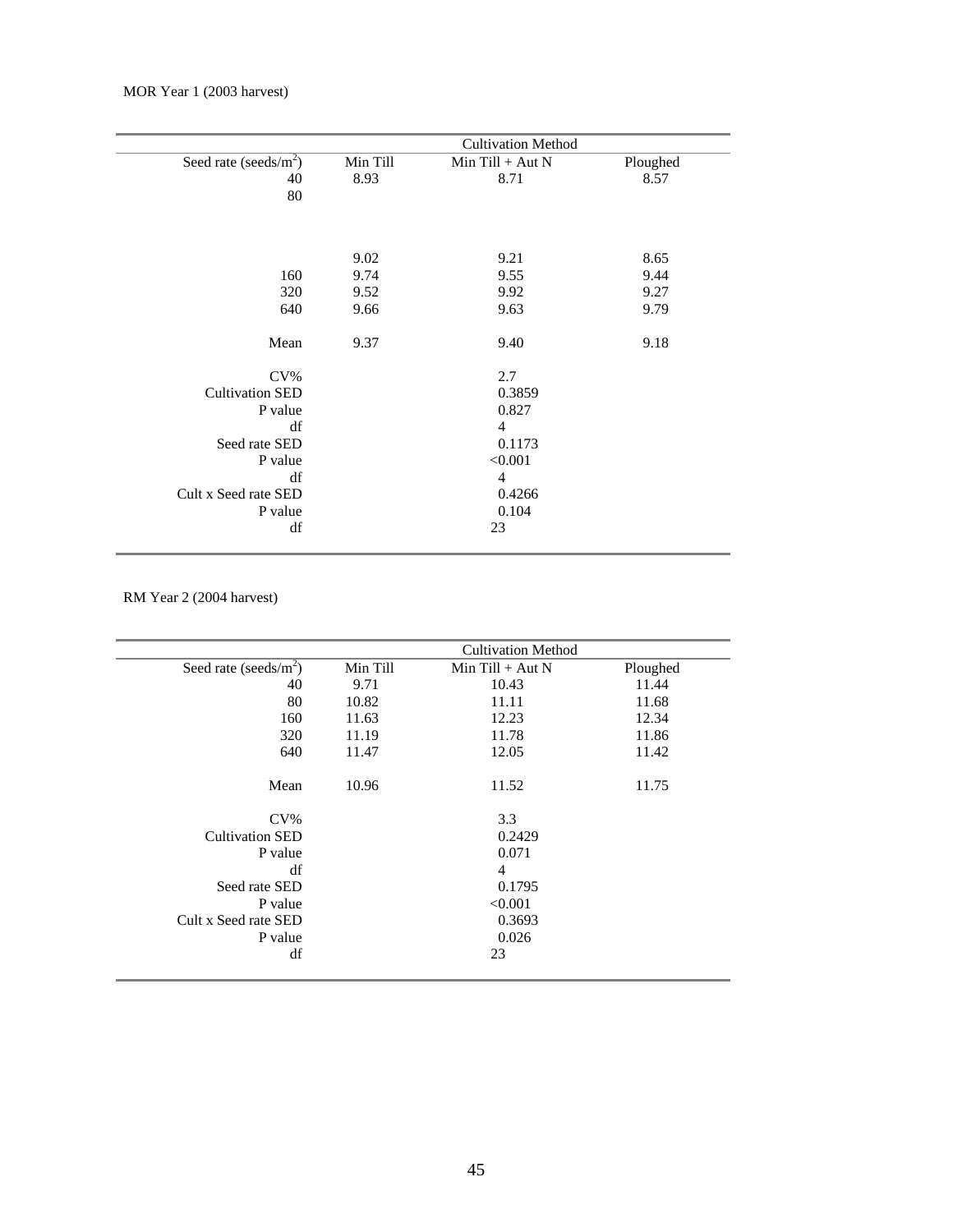MOR Year 1 (2003 harvest)

| | Cultivation Method | | |
|---|---|---|---|
| Seed rate (seeds/m$^2$) | Min Till | Min Till + Aut N | Ploughed |
| 40 | 8.93 | 8.71 | 8.57 |
| 80 | 9.02 | 9.21 | 8.65 |
| 160 | 9.74 | 9.55 | 9.44 |
| 320 | 9.52 | 9.92 | 9.27 |
| 640 | 9.66 | 9.63 | 9.79 |
| Mean | 9.37 | 9.40 | 9.18 |
| CV% | | 2.7 | |
| Cultivation SED | | 0.3859 | |
| P value | | 0.827 | |
| df | | 4 | |
| Seed rate SED | | 0.1173 | |
| P value | | <0.001 | |
| df | | 4 | |
| Cult x Seed rate SED | | 0.4266 | |
| P value | | 0.104 | |
| df | | 23 | |

RM Year 2 (2004 harvest)

| | Cultivation Method | | |
|---|---|---|---|
| Seed rate (seeds/m$^2$) | Min Till | Min Till + Aut N | Ploughed |
| 40 | 9.71 | 10.43 | 11.44 |
| 80 | 10.82 | 11.11 | 11.68 |
| 160 | 11.63 | 12.23 | 12.34 |
| 320 | 11.19 | 11.78 | 11.86 |
| 640 | 11.47 | 12.05 | 11.42 |
| Mean | 10.96 | 11.52 | 11.75 |
| CV% | | 3.3 | |
| Cultivation SED | | 0.2429 | |
| P value | | 0.071 | |
| df | | 4 | |
| Seed rate SED | | 0.1795 | |
| P value | | <0.001 | |
| Cult x Seed rate SED | | 0.3693 | |
| P value | | 0.026 | |
| df | | 23 | |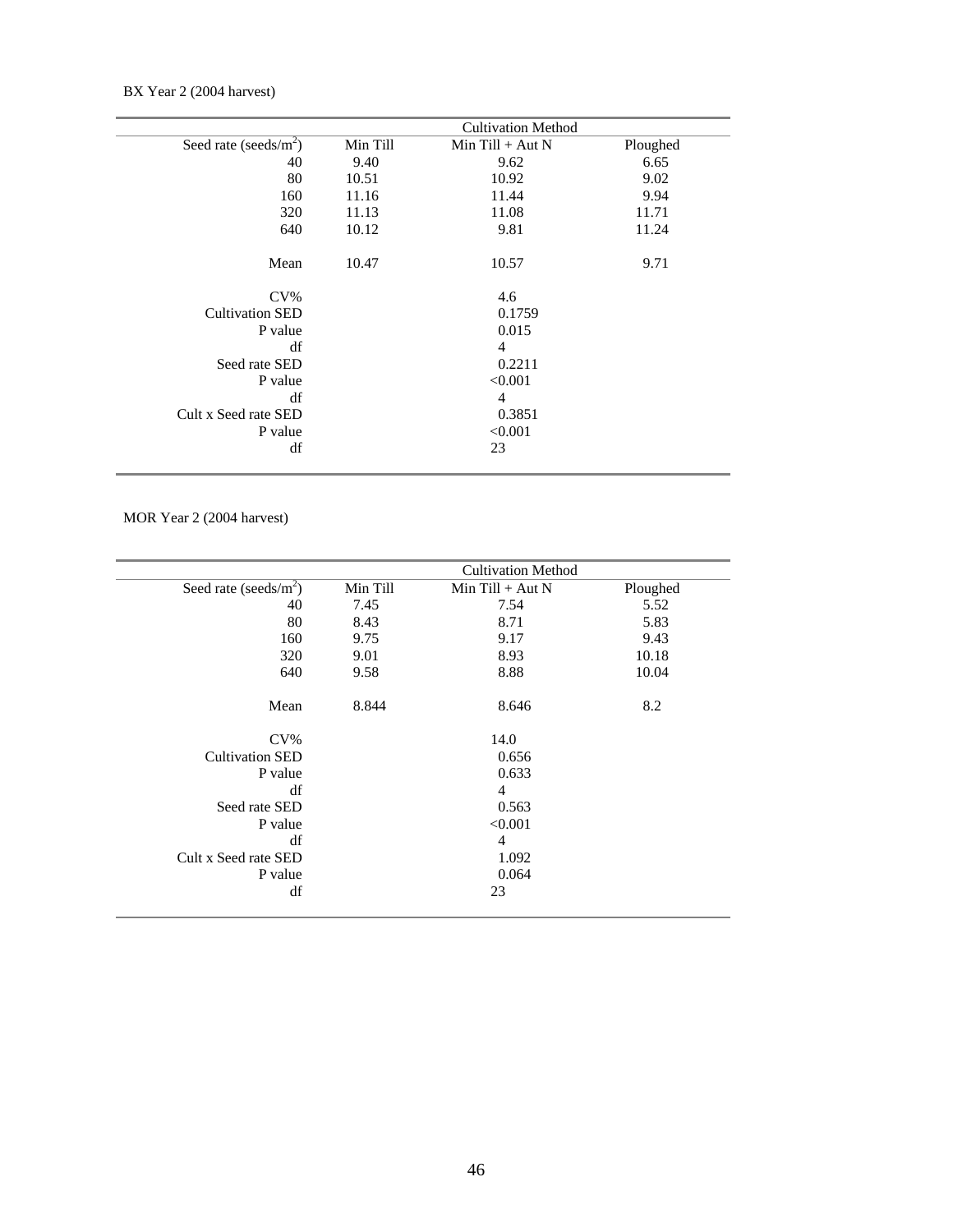BX Year 2 (2004 harvest)

| | Cultivation Method | | |
|---|---|---|---|
| Seed rate (seeds/m$^2$) | Min Till | Min Till + Aut N | Ploughed |
| 40 | 9.40 | 9.62 | 6.65 |
| 80 | 10.51 | 10.92 | 9.02 |
| 160 | 11.16 | 11.44 | 9.94 |
| 320 | 11.13 | 11.08 | 11.71 |
| 640 | 10.12 | 9.81 | 11.24 |
| Mean | 10.47 | 10.57 | 9.71 |
| CV% | | 4.6 | |
| Cultivation SED | | 0.1759 | |
| P value | | 0.015 | |
| df | | 4 | |
| Seed rate SED | | 0.2211 | |
| P value | | <0.001 | |
| df | | 4 | |
| Cult x Seed rate SED | | 0.3851 | |
| P value | | <0.001 | |
| df | | 23 | |

MOR Year 2 (2004 harvest)

| | Cultivation Method | | |
|---|---|---|---|
| Seed rate (seeds/m$^2$) | Min Till | Min Till + Aut N | Ploughed |
| 40 | 7.45 | 7.54 | 5.52 |
| 80 | 8.43 | 8.71 | 5.83 |
| 160 | 9.75 | 9.17 | 9.43 |
| 320 | 9.01 | 8.93 | 10.18 |
| 640 | 9.58 | 8.88 | 10.04 |
| Mean | 8.844 | 8.646 | 8.2 |
| CV% | | 14.0 | |
| Cultivation SED | | 0.656 | |
| P value | | 0.633 | |
| df | | 4 | |
| Seed rate SED | | 0.563 | |
| P value | | <0.001 | |
| df | | 4 | |
| Cult x Seed rate SED | | 1.092 | |
| P value | | 0.064 | |
| df | | 23 | |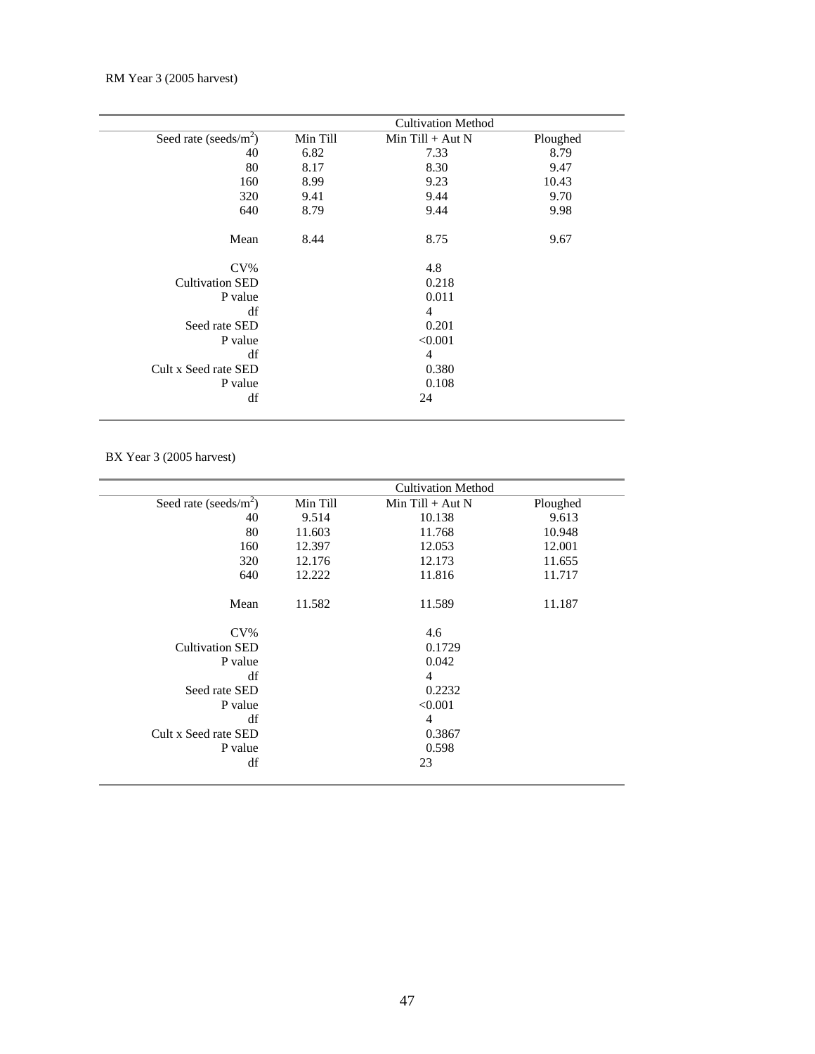RM Year 3 (2005 harvest)

| | Cultivation Method | | |
|---|---|---|---|
| Seed rate (seeds/m$^2$) | Min Till | Min Till + Aut N | Ploughed |
| 40 | 6.82 | 7.33 | 8.79 |
| 80 | 8.17 | 8.30 | 9.47 |
| 160 | 8.99 | 9.23 | 10.43 |
| 320 | 9.41 | 9.44 | 9.70 |
| 640 | 8.79 | 9.44 | 9.98 |
| Mean | 8.44 | 8.75 | 9.67 |
| CV% | | 4.8 | |
| Cultivation SED | | 0.218 | |
| P value | | 0.011 | |
| df | | 4 | |
| Seed rate SED | | 0.201 | |
| P value | | <0.001 | |
| df | | 4 | |
| Cult x Seed rate SED | | 0.380 | |
| P value | | 0.108 | |
| df | | 24 | |

BX Year 3 (2005 harvest)

| | Cultivation Method | | |
|---|---|---|---|
| Seed rate (seeds/m$^2$) | Min Till | Min Till + Aut N | Ploughed |
| 40 | 9.514 | 10.138 | 9.613 |
| 80 | 11.603 | 11.768 | 10.948 |
| 160 | 12.397 | 12.053 | 12.001 |
| 320 | 12.176 | 12.173 | 11.655 |
| 640 | 12.222 | 11.816 | 11.717 |
| Mean | 11.582 | 11.589 | 11.187 |
| CV% | | 4.6 | |
| Cultivation SED | | 0.1729 | |
| P value | | 0.042 | |
| df | | 4 | |
| Seed rate SED | | 0.2232 | |
| P value | | <0.001 | |
| df | | 4 | |
| Cult x Seed rate SED | | 0.3867 | |
| P value | | 0.598 | |
| df | | 23 | |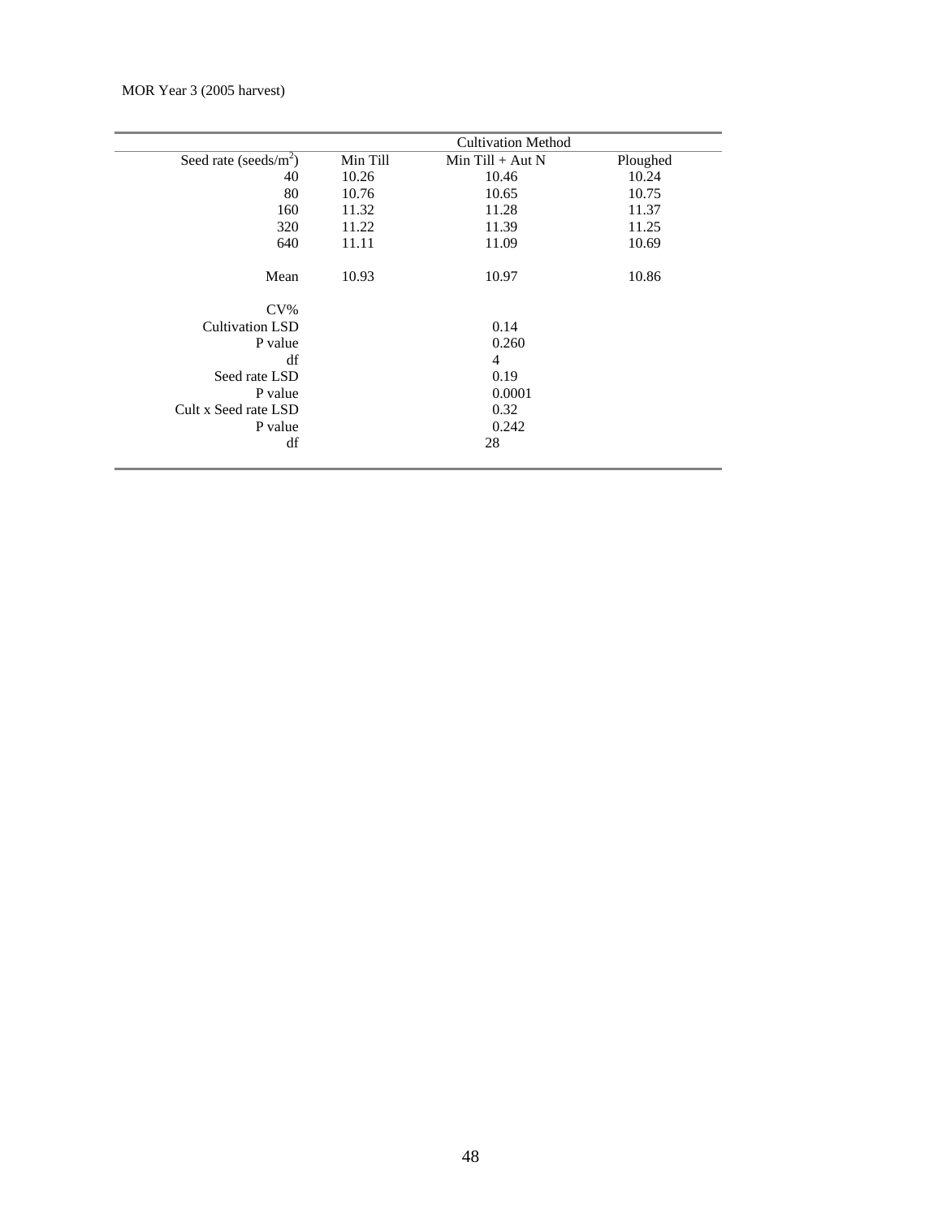MOR Year 3 (2005 harvest)

| | Cultivation Method | | |
|---|---|---|---|
| Seed rate (seeds/m$^2$) | Min Till | Min Till + Aut N | Ploughed |
| 40 | 10.26 | 10.46 | 10.24 |
| 80 | 10.76 | 10.65 | 10.75 |
| 160 | 11.32 | 11.28 | 11.37 |
| 320 | 11.22 | 11.39 | 11.25 |
| 640 | 11.11 | 11.09 | 10.69 |
| | | | |
| Mean | 10.93 | 10.97 | 10.86 |
| | | | |
| CV% | | | |
| Cultivation LSD | | 0.14 | |
| P value | | 0.260 | |
| df | | 4 | |
| Seed rate LSD | | 0.19 | |
| P value | | 0.0001 | |
| Cult x Seed rate LSD | | 0.32 | |
| P value | | 0.242 | |
| df | | 28 | |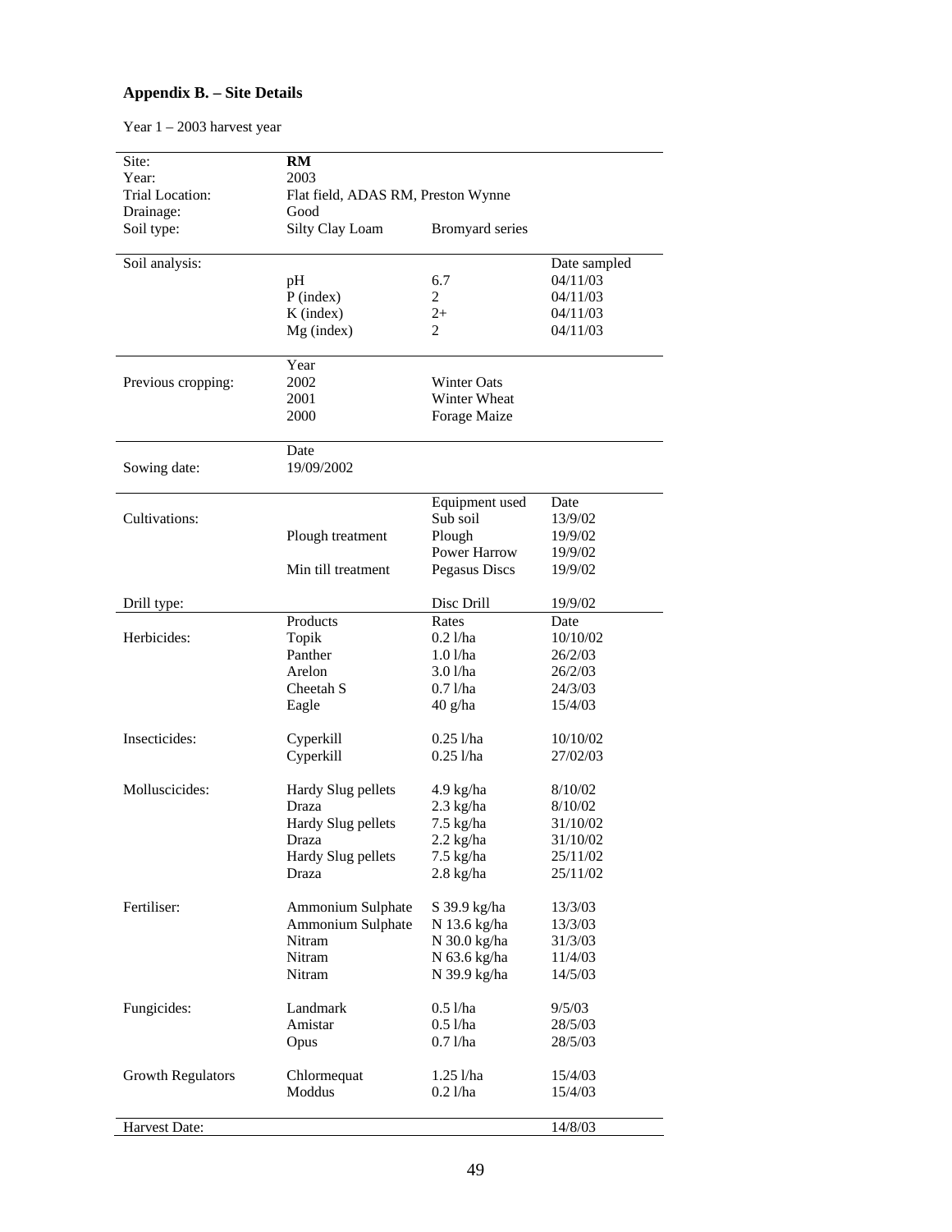## Appendix B. – Site Details

Year 1 – 2003 harvest year

| | | | |
|---|---|---|---|
| Site: | **RM** | | |
| Year: | 2003 | | |
| Trial Location: | Flat field, ADAS RM, Preston Wynne | | |
| Drainage: | Good | | |
| Soil type: | Silty Clay Loam | Bromyard series | |
| Soil analysis: | | | Date sampled |
| | pH | 6.7 | 04/11/03 |
| | P (index) | 2 | 04/11/03 |
| | K (index) | 2+ | 04/11/03 |
| | Mg (index) | 2 | 04/11/03 |
| | Year | | |
| Previous cropping: | 2002 | Winter Oats | |
| | 2001 | Winter Wheat | |
| | 2000 | Forage Maize | |
| | Date | | |
| Sowing date: | 19/09/2002 | | |
| | | Equipment used | Date |
| Cultivations: | | Sub soil | 13/9/02 |
| | Plough treatment | Plough | 19/9/02 |
| | | Power Harrow | 19/9/02 |
| | Min till treatment | Pegasus Discs | 19/9/02 |
| Drill type: | | Disc Drill | 19/9/02 |
| | Products | Rates | Date |
| Herbicides: | Topik | 0.2 l/ha | 10/10/02 |
| | Panther | 1.0 l/ha | 26/2/03 |
| | Arelon | 3.0 l/ha | 26/2/03 |
| | Cheetah S | 0.7 l/ha | 24/3/03 |
| | Eagle | 40 g/ha | 15/4/03 |
| Insecticides: | Cyperkill | 0.25 l/ha | 10/10/02 |
| | Cyperkill | 0.25 l/ha | 27/02/03 |
| Molluscicides: | Hardy Slug pellets | 4.9 kg/ha | 8/10/02 |
| | Draza | 2.3 kg/ha | 8/10/02 |
| | Hardy Slug pellets | 7.5 kg/ha | 31/10/02 |
| | Draza | 2.2 kg/ha | 31/10/02 |
| | Hardy Slug pellets | 7.5 kg/ha | 25/11/02 |
| | Draza | 2.8 kg/ha | 25/11/02 |
| Fertiliser: | Ammonium Sulphate | S 39.9 kg/ha | 13/3/03 |
| | Ammonium Sulphate | N 13.6 kg/ha | 13/3/03 |
| | Nitram | N 30.0 kg/ha | 31/3/03 |
| | Nitram | N 63.6 kg/ha | 11/4/03 |
| | Nitram | N 39.9 kg/ha | 14/5/03 |
| Fungicides: | Landmark | 0.5 l/ha | 9/5/03 |
| | Amistar | 0.5 l/ha | 28/5/03 |
| | Opus | 0.7 l/ha | 28/5/03 |
| Growth Regulators | Chlormequat | 1.25 l/ha | 15/4/03 |
| | Moddus | 0.2 l/ha | 15/4/03 |
| Harvest Date: | | | 14/8/03 |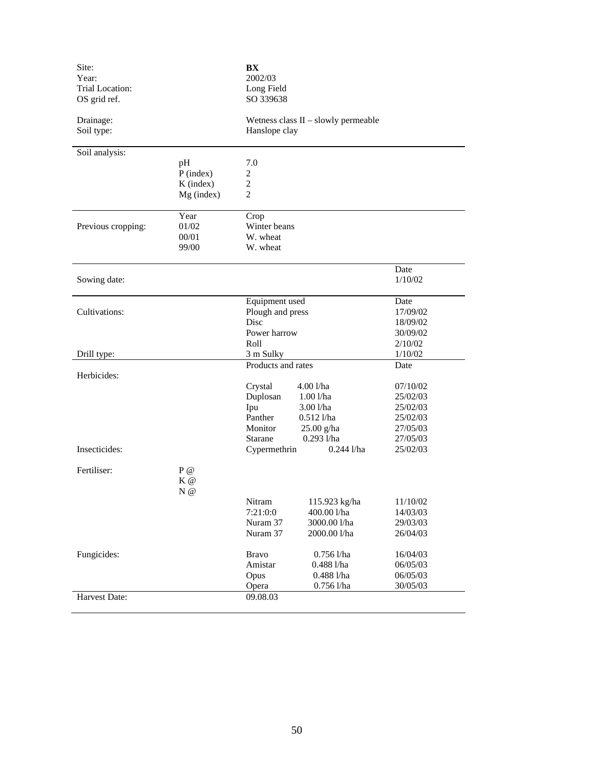| | | | |
|---|---|---|---|
| Site: | | **BX** | |
| Year: | | 2002/03 | |
| Trial Location: | | Long Field | |
| OS grid ref. | | SO 339638 | |
| Drainage: | | Wetness class II – slowly permeable | |
| Soil type: | | Hanslope clay | |
| Soil analysis: | | | |
| | pH | 7.0 | |
| | P (index) | 2 | |
| | K (index) | 2 | |
| | Mg (index) | 2 | |
| | Year | Crop | |
| Previous cropping: | 01/02 | Winter beans | |
| | 00/01 | W. wheat | |
| | 99/00 | W. wheat | |
| | | | Date |
| Sowing date: | | | 1/10/02 |
| | | Equipment used | Date |
| Cultivations: | | Plough and press | 17/09/02 |
| | | Disc | 18/09/02 |
| | | Power harrow | 30/09/02 |
| | | Roll | 2/10/02 |
| Drill type: | | 3 m Sulky | 1/10/02 |
| | | Products and rates | Date |
| Herbicides: | | | |
| | | Crystal 4.00 l/ha | 07/10/02 |
| | | Duplosan 1.00 l/ha | 25/02/03 |
| | | Ipu 3.00 l/ha | 25/02/03 |
| | | Panther 0.512 l/ha | 25/02/03 |
| | | Monitor 25.00 g/ha | 27/05/03 |
| | | Starane 0.293 l/ha | 27/05/03 |
| Insecticides: | | Cypermethrin 0.244 l/ha | 25/02/03 |
| Fertiliser: | P @ | | |
| | K @ | | |
| | N @ | | |
| | | Nitram 115.923 kg/ha | 11/10/02 |
| | | 7:21:0:0 400.00 l/ha | 14/03/03 |
| | | Nuram 37 3000.00 l/ha | 29/03/03 |
| | | Nuram 37 2000.00 l/ha | 26/04/03 |
| Fungicides: | | Bravo 0.756 l/ha | 16/04/03 |
| | | Amistar 0.488 l/ha | 06/05/03 |
| | | Opus 0.488 l/ha | 06/05/03 |
| | | Opera 0.756 l/ha | 30/05/03 |
| Harvest Date: | | 09.08.03 | |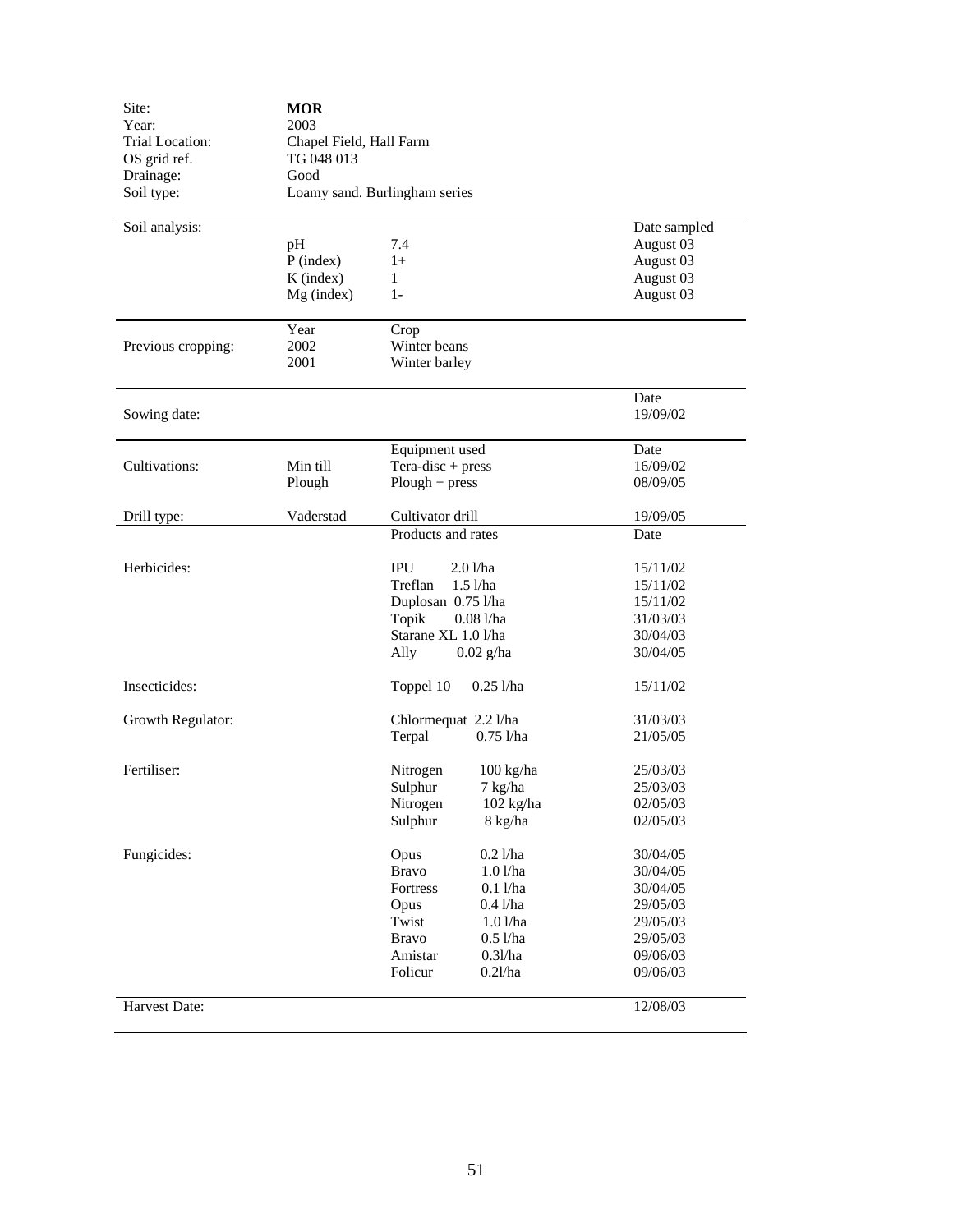| | | | |
|---|---|---|---|
| Site: | **MOR** | | |
| Year: | 2003 | | |
| Trial Location: | Chapel Field, Hall Farm | | |
| OS grid ref. | TG 048 013 | | |
| Drainage: | Good | | |
| Soil type: | Loamy sand. Burlingham series | | |

| Soil analysis: | | | Date sampled |
|---|---|---|---|
| | pH | 7.4 | August 03 |
| | P (index) | 1+ | August 03 |
| | K (index) | 1 | August 03 |
| | Mg (index) | 1- | August 03 |

| | Year | Crop | |
|---|---|---|---|
| Previous cropping: | 2002 | Winter beans | |
| | 2001 | Winter barley | |

| | | | Date |
|---|---|---|---|
| Sowing date: | | | 19/09/02 |

| | | Equipment used | Date |
|---|---|---|---|
| Cultivations: | Min till | Tera-disc + press | 16/09/02 |
| | Plough | Plough + press | 08/09/05 |
| Drill type: | Vaderstad | Cultivator drill | 19/09/05 |

| | Products and rates | | Date |
|---|---|---|---|
| Herbicides: | IPU | 2.0 l/ha | 15/11/02 |
| | Treflan | 1.5 l/ha | 15/11/02 |
| | Duplosan | 0.75 l/ha | 15/11/02 |
| | Topik | 0.08 l/ha | 31/03/03 |
| | Starane XL | 1.0 l/ha | 30/04/03 |
| | Ally | 0.02 g/ha | 30/04/05 |
| Insecticides: | Toppel 10 | 0.25 l/ha | 15/11/02 |
| Growth Regulator: | Chlormequat | 2.2 l/ha | 31/03/03 |
| | Terpal | 0.75 l/ha | 21/05/05 |
| Fertiliser: | Nitrogen | 100 kg/ha | 25/03/03 |
| | Sulphur | 7 kg/ha | 25/03/03 |
| | Nitrogen | 102 kg/ha | 02/05/03 |
| | Sulphur | 8 kg/ha | 02/05/03 |
| Fungicides: | Opus | 0.2 l/ha | 30/04/05 |
| | Bravo | 1.0 l/ha | 30/04/05 |
| | Fortress | 0.1 l/ha | 30/04/05 |
| | Opus | 0.4 l/ha | 29/05/03 |
| | Twist | 1.0 l/ha | 29/05/03 |
| | Bravo | 0.5 l/ha | 29/05/03 |
| | Amistar | 0.3l/ha | 09/06/03 |
| | Folicur | 0.2l/ha | 09/06/03 |

| | | | |
|---|---|---|---|
| Harvest Date: | | | 12/08/03 |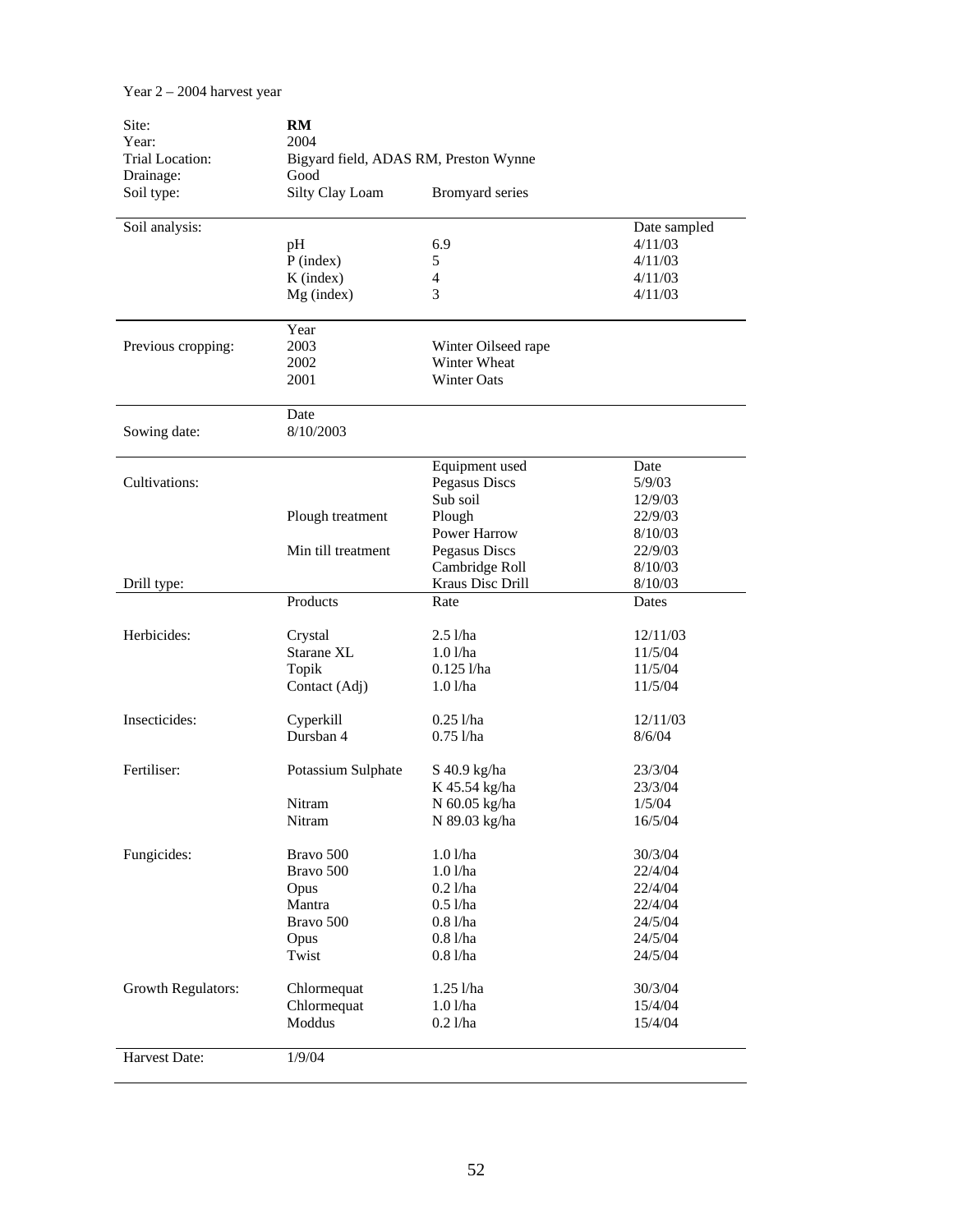Year 2 – 2004 harvest year

| | | | |
|---|---|---|---|
| Site: | **RM** | | |
| Year: | 2004 | | |
| Trial Location: | Bigyard field, ADAS RM, Preston Wynne | | |
| Drainage: | Good | | |
| Soil type: | Silty Clay Loam | Bromyard series | |
| Soil analysis: | | | Date sampled |
| | pH | 6.9 | 4/11/03 |
| | P (index) | 5 | 4/11/03 |
| | K (index) | 4 | 4/11/03 |
| | Mg (index) | 3 | 4/11/03 |
| | Year | | |
| Previous cropping: | 2003 | Winter Oilseed rape | |
| | 2002 | Winter Wheat | |
| | 2001 | Winter Oats | |
| | Date | | |
| Sowing date: | 8/10/2003 | | |
| | | Equipment used | Date |
| Cultivations: | | Pegasus Discs | 5/9/03 |
| | | Sub soil | 12/9/03 |
| | Plough treatment | Plough | 22/9/03 |
| | | Power Harrow | 8/10/03 |
| | Min till treatment | Pegasus Discs | 22/9/03 |
| | | Cambridge Roll | 8/10/03 |
| Drill type: | | Kraus Disc Drill | 8/10/03 |
| | Products | Rate | Dates |
| Herbicides: | Crystal | 2.5 l/ha | 12/11/03 |
| | Starane XL | 1.0 l/ha | 11/5/04 |
| | Topik | 0.125 l/ha | 11/5/04 |
| | Contact (Adj) | 1.0 l/ha | 11/5/04 |
| Insecticides: | Cyperkill | 0.25 l/ha | 12/11/03 |
| | Dursban 4 | 0.75 l/ha | 8/6/04 |
| Fertiliser: | Potassium Sulphate | S 40.9 kg/ha | 23/3/04 |
| | | K 45.54 kg/ha | 23/3/04 |
| | Nitram | N 60.05 kg/ha | 1/5/04 |
| | Nitram | N 89.03 kg/ha | 16/5/04 |
| Fungicides: | Bravo 500 | 1.0 l/ha | 30/3/04 |
| | Bravo 500 | 1.0 l/ha | 22/4/04 |
| | Opus | 0.2 l/ha | 22/4/04 |
| | Mantra | 0.5 l/ha | 22/4/04 |
| | Bravo 500 | 0.8 l/ha | 24/5/04 |
| | Opus | 0.8 l/ha | 24/5/04 |
| | Twist | 0.8 l/ha | 24/5/04 |
| Growth Regulators: | Chlormequat | 1.25 l/ha | 30/3/04 |
| | Chlormequat | 1.0 l/ha | 15/4/04 |
| | Moddus | 0.2 l/ha | 15/4/04 |
| Harvest Date: | 1/9/04 | | |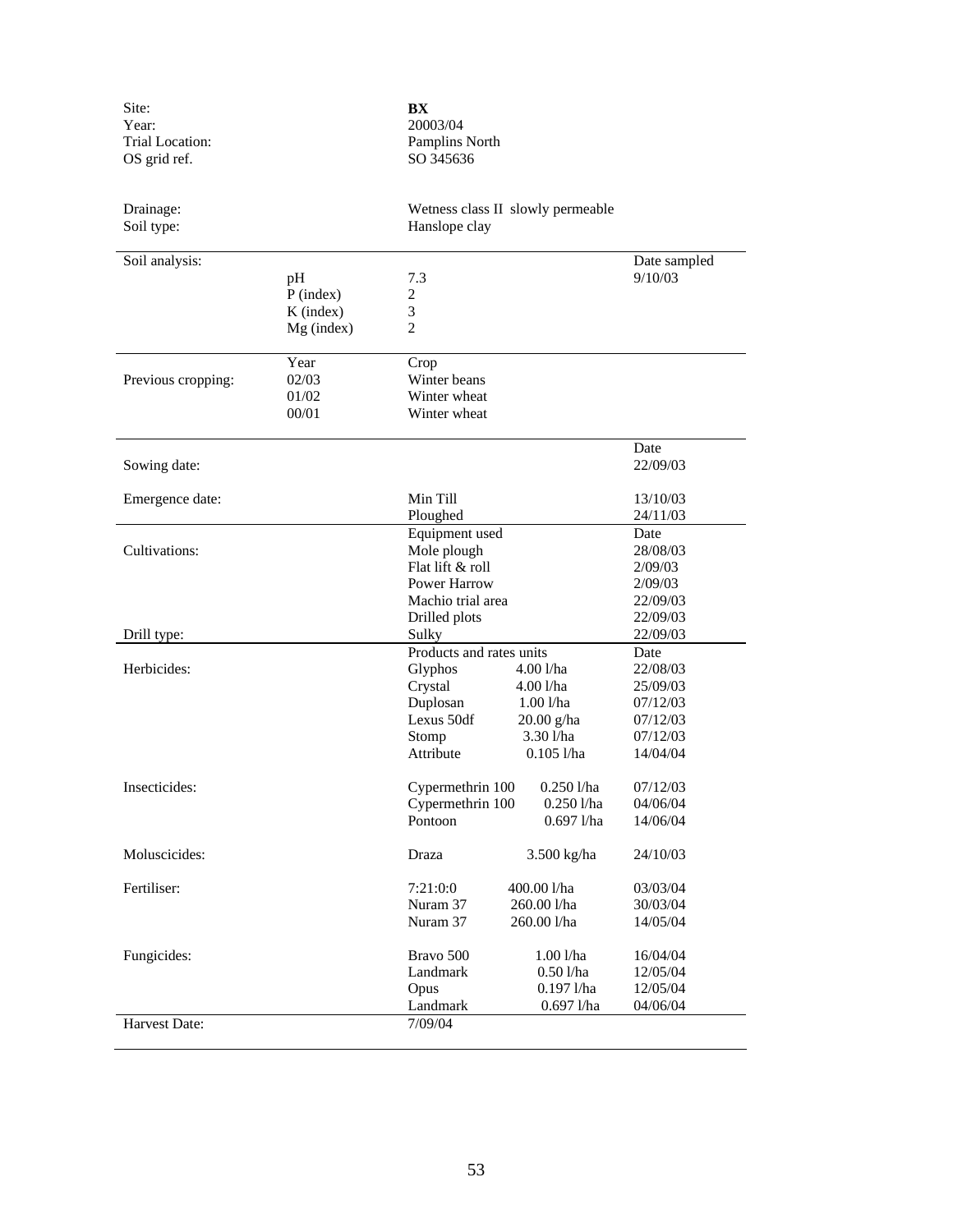| | | | |
|---|---|---|---|
| Site: | | **BX** | |
| Year: | | 20003/04 | |
| Trial Location: | | Pamplins North | |
| OS grid ref. | | SO 345636 | |
| | | | |
| Drainage: | | Wetness class II slowly permeable | |
| Soil type: | | Hanslope clay | |

| Soil analysis: | | | Date sampled |
|---|---|---|---|
| | pH | 7.3 | 9/10/03 |
| | P (index) | 2 | |
| | K (index) | 3 | |
| | Mg (index) | 2 | |

| | Year | Crop |
|---|---|---|
| Previous cropping: | 02/03 | Winter beans |
| | 01/02 | Winter wheat |
| | 00/01 | Winter wheat |

| | | Date |
|---|---|---|
| Sowing date: | | 22/09/03 |
| | | |
| Emergence date: | Min Till | 13/10/03 |
| | Ploughed | 24/11/03 |

| | Equipment used | Date |
|---|---|---|
| Cultivations: | Mole plough | 28/08/03 |
| | Flat lift & roll | 2/09/03 |
| | Power Harrow | 2/09/03 |
| | Machio trial area | 22/09/03 |
| | Drilled plots | 22/09/03 |
| Drill type: | Sulky | 22/09/03 |

| | Products and rates units | | Date |
|---|---|---|---|
| Herbicides: | Glyphos | 4.00 l/ha | 22/08/03 |
| | Crystal | 4.00 l/ha | 25/09/03 |
| | Duplosan | 1.00 l/ha | 07/12/03 |
| | Lexus 50df | 20.00 g/ha | 07/12/03 |
| | Stomp | 3.30 l/ha | 07/12/03 |
| | Attribute | 0.105 l/ha | 14/04/04 |
| | | | |
| Insecticides: | Cypermethrin 100 | 0.250 l/ha | 07/12/03 |
| | Cypermethrin 100 | 0.250 l/ha | 04/06/04 |
| | Pontoon | 0.697 l/ha | 14/06/04 |
| | | | |
| Moluscicides: | Draza | 3.500 kg/ha | 24/10/03 |
| | | | |
| Fertiliser: | 7:21:0:0 | 400.00 l/ha | 03/03/04 |
| | Nuram 37 | 260.00 l/ha | 30/03/04 |
| | Nuram 37 | 260.00 l/ha | 14/05/04 |
| | | | |
| Fungicides: | Bravo 500 | 1.00 l/ha | 16/04/04 |
| | Landmark | 0.50 l/ha | 12/05/04 |
| | Opus | 0.197 l/ha | 12/05/04 |
| | Landmark | 0.697 l/ha | 04/06/04 |
| Harvest Date: | 7/09/04 | | |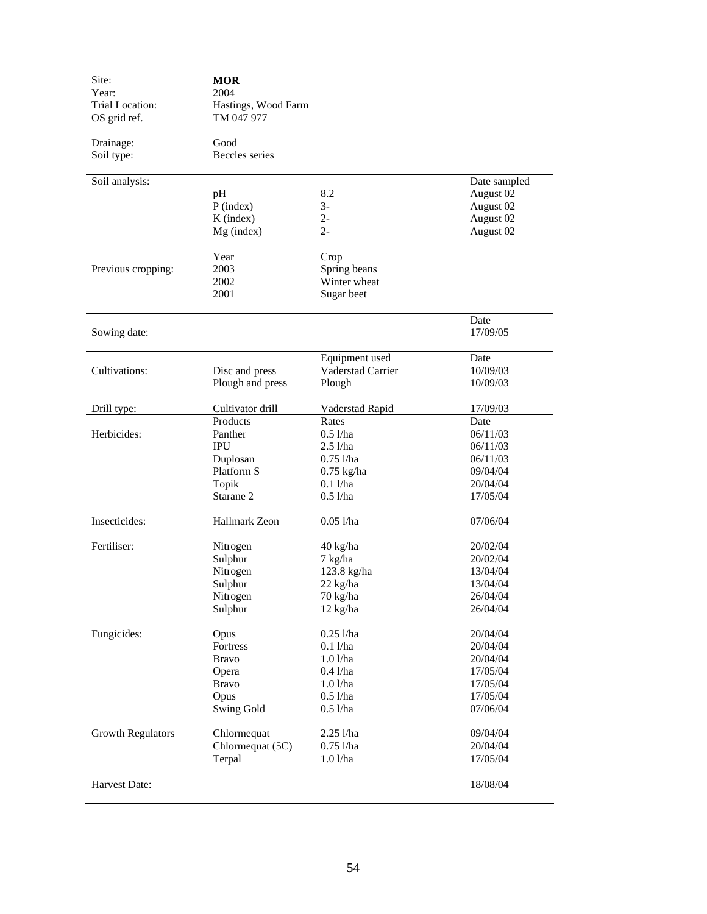| | | | |
|---|---|---|---|
| Site: | **MOR** | | |
| Year: | 2004 | | |
| Trial Location: | Hastings, Wood Farm | | |
| OS grid ref. | TM 047 977 | | |
| Drainage: | Good | | |
| Soil type: | Beccles series | | |

| Soil analysis: | | | Date sampled |
|---|---|---|---|
| | pH | 8.2 | August 02 |
| | P (index) | 3- | August 02 |
| | K (index) | 2- | August 02 |
| | Mg (index) | 2- | August 02 |

| | Year | Crop | |
|---|---|---|---|
| Previous cropping: | 2003 | Spring beans | |
| | 2002 | Winter wheat | |
| | 2001 | Sugar beet | |

| | | | Date |
|---|---|---|---|
| Sowing date: | | | 17/09/05 |

| | | Equipment used | Date |
|---|---|---|---|
| Cultivations: | Disc and press | Vaderstad Carrier | 10/09/03 |
| | Plough and press | Plough | 10/09/03 |
| Drill type: | Cultivator drill | Vaderstad Rapid | 17/09/03 |

| | Products | Rates | Date |
|---|---|---|---|
| Herbicides: | Panther | 0.5 l/ha | 06/11/03 |
| | IPU | 2.5 l/ha | 06/11/03 |
| | Duplosan | 0.75 l/ha | 06/11/03 |
| | Platform S | 0.75 kg/ha | 09/04/04 |
| | Topik | 0.1 l/ha | 20/04/04 |
| | Starane 2 | 0.5 l/ha | 17/05/04 |
| Insecticides: | Hallmark Zeon | 0.05 l/ha | 07/06/04 |
| Fertiliser: | Nitrogen | 40 kg/ha | 20/02/04 |
| | Sulphur | 7 kg/ha | 20/02/04 |
| | Nitrogen | 123.8 kg/ha | 13/04/04 |
| | Sulphur | 22 kg/ha | 13/04/04 |
| | Nitrogen | 70 kg/ha | 26/04/04 |
| | Sulphur | 12 kg/ha | 26/04/04 |
| Fungicides: | Opus | 0.25 l/ha | 20/04/04 |
| | Fortress | 0.1 l/ha | 20/04/04 |
| | Bravo | 1.0 l/ha | 20/04/04 |
| | Opera | 0.4 l/ha | 17/05/04 |
| | Bravo | 1.0 l/ha | 17/05/04 |
| | Opus | 0.5 l/ha | 17/05/04 |
| | Swing Gold | 0.5 l/ha | 07/06/04 |
| Growth Regulators | Chlormequat | 2.25 l/ha | 09/04/04 |
| | Chlormequat (5C) | 0.75 l/ha | 20/04/04 |
| | Terpal | 1.0 l/ha | 17/05/04 |

| | | | |
|---|---|---|---|
| Harvest Date: | | | 18/08/04 |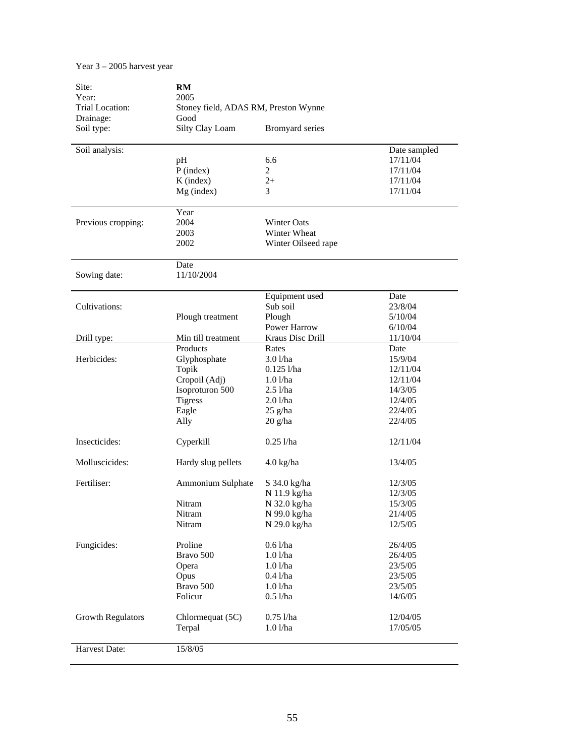Year 3 – 2005 harvest year

| | | | |
|---|---|---|---|
| Site: | **RM** | | |
| Year: | 2005 | | |
| Trial Location: | Stoney field, ADAS RM, Preston Wynne | | |
| Drainage: | Good | | |
| Soil type: | Silty Clay Loam | Bromyard series | |
| Soil analysis: | | | Date sampled |
| | pH | 6.6 | 17/11/04 |
| | P (index) | 2 | 17/11/04 |
| | K (index) | 2+ | 17/11/04 |
| | Mg (index) | 3 | 17/11/04 |
| | Year | | |
| Previous cropping: | 2004 | Winter Oats | |
| | 2003 | Winter Wheat | |
| | 2002 | Winter Oilseed rape | |
| | Date | | |
| Sowing date: | 11/10/2004 | | |
| | | Equipment used | Date |
| Cultivations: | | Sub soil | 23/8/04 |
| | Plough treatment | Plough | 5/10/04 |
| | | Power Harrow | 6/10/04 |
| Drill type: | Min till treatment | Kraus Disc Drill | 11/10/04 |
| | Products | Rates | Date |
| Herbicides: | Glyphosphate | 3.0 l/ha | 15/9/04 |
| | Topik | 0.125 l/ha | 12/11/04 |
| | Cropoil (Adj) | 1.0 l/ha | 12/11/04 |
| | Isoproturon 500 | 2.5 l/ha | 14/3/05 |
| | Tigress | 2.0 l/ha | 12/4/05 |
| | Eagle | 25 g/ha | 22/4/05 |
| | Ally | 20 g/ha | 22/4/05 |
| Insecticides: | Cyperkill | 0.25 l/ha | 12/11/04 |
| Molluscicides: | Hardy slug pellets | 4.0 kg/ha | 13/4/05 |
| Fertiliser: | Ammonium Sulphate | S 34.0 kg/ha | 12/3/05 |
| | | N 11.9 kg/ha | 12/3/05 |
| | Nitram | N 32.0 kg/ha | 15/3/05 |
| | Nitram | N 99.0 kg/ha | 21/4/05 |
| | Nitram | N 29.0 kg/ha | 12/5/05 |
| Fungicides: | Proline | 0.6 l/ha | 26/4/05 |
| | Bravo 500 | 1.0 l/ha | 26/4/05 |
| | Opera | 1.0 l/ha | 23/5/05 |
| | Opus | 0.4 l/ha | 23/5/05 |
| | Bravo 500 | 1.0 l/ha | 23/5/05 |
| | Folicur | 0.5 l/ha | 14/6/05 |
| Growth Regulators | Chlormequat (5C) | 0.75 l/ha | 12/04/05 |
| | Terpal | 1.0 l/ha | 17/05/05 |
| Harvest Date: | 15/8/05 | | |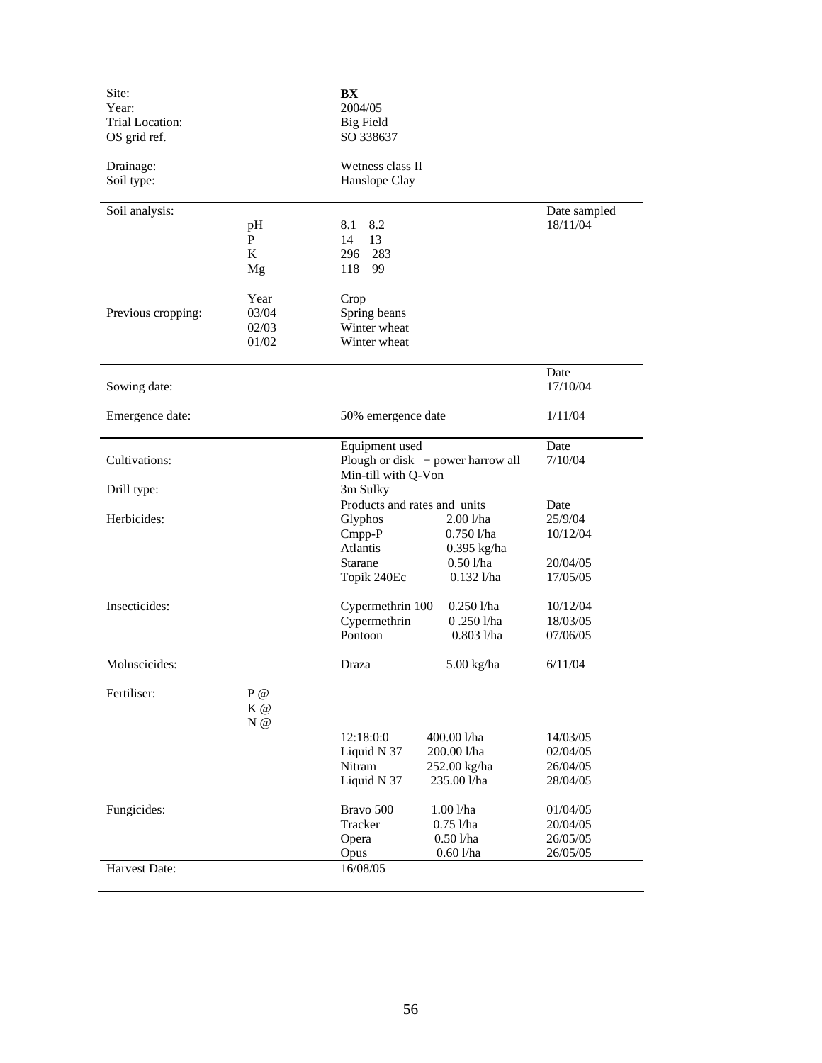| | | | | |
|---|---|---|---|---|
| Site: | | **BX** | | |
| Year: | | 2004/05 | | |
| Trial Location: | | Big Field | | |
| OS grid ref. | | SO 338637 | | |
| Drainage: | | Wetness class II | | |
| Soil type: | | Hanslope Clay | | |
| Soil analysis: | | | | Date sampled |
| | pH | 8.1 8.2 | | 18/11/04 |
| | P | 14 13 | | |
| | K | 296 283 | | |
| | Mg | 118 99 | | |
| | Year | Crop | | |
| Previous cropping: | 03/04 | Spring beans | | |
| | 02/03 | Winter wheat | | |
| | 01/02 | Winter wheat | | |
| | | | | Date |
| Sowing date: | | | | 17/10/04 |
| Emergence date: | | 50% emergence date | | 1/11/04 |
| | | Equipment used | | Date |
| Cultivations: | | Plough or disk + power harrow all | | 7/10/04 |
| | | Min-till with Q-Von | | |
| Drill type: | | 3m Sulky | | |
| | | Products and rates and units | | Date |
| Herbicides: | | Glyphos | 2.00 l/ha | 25/9/04 |
| | | Cmpp-P | 0.750 l/ha | 10/12/04 |
| | | Atlantis | 0.395 kg/ha | |
| | | Starane | 0.50 l/ha | 20/04/05 |
| | | Topik 240Ec | 0.132 l/ha | 17/05/05 |
| Insecticides: | | Cypermethrin 100 | 0.250 l/ha | 10/12/04 |
| | | Cypermethrin | 0 .250 l/ha | 18/03/05 |
| | | Pontoon | 0.803 l/ha | 07/06/05 |
| Moluscicides: | | Draza | 5.00 kg/ha | 6/11/04 |
| Fertiliser: | P @ | | | |
| | K @ | | | |
| | N @ | | | |
| | | 12:18:0:0 | 400.00 l/ha | 14/03/05 |
| | | Liquid N 37 | 200.00 l/ha | 02/04/05 |
| | | Nitram | 252.00 kg/ha | 26/04/05 |
| | | Liquid N 37 | 235.00 l/ha | 28/04/05 |
| Fungicides: | | Bravo 500 | 1.00 l/ha | 01/04/05 |
| | | Tracker | 0.75 l/ha | 20/04/05 |
| | | Opera | 0.50 l/ha | 26/05/05 |
| | | Opus | 0.60 l/ha | 26/05/05 |
| Harvest Date: | | 16/08/05 | | |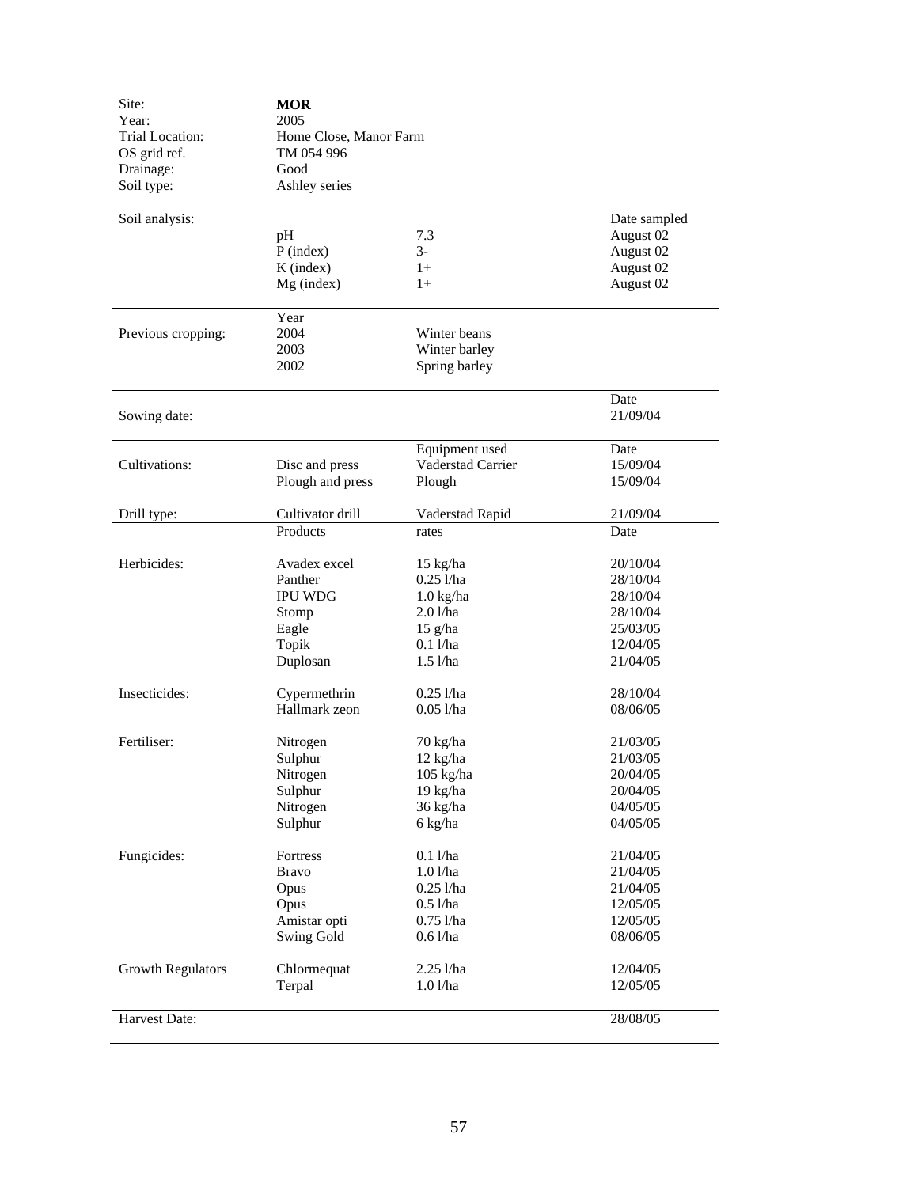| | | | |
|---|---|---|---|
| Site: | **MOR** | | |
| Year: | 2005 | | |
| Trial Location: | Home Close, Manor Farm | | |
| OS grid ref. | TM 054 996 | | |
| Drainage: | Good | | |
| Soil type: | Ashley series | | |
| Soil analysis: | | | Date sampled |
| | pH | 7.3 | August 02 |
| | P (index) | 3- | August 02 |
| | K (index) | 1+ | August 02 |
| | Mg (index) | 1+ | August 02 |
| | Year | | |
| Previous cropping: | 2004 | Winter beans | |
| | 2003 | Winter barley | |
| | 2002 | Spring barley | |
| | | | Date |
| Sowing date: | | | 21/09/04 |
| | | Equipment used | Date |
| Cultivations: | Disc and press | Vaderstad Carrier | 15/09/04 |
| | Plough and press | Plough | 15/09/04 |
| Drill type: | Cultivator drill | Vaderstad Rapid | 21/09/04 |
| | Products | rates | Date |
| Herbicides: | Avadex excel | 15 kg/ha | 20/10/04 |
| | Panther | 0.25 l/ha | 28/10/04 |
| | IPU WDG | 1.0 kg/ha | 28/10/04 |
| | Stomp | 2.0 l/ha | 28/10/04 |
| | Eagle | 15 g/ha | 25/03/05 |
| | Topik | 0.1 l/ha | 12/04/05 |
| | Duplosan | 1.5 l/ha | 21/04/05 |
| Insecticides: | Cypermethrin | 0.25 l/ha | 28/10/04 |
| | Hallmark zeon | 0.05 l/ha | 08/06/05 |
| Fertiliser: | Nitrogen | 70 kg/ha | 21/03/05 |
| | Sulphur | 12 kg/ha | 21/03/05 |
| | Nitrogen | 105 kg/ha | 20/04/05 |
| | Sulphur | 19 kg/ha | 20/04/05 |
| | Nitrogen | 36 kg/ha | 04/05/05 |
| | Sulphur | 6 kg/ha | 04/05/05 |
| Fungicides: | Fortress | 0.1 l/ha | 21/04/05 |
| | Bravo | 1.0 l/ha | 21/04/05 |
| | Opus | 0.25 l/ha | 21/04/05 |
| | Opus | 0.5 l/ha | 12/05/05 |
| | Amistar opti | 0.75 l/ha | 12/05/05 |
| | Swing Gold | 0.6 l/ha | 08/06/05 |
| Growth Regulators | Chlormequat | 2.25 l/ha | 12/04/05 |
| | Terpal | 1.0 l/ha | 12/05/05 |
| Harvest Date: | | | 28/08/05 |